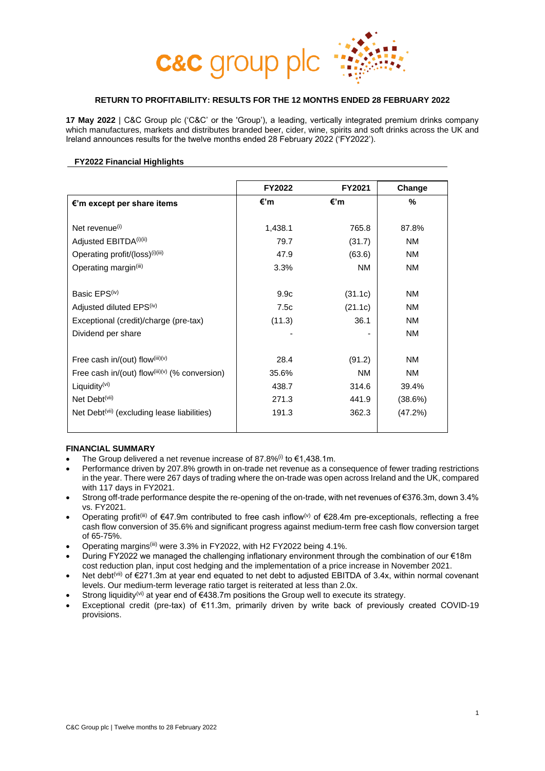# c&c group plc

## RETURN TO PROFITABILITY: RESULTS FOR THE 12 MONTHS ENDED 28 FEBRUARY 2022

**17 May 2022** | C&C Group plc ('C&C' or the 'Group'), a leading, vertically integrated premium drinks company which manufactures, markets and distributes branded beer, cider, wine, spirits and soft drinks across the UK and Ireland announces results for the twelve months ended 28 February 2022 ('FY2022').

### FY2022 Financial Highlights

| | FY2022 | FY2021 | Change |
|---|---|---|---|
| **€'m except per share items** | **€'m** | **€'m** | **%** |
| Net revenue(i) | 1,438.1 | 765.8 | 87.8% |
| Adjusted EBITDA(i)(ii) | 79.7 | (31.7) | NM |
| Operating profit/(loss)(i)(iii) | 47.9 | (63.6) | NM |
| Operating margin(iii) | 3.3% | NM | NM |
| Basic EPS(iv) | 9.9c | (31.1c) | NM |
| Adjusted diluted EPS(iv) | 7.5c | (21.1c) | NM |
| Exceptional (credit)/charge (pre-tax) | (11.3) | 36.1 | NM |
| Dividend per share | - | - | NM |
| Free cash in/(out) flow(iii)(v) | 28.4 | (91.2) | NM |
| Free cash in/(out) flow(iii)(v) (% conversion) | 35.6% | NM | NM |
| Liquidity(vi) | 438.7 | 314.6 | 39.4% |
| Net Debt(vii) | 271.3 | 441.9 | (38.6%) |
| Net Debt(vii) (excluding lease liabilities) | 191.3 | 362.3 | (47.2%) |

### FINANCIAL SUMMARY

- The Group delivered a net revenue increase of 87.8%(i) to €1,438.1m.
- Performance driven by 207.8% growth in on-trade net revenue as a consequence of fewer trading restrictions in the year. There were 267 days of trading where the on-trade was open across Ireland and the UK, compared with 117 days in FY2021.
- Strong off-trade performance despite the re-opening of the on-trade, with net revenues of €376.3m, down 3.4% vs. FY2021.
- Operating profit(iii) of €47.9m contributed to free cash inflow(v) of €28.4m pre-exceptionals, reflecting a free cash flow conversion of 35.6% and significant progress against medium-term free cash flow conversion target of 65-75%.
- Operating margins(iii) were 3.3% in FY2022, with H2 FY2022 being 4.1%.
- During FY2022 we managed the challenging inflationary environment through the combination of our €18m cost reduction plan, input cost hedging and the implementation of a price increase in November 2021.
- Net debt(vii) of €271.3m at year end equated to net debt to adjusted EBITDA of 3.4x, within normal covenant levels. Our medium-term leverage ratio target is reiterated at less than 2.0x.
- Strong liquidity(vi) at year end of €438.7m positions the Group well to execute its strategy.
- Exceptional credit (pre-tax) of €11.3m, primarily driven by write back of previously created COVID-19 provisions.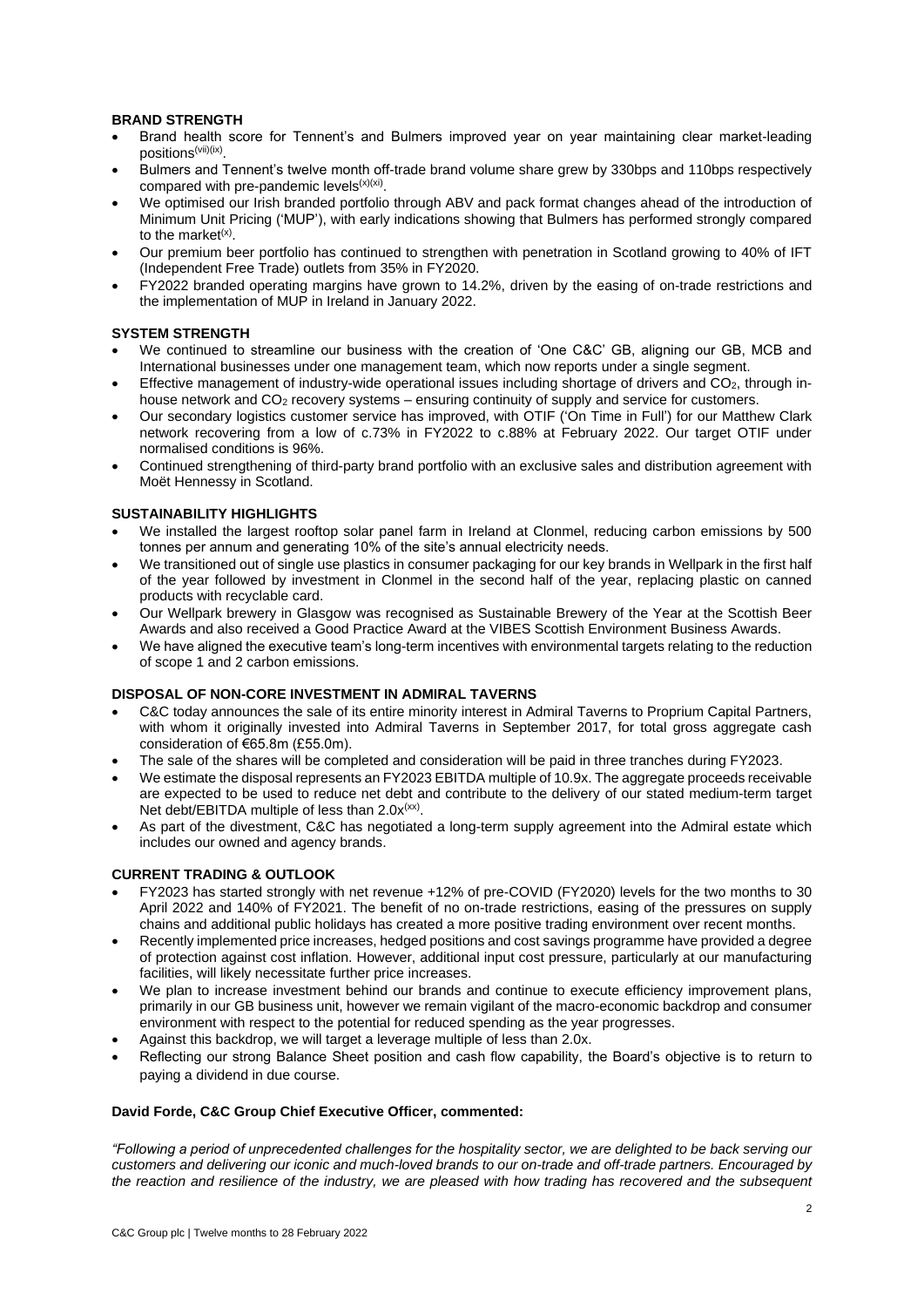### BRAND STRENGTH

- Brand health score for Tennent's and Bulmers improved year on year maintaining clear market-leading positions[(vii)(ix)].
- Bulmers and Tennent's twelve month off-trade brand volume share grew by 330bps and 110bps respectively compared with pre-pandemic levels[(x)(xi)].
- We optimised our Irish branded portfolio through ABV and pack format changes ahead of the introduction of Minimum Unit Pricing ('MUP'), with early indications showing that Bulmers has performed strongly compared to the market[(x)].
- Our premium beer portfolio has continued to strengthen with penetration in Scotland growing to 40% of IFT (Independent Free Trade) outlets from 35% in FY2020.
- FY2022 branded operating margins have grown to 14.2%, driven by the easing of on-trade restrictions and the implementation of MUP in Ireland in January 2022.

### SYSTEM STRENGTH

- We continued to streamline our business with the creation of 'One C&C' GB, aligning our GB, MCB and International businesses under one management team, which now reports under a single segment.
- Effective management of industry-wide operational issues including shortage of drivers and $CO_2$, through in-house network and $CO_2$ recovery systems – ensuring continuity of supply and service for customers.
- Our secondary logistics customer service has improved, with OTIF ('On Time in Full') for our Matthew Clark network recovering from a low of c.73% in FY2022 to c.88% at February 2022. Our target OTIF under normalised conditions is 96%.
- Continued strengthening of third-party brand portfolio with an exclusive sales and distribution agreement with Moët Hennessy in Scotland.

### SUSTAINABILITY HIGHLIGHTS

- We installed the largest rooftop solar panel farm in Ireland at Clonmel, reducing carbon emissions by 500 tonnes per annum and generating 10% of the site's annual electricity needs.
- We transitioned out of single use plastics in consumer packaging for our key brands in Wellpark in the first half of the year followed by investment in Clonmel in the second half of the year, replacing plastic on canned products with recyclable card.
- Our Wellpark brewery in Glasgow was recognised as Sustainable Brewery of the Year at the Scottish Beer Awards and also received a Good Practice Award at the VIBES Scottish Environment Business Awards.
- We have aligned the executive team's long-term incentives with environmental targets relating to the reduction of scope 1 and 2 carbon emissions.

### DISPOSAL OF NON-CORE INVESTMENT IN ADMIRAL TAVERNS

- C&C today announces the sale of its entire minority interest in Admiral Taverns to Proprium Capital Partners, with whom it originally invested into Admiral Taverns in September 2017, for total gross aggregate cash consideration of €65.8m (£55.0m).
- The sale of the shares will be completed and consideration will be paid in three tranches during FY2023.
- We estimate the disposal represents an FY2023 EBITDA multiple of 10.9x. The aggregate proceeds receivable are expected to be used to reduce net debt and contribute to the delivery of our stated medium-term target Net debt/EBITDA multiple of less than 2.0x[(xx)].
- As part of the divestment, C&C has negotiated a long-term supply agreement into the Admiral estate which includes our owned and agency brands.

### CURRENT TRADING & OUTLOOK

- FY2023 has started strongly with net revenue +12% of pre-COVID (FY2020) levels for the two months to 30 April 2022 and 140% of FY2021. The benefit of no on-trade restrictions, easing of the pressures on supply chains and additional public holidays has created a more positive trading environment over recent months.
- Recently implemented price increases, hedged positions and cost savings programme have provided a degree of protection against cost inflation. However, additional input cost pressure, particularly at our manufacturing facilities, will likely necessitate further price increases.
- We plan to increase investment behind our brands and continue to execute efficiency improvement plans, primarily in our GB business unit, however we remain vigilant of the macro-economic backdrop and consumer environment with respect to the potential for reduced spending as the year progresses.
- Against this backdrop, we will target a leverage multiple of less than 2.0x.
- Reflecting our strong Balance Sheet position and cash flow capability, the Board's objective is to return to paying a dividend in due course.

**David Forde, C&C Group Chief Executive Officer, commented:**

*"Following a period of unprecedented challenges for the hospitality sector, we are delighted to be back serving our customers and delivering our iconic and much-loved brands to our on-trade and off-trade partners. Encouraged by the reaction and resilience of the industry, we are pleased with how trading has recovered and the subsequent*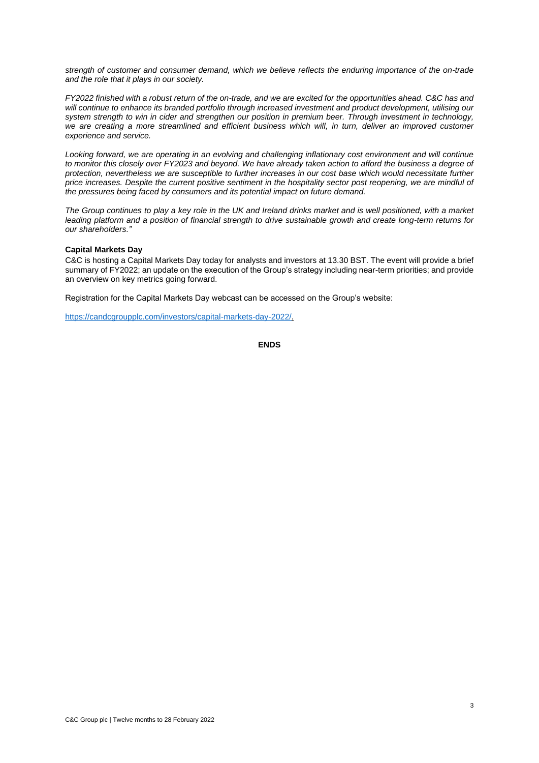*strength of customer and consumer demand, which we believe reflects the enduring importance of the on-trade and the role that it plays in our society.*

*FY2022 finished with a robust return of the on-trade, and we are excited for the opportunities ahead. C&C has and will continue to enhance its branded portfolio through increased investment and product development, utilising our system strength to win in cider and strengthen our position in premium beer. Through investment in technology, we are creating a more streamlined and efficient business which will, in turn, deliver an improved customer experience and service.*

*Looking forward, we are operating in an evolving and challenging inflationary cost environment and will continue to monitor this closely over FY2023 and beyond. We have already taken action to afford the business a degree of protection, nevertheless we are susceptible to further increases in our cost base which would necessitate further price increases. Despite the current positive sentiment in the hospitality sector post reopening, we are mindful of the pressures being faced by consumers and its potential impact on future demand.*

*The Group continues to play a key role in the UK and Ireland drinks market and is well positioned, with a market leading platform and a position of financial strength to drive sustainable growth and create long-term returns for our shareholders."*

**Capital Markets Day**

C&C is hosting a Capital Markets Day today for analysts and investors at 13.30 BST. The event will provide a brief summary of FY2022; an update on the execution of the Group's strategy including near-term priorities; and provide an overview on key metrics going forward.

Registration for the Capital Markets Day webcast can be accessed on the Group's website:

https://candcgroupplc.com/investors/capital-markets-day-2022/.

**ENDS**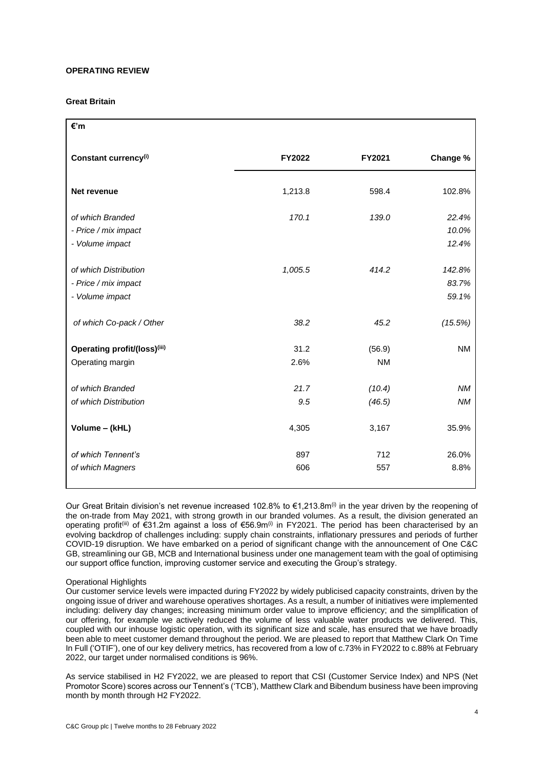## OPERATING REVIEW

### Great Britain

| €'m | | | |
|---|---|---|---|
| **Constant currency**[(i)] | **FY2022** | **FY2021** | **Change %** |
| **Net revenue** | 1,213.8 | 598.4 | 102.8% |
| *of which Branded* | *170.1* | *139.0* | *22.4%* |
| *- Price / mix impact* | | | *10.0%* |
| *- Volume impact* | | | *12.4%* |
| *of which Distribution* | *1,005.5* | *414.2* | *142.8%* |
| *- Price / mix impact* | | | *83.7%* |
| *- Volume impact* | | | *59.1%* |
| *of which Co-pack / Other* | *38.2* | *45.2* | *(15.5%)* |
| **Operating profit/(loss)**[(iii)] | 31.2 | (56.9) | NM |
| Operating margin | 2.6% | NM | |
| *of which Branded* | *21.7* | *(10.4)* | *NM* |
| *of which Distribution* | *9.5* | *(46.5)* | *NM* |
| **Volume – (kHL)** | 4,305 | 3,167 | 35.9% |
| *of which Tennent's* | 897 | 712 | 26.0% |
| *of which Magners* | 606 | 557 | 8.8% |

Our Great Britain division's net revenue increased 102.8% to €1,213.8m[(i)] in the year driven by the reopening of the on-trade from May 2021, with strong growth in our branded volumes. As a result, the division generated an operating profit[(iii)] of €31.2m against a loss of €56.9m[(i)] in FY2021. The period has been characterised by an evolving backdrop of challenges including: supply chain constraints, inflationary pressures and periods of further COVID-19 disruption. We have embarked on a period of significant change with the announcement of One C&C GB, streamlining our GB, MCB and International business under one management team with the goal of optimising our support office function, improving customer service and executing the Group's strategy.

Operational Highlights

Our customer service levels were impacted during FY2022 by widely publicised capacity constraints, driven by the ongoing issue of driver and warehouse operatives shortages. As a result, a number of initiatives were implemented including: delivery day changes; increasing minimum order value to improve efficiency; and the simplification of our offering, for example we actively reduced the volume of less valuable water products we delivered. This, coupled with our inhouse logistic operation, with its significant size and scale, has ensured that we have broadly been able to meet customer demand throughout the period. We are pleased to report that Matthew Clark On Time In Full ('OTIF'), one of our key delivery metrics, has recovered from a low of c.73% in FY2022 to c.88% at February 2022, our target under normalised conditions is 96%.

As service stabilised in H2 FY2022, we are pleased to report that CSI (Customer Service Index) and NPS (Net Promotor Score) scores across our Tennent's ('TCB'), Matthew Clark and Bibendum business have been improving month by month through H2 FY2022.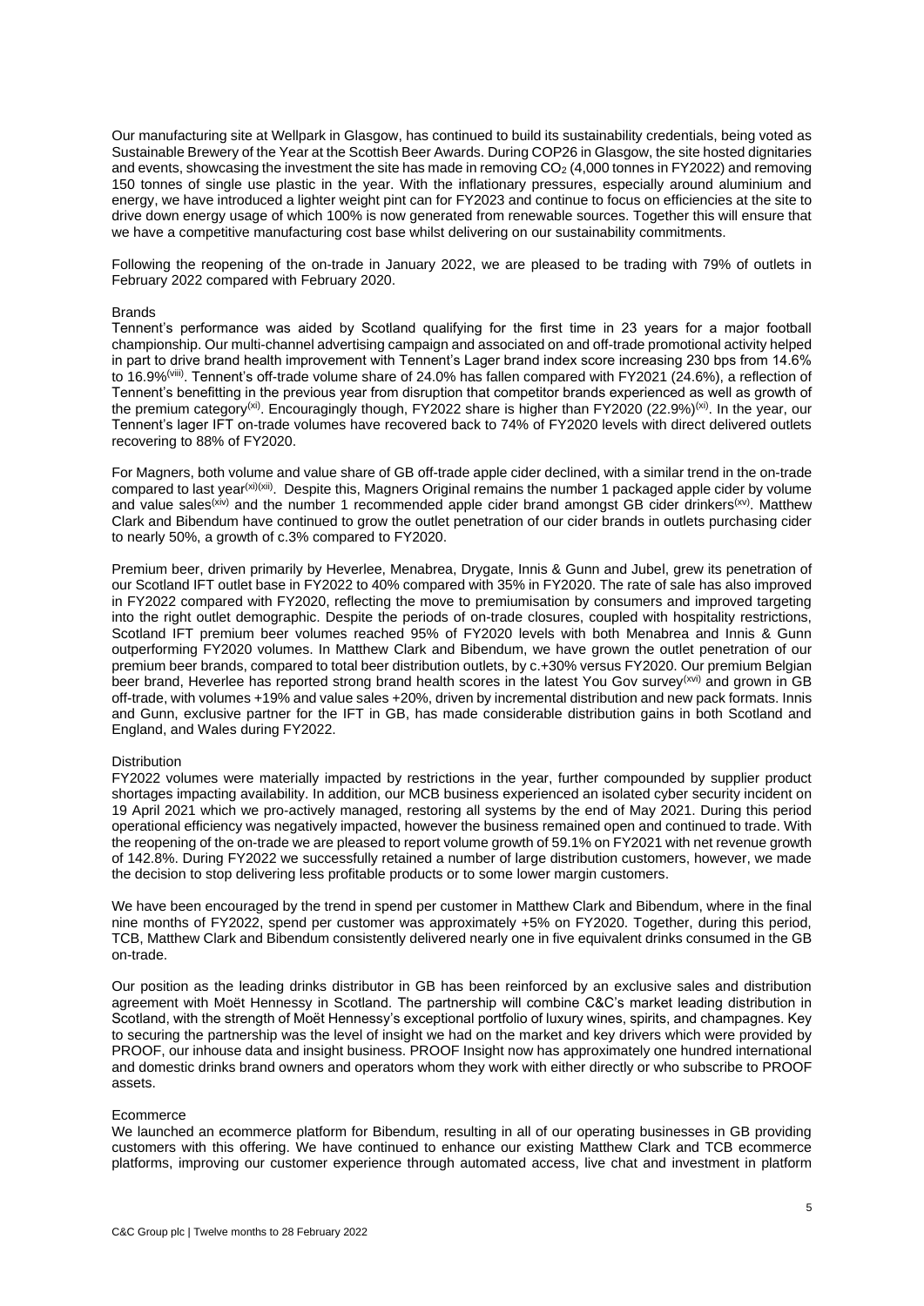Our manufacturing site at Wellpark in Glasgow, has continued to build its sustainability credentials, being voted as Sustainable Brewery of the Year at the Scottish Beer Awards. During COP26 in Glasgow, the site hosted dignitaries and events, showcasing the investment the site has made in removing $CO_2$ (4,000 tonnes in FY2022) and removing 150 tonnes of single use plastic in the year. With the inflationary pressures, especially around aluminium and energy, we have introduced a lighter weight pint can for FY2023 and continue to focus on efficiencies at the site to drive down energy usage of which 100% is now generated from renewable sources. Together this will ensure that we have a competitive manufacturing cost base whilst delivering on our sustainability commitments.

Following the reopening of the on-trade in January 2022, we are pleased to be trading with 79% of outlets in February 2022 compared with February 2020.

### Brands

Tennent's performance was aided by Scotland qualifying for the first time in 23 years for a major football championship. Our multi-channel advertising campaign and associated on and off-trade promotional activity helped in part to drive brand health improvement with Tennent's Lager brand index score increasing 230 bps from 14.6% to 16.9%[(viii)]. Tennent's off-trade volume share of 24.0% has fallen compared with FY2021 (24.6%), a reflection of Tennent's benefitting in the previous year from disruption that competitor brands experienced as well as growth of the premium category[(xi)]. Encouragingly though, FY2022 share is higher than FY2020 (22.9%)[(xi)]. In the year, our Tennent's lager IFT on-trade volumes have recovered back to 74% of FY2020 levels with direct delivered outlets recovering to 88% of FY2020.

For Magners, both volume and value share of GB off-trade apple cider declined, with a similar trend in the on-trade compared to last year[(xi)(xii)]. Despite this, Magners Original remains the number 1 packaged apple cider by volume and value sales[(xiv)] and the number 1 recommended apple cider brand amongst GB cider drinkers[(xv)]. Matthew Clark and Bibendum have continued to grow the outlet penetration of our cider brands in outlets purchasing cider to nearly 50%, a growth of c.3% compared to FY2020.

Premium beer, driven primarily by Heverlee, Menabrea, Drygate, Innis & Gunn and Jubel, grew its penetration of our Scotland IFT outlet base in FY2022 to 40% compared with 35% in FY2020. The rate of sale has also improved in FY2022 compared with FY2020, reflecting the move to premiumisation by consumers and improved targeting into the right outlet demographic. Despite the periods of on-trade closures, coupled with hospitality restrictions, Scotland IFT premium beer volumes reached 95% of FY2020 levels with both Menabrea and Innis & Gunn outperforming FY2020 volumes. In Matthew Clark and Bibendum, we have grown the outlet penetration of our premium beer brands, compared to total beer distribution outlets, by c.+30% versus FY2020. Our premium Belgian beer brand, Heverlee has reported strong brand health scores in the latest You Gov survey[(xvi)] and grown in GB off-trade, with volumes +19% and value sales +20%, driven by incremental distribution and new pack formats. Innis and Gunn, exclusive partner for the IFT in GB, has made considerable distribution gains in both Scotland and England, and Wales during FY2022.

### Distribution

FY2022 volumes were materially impacted by restrictions in the year, further compounded by supplier product shortages impacting availability. In addition, our MCB business experienced an isolated cyber security incident on 19 April 2021 which we pro-actively managed, restoring all systems by the end of May 2021. During this period operational efficiency was negatively impacted, however the business remained open and continued to trade. With the reopening of the on-trade we are pleased to report volume growth of 59.1% on FY2021 with net revenue growth of 142.8%. During FY2022 we successfully retained a number of large distribution customers, however, we made the decision to stop delivering less profitable products or to some lower margin customers.

We have been encouraged by the trend in spend per customer in Matthew Clark and Bibendum, where in the final nine months of FY2022, spend per customer was approximately +5% on FY2020. Together, during this period, TCB, Matthew Clark and Bibendum consistently delivered nearly one in five equivalent drinks consumed in the GB on-trade.

Our position as the leading drinks distributor in GB has been reinforced by an exclusive sales and distribution agreement with Moët Hennessy in Scotland. The partnership will combine C&C's market leading distribution in Scotland, with the strength of Moët Hennessy's exceptional portfolio of luxury wines, spirits, and champagnes. Key to securing the partnership was the level of insight we had on the market and key drivers which were provided by PROOF, our inhouse data and insight business. PROOF Insight now has approximately one hundred international and domestic drinks brand owners and operators whom they work with either directly or who subscribe to PROOF assets.

### Ecommerce

We launched an ecommerce platform for Bibendum, resulting in all of our operating businesses in GB providing customers with this offering. We have continued to enhance our existing Matthew Clark and TCB ecommerce platforms, improving our customer experience through automated access, live chat and investment in platform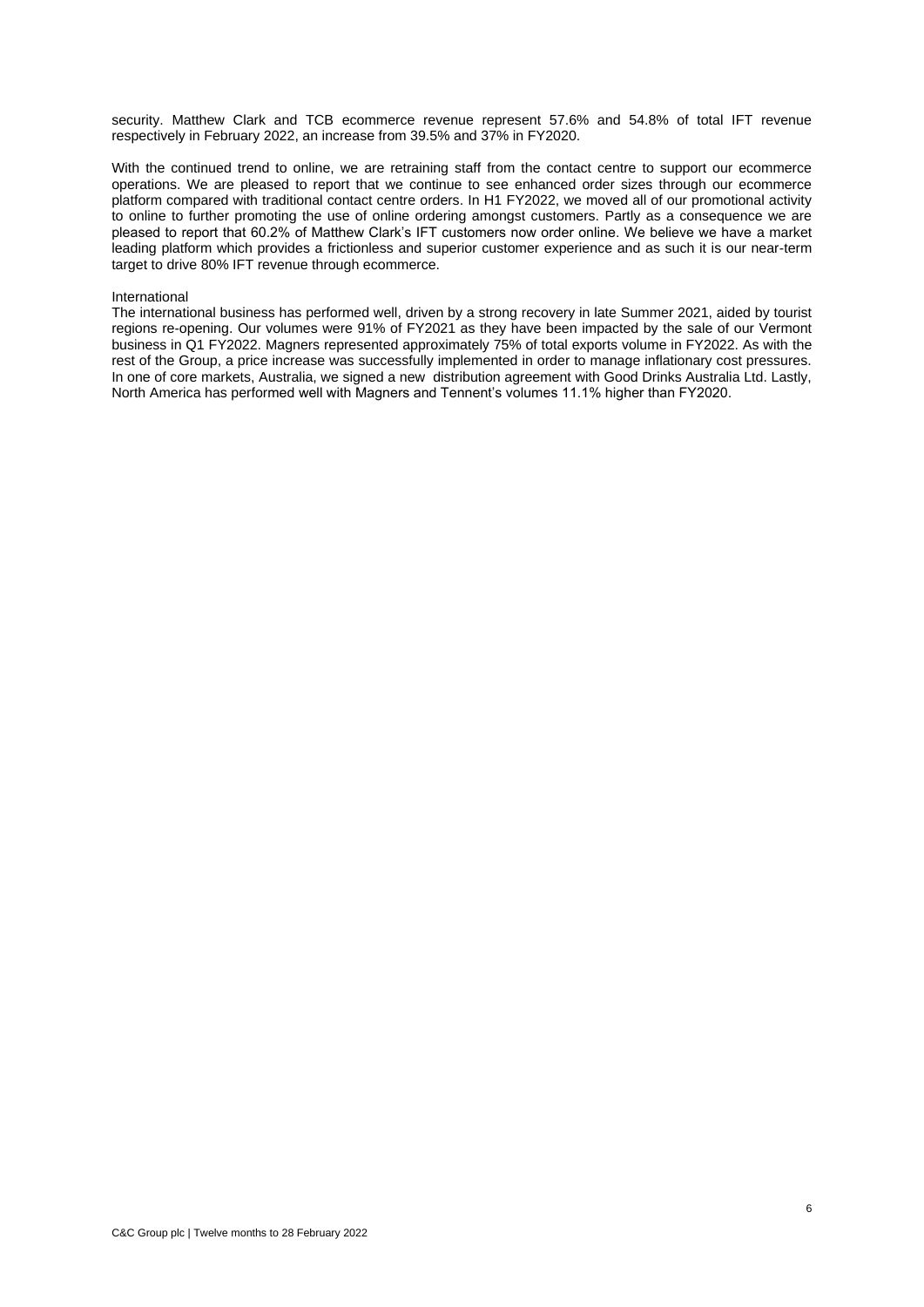security. Matthew Clark and TCB ecommerce revenue represent 57.6% and 54.8% of total IFT revenue respectively in February 2022, an increase from 39.5% and 37% in FY2020.

With the continued trend to online, we are retraining staff from the contact centre to support our ecommerce operations. We are pleased to report that we continue to see enhanced order sizes through our ecommerce platform compared with traditional contact centre orders. In H1 FY2022, we moved all of our promotional activity to online to further promoting the use of online ordering amongst customers. Partly as a consequence we are pleased to report that 60.2% of Matthew Clark's IFT customers now order online. We believe we have a market leading platform which provides a frictionless and superior customer experience and as such it is our near-term target to drive 80% IFT revenue through ecommerce.

International

The international business has performed well, driven by a strong recovery in late Summer 2021, aided by tourist regions re-opening. Our volumes were 91% of FY2021 as they have been impacted by the sale of our Vermont business in Q1 FY2022. Magners represented approximately 75% of total exports volume in FY2022. As with the rest of the Group, a price increase was successfully implemented in order to manage inflationary cost pressures. In one of core markets, Australia, we signed a new distribution agreement with Good Drinks Australia Ltd. Lastly, North America has performed well with Magners and Tennent's volumes 11.1% higher than FY2020.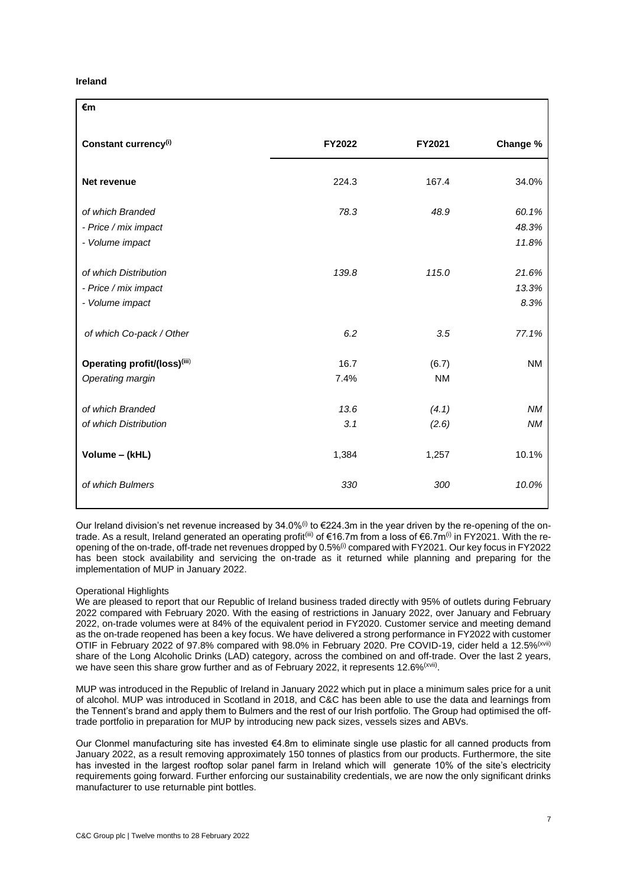**Ireland**

| €m | | | |
|---|---|---|---|
| **Constant currency(i)** | **FY2022** | **FY2021** | **Change %** |
| **Net revenue** | 224.3 | 167.4 | 34.0% |
| *of which Branded* | *78.3* | *48.9* | *60.1%* |
| *- Price / mix impact* | | | *48.3%* |
| *- Volume impact* | | | *11.8%* |
| *of which Distribution* | *139.8* | *115.0* | *21.6%* |
| *- Price / mix impact* | | | *13.3%* |
| *- Volume impact* | | | *8.3%* |
| *of which Co-pack / Other* | *6.2* | *3.5* | *77.1%* |
| **Operating profit/(loss)(iii)** | 16.7 | (6.7) | NM |
| *Operating margin* | 7.4% | NM | |
| *of which Branded* | *13.6* | *(4.1)* | *NM* |
| *of which Distribution* | *3.1* | *(2.6)* | *NM* |
| **Volume – (kHL)** | 1,384 | 1,257 | 10.1% |
| *of which Bulmers* | *330* | *300* | *10.0%* |

Our Ireland division's net revenue increased by 34.0%(i) to €224.3m in the year driven by the re-opening of the on-trade. As a result, Ireland generated an operating profit(iii) of €16.7m from a loss of €6.7m(i) in FY2021. With the re-opening of the on-trade, off-trade net revenues dropped by 0.5%(i) compared with FY2021. Our key focus in FY2022 has been stock availability and servicing the on-trade as it returned while planning and preparing for the implementation of MUP in January 2022.

Operational Highlights

We are pleased to report that our Republic of Ireland business traded directly with 95% of outlets during February 2022 compared with February 2020. With the easing of restrictions in January 2022, over January and February 2022, on-trade volumes were at 84% of the equivalent period in FY2020. Customer service and meeting demand as the on-trade reopened has been a key focus. We have delivered a strong performance in FY2022 with customer OTIF in February 2022 of 97.8% compared with 98.0% in February 2020. Pre COVID-19, cider held a 12.5%(xvii) share of the Long Alcoholic Drinks (LAD) category, across the combined on and off-trade. Over the last 2 years, we have seen this share grow further and as of February 2022, it represents 12.6%(xvii).

MUP was introduced in the Republic of Ireland in January 2022 which put in place a minimum sales price for a unit of alcohol. MUP was introduced in Scotland in 2018, and C&C has been able to use the data and learnings from the Tennent's brand and apply them to Bulmers and the rest of our Irish portfolio. The Group had optimised the off-trade portfolio in preparation for MUP by introducing new pack sizes, vessels sizes and ABVs.

Our Clonmel manufacturing site has invested €4.8m to eliminate single use plastic for all canned products from January 2022, as a result removing approximately 150 tonnes of plastics from our products. Furthermore, the site has invested in the largest rooftop solar panel farm in Ireland which will generate 10% of the site's electricity requirements going forward. Further enforcing our sustainability credentials, we are now the only significant drinks manufacturer to use returnable pint bottles.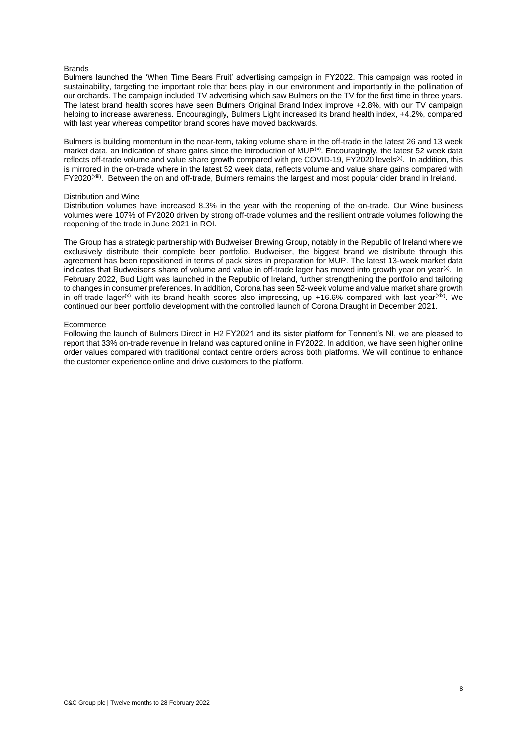### Brands

Bulmers launched the 'When Time Bears Fruit' advertising campaign in FY2022. This campaign was rooted in sustainability, targeting the important role that bees play in our environment and importantly in the pollination of our orchards. The campaign included TV advertising which saw Bulmers on the TV for the first time in three years. The latest brand health scores have seen Bulmers Original Brand Index improve +2.8%, with our TV campaign helping to increase awareness. Encouragingly, Bulmers Light increased its brand health index, +4.2%, compared with last year whereas competitor brand scores have moved backwards.

Bulmers is building momentum in the near-term, taking volume share in the off-trade in the latest 26 and 13 week market data, an indication of share gains since the introduction of MUP[(x)]. Encouragingly, the latest 52 week data reflects off-trade volume and value share growth compared with pre COVID-19, FY2020 levels[(x)]. In addition, this is mirrored in the on-trade where in the latest 52 week data, reflects volume and value share gains compared with FY2020[(xiii)]. Between the on and off-trade, Bulmers remains the largest and most popular cider brand in Ireland.

### Distribution and Wine

Distribution volumes have increased 8.3% in the year with the reopening of the on-trade. Our Wine business volumes were 107% of FY2020 driven by strong off-trade volumes and the resilient ontrade volumes following the reopening of the trade in June 2021 in ROI.

The Group has a strategic partnership with Budweiser Brewing Group, notably in the Republic of Ireland where we exclusively distribute their complete beer portfolio. Budweiser, the biggest brand we distribute through this agreement has been repositioned in terms of pack sizes in preparation for MUP. The latest 13-week market data indicates that Budweiser's share of volume and value in off-trade lager has moved into growth year on year[(x)]. In February 2022, Bud Light was launched in the Republic of Ireland, further strengthening the portfolio and tailoring to changes in consumer preferences. In addition, Corona has seen 52-week volume and value market share growth in off-trade lager[(x)] with its brand health scores also impressing, up +16.6% compared with last year[(xix)]. We continued our beer portfolio development with the controlled launch of Corona Draught in December 2021.

### Ecommerce

Following the launch of Bulmers Direct in H2 FY2021 and its sister platform for Tennent's NI, we are pleased to report that 33% on-trade revenue in Ireland was captured online in FY2022. In addition, we have seen higher online order values compared with traditional contact centre orders across both platforms. We will continue to enhance the customer experience online and drive customers to the platform.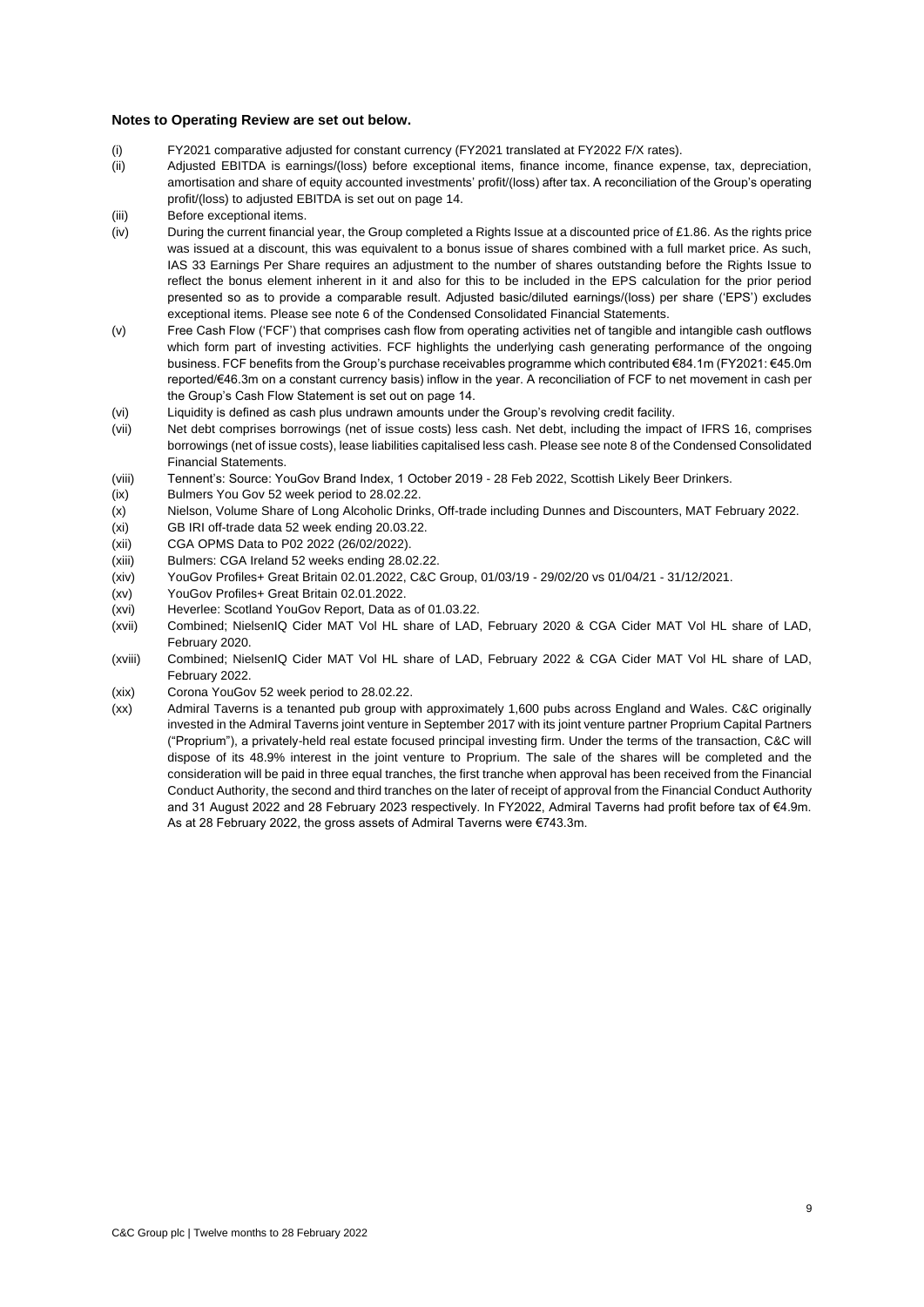**Notes to Operating Review are set out below.**

(i) FY2021 comparative adjusted for constant currency (FY2021 translated at FY2022 F/X rates).

(ii) Adjusted EBITDA is earnings/(loss) before exceptional items, finance income, finance expense, tax, depreciation, amortisation and share of equity accounted investments' profit/(loss) after tax. A reconciliation of the Group's operating profit/(loss) to adjusted EBITDA is set out on page 14.

(iii) Before exceptional items.

(iv) During the current financial year, the Group completed a Rights Issue at a discounted price of £1.86. As the rights price was issued at a discount, this was equivalent to a bonus issue of shares combined with a full market price. As such, IAS 33 Earnings Per Share requires an adjustment to the number of shares outstanding before the Rights Issue to reflect the bonus element inherent in it and also for this to be included in the EPS calculation for the prior period presented so as to provide a comparable result. Adjusted basic/diluted earnings/(loss) per share ('EPS') excludes exceptional items. Please see note 6 of the Condensed Consolidated Financial Statements.

(v) Free Cash Flow ('FCF') that comprises cash flow from operating activities net of tangible and intangible cash outflows which form part of investing activities. FCF highlights the underlying cash generating performance of the ongoing business. FCF benefits from the Group's purchase receivables programme which contributed €84.1m (FY2021: €45.0m reported/€46.3m on a constant currency basis) inflow in the year. A reconciliation of FCF to net movement in cash per the Group's Cash Flow Statement is set out on page 14.

(vi) Liquidity is defined as cash plus undrawn amounts under the Group's revolving credit facility.

(vii) Net debt comprises borrowings (net of issue costs) less cash. Net debt, including the impact of IFRS 16, comprises borrowings (net of issue costs), lease liabilities capitalised less cash. Please see note 8 of the Condensed Consolidated Financial Statements.

(viii) Tennent's: Source: YouGov Brand Index, 1 October 2019 - 28 Feb 2022, Scottish Likely Beer Drinkers.

(ix) Bulmers You Gov 52 week period to 28.02.22.

(x) Nielson, Volume Share of Long Alcoholic Drinks, Off-trade including Dunnes and Discounters, MAT February 2022.

(xi) GB IRI off-trade data 52 week ending 20.03.22.

(xii) CGA OPMS Data to P02 2022 (26/02/2022).

(xiii) Bulmers: CGA Ireland 52 weeks ending 28.02.22.

(xiv) YouGov Profiles+ Great Britain 02.01.2022, C&C Group, 01/03/19 - 29/02/20 vs 01/04/21 - 31/12/2021.

(xv) YouGov Profiles+ Great Britain 02.01.2022.

(xvi) Heverlee: Scotland YouGov Report, Data as of 01.03.22.

(xvii) Combined; NielsenIQ Cider MAT Vol HL share of LAD, February 2020 & CGA Cider MAT Vol HL share of LAD, February 2020.

(xviii) Combined; NielsenIQ Cider MAT Vol HL share of LAD, February 2022 & CGA Cider MAT Vol HL share of LAD, February 2022.

(xix) Corona YouGov 52 week period to 28.02.22.

(xx) Admiral Taverns is a tenanted pub group with approximately 1,600 pubs across England and Wales. C&C originally invested in the Admiral Taverns joint venture in September 2017 with its joint venture partner Proprium Capital Partners ("Proprium"), a privately-held real estate focused principal investing firm. Under the terms of the transaction, C&C will dispose of its 48.9% interest in the joint venture to Proprium. The sale of the shares will be completed and the consideration will be paid in three equal tranches, the first tranche when approval has been received from the Financial Conduct Authority, the second and third tranches on the later of receipt of approval from the Financial Conduct Authority and 31 August 2022 and 28 February 2023 respectively. In FY2022, Admiral Taverns had profit before tax of €4.9m. As at 28 February 2022, the gross assets of Admiral Taverns were €743.3m.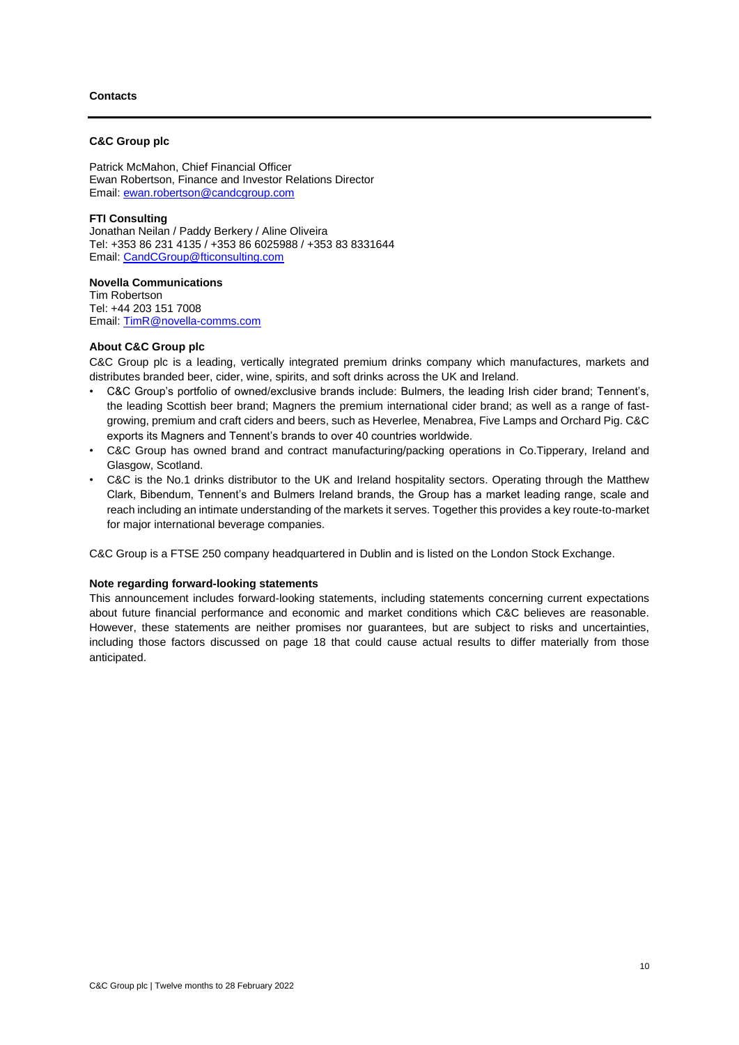## Contacts

**C&C Group plc**

Patrick McMahon, Chief Financial Officer
Ewan Robertson, Finance and Investor Relations Director
Email: ewan.robertson@candcgroup.com

**FTI Consulting**
Jonathan Neilan / Paddy Berkery / Aline Oliveira
Tel: +353 86 231 4135 / +353 86 6025988 / +353 83 8331644
Email: CandCGroup@fticonsulting.com

**Novella Communications**
Tim Robertson
Tel: +44 203 151 7008
Email: TimR@novella-comms.com

**About C&C Group plc**

C&C Group plc is a leading, vertically integrated premium drinks company which manufactures, markets and distributes branded beer, cider, wine, spirits, and soft drinks across the UK and Ireland.

- C&C Group's portfolio of owned/exclusive brands include: Bulmers, the leading Irish cider brand; Tennent's, the leading Scottish beer brand; Magners the premium international cider brand; as well as a range of fast-growing, premium and craft ciders and beers, such as Heverlee, Menabrea, Five Lamps and Orchard Pig. C&C exports its Magners and Tennent's brands to over 40 countries worldwide.
- C&C Group has owned brand and contract manufacturing/packing operations in Co.Tipperary, Ireland and Glasgow, Scotland.
- C&C is the No.1 drinks distributor to the UK and Ireland hospitality sectors. Operating through the Matthew Clark, Bibendum, Tennent's and Bulmers Ireland brands, the Group has a market leading range, scale and reach including an intimate understanding of the markets it serves. Together this provides a key route-to-market for major international beverage companies.

C&C Group is a FTSE 250 company headquartered in Dublin and is listed on the London Stock Exchange.

**Note regarding forward-looking statements**

This announcement includes forward-looking statements, including statements concerning current expectations about future financial performance and economic and market conditions which C&C believes are reasonable. However, these statements are neither promises nor guarantees, but are subject to risks and uncertainties, including those factors discussed on page 18 that could cause actual results to differ materially from those anticipated.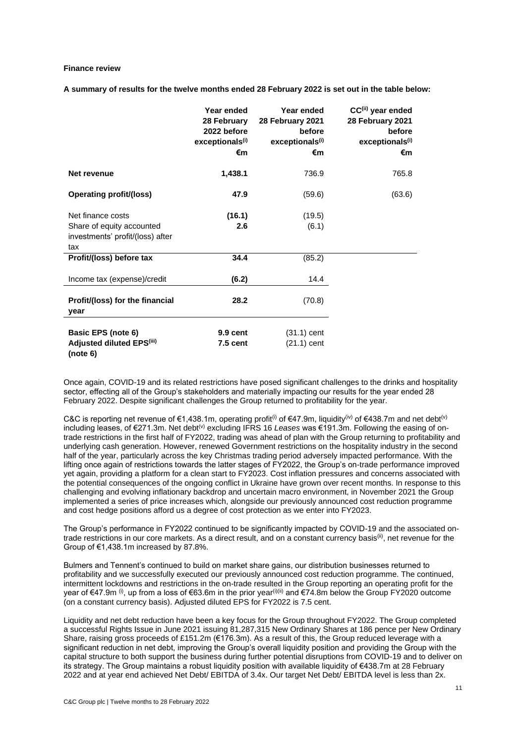**Finance review**

**A summary of results for the twelve months ended 28 February 2022 is set out in the table below:**

| | **Year ended 28 February 2022 before exceptionals[(i)] €m** | **Year ended 28 February 2021 before exceptionals[(i)] €m** | **CC[(ii)] year ended 28 February 2021 before exceptionals[(i)] €m** |
|---|---|---|---|
| **Net revenue** | **1,438.1** | 736.9 | 765.8 |
| **Operating profit/(loss)** | **47.9** | (59.6) | (63.6) |
| Net finance costs | **(16.1)** | (19.5) | |
| Share of equity accounted investments' profit/(loss) after tax | **2.6** | (6.1) | |
| **Profit/(loss) before tax** | **34.4** | (85.2) | |
| Income tax (expense)/credit | **(6.2)** | 14.4 | |
| **Profit/(loss) for the financial year** | **28.2** | (70.8) | |
| **Basic EPS (note 6)** | **9.9 cent** | (31.1) cent | |
| **Adjusted diluted EPS[(iii)] (note 6)** | **7.5 cent** | (21.1) cent | |

Once again, COVID-19 and its related restrictions have posed significant challenges to the drinks and hospitality sector, effecting all of the Group's stakeholders and materially impacting our results for the year ended 28 February 2022. Despite significant challenges the Group returned to profitability for the year.

C&C is reporting net revenue of €1,438.1m, operating profit[(i)] of €47.9m, liquidity[(iv)] of €438.7m and net debt[(v)] including leases, of €271.3m. Net debt[(v)] excluding IFRS 16 *Leases* was €191.3m. Following the easing of on-trade restrictions in the first half of FY2022, trading was ahead of plan with the Group returning to profitability and underlying cash generation. However, renewed Government restrictions on the hospitality industry in the second half of the year, particularly across the key Christmas trading period adversely impacted performance. With the lifting once again of restrictions towards the latter stages of FY2022, the Group's on-trade performance improved yet again, providing a platform for a clean start to FY2023. Cost inflation pressures and concerns associated with the potential consequences of the ongoing conflict in Ukraine have grown over recent months. In response to this challenging and evolving inflationary backdrop and uncertain macro environment, in November 2021 the Group implemented a series of price increases which, alongside our previously announced cost reduction programme and cost hedge positions afford us a degree of cost protection as we enter into FY2023.

The Group's performance in FY2022 continued to be significantly impacted by COVID-19 and the associated on-trade restrictions in our core markets. As a direct result, and on a constant currency basis[(ii)], net revenue for the Group of €1,438.1m increased by 87.8%.

Bulmers and Tennent's continued to build on market share gains, our distribution businesses returned to profitability and we successfully executed our previously announced cost reduction programme. The continued, intermittent lockdowns and restrictions in the on-trade resulted in the Group reporting an operating profit for the year of €47.9m [(i)], up from a loss of €63.6m in the prior year[(i)(ii)] and €74.8m below the Group FY2020 outcome (on a constant currency basis). Adjusted diluted EPS for FY2022 is 7.5 cent.

Liquidity and net debt reduction have been a key focus for the Group throughout FY2022. The Group completed a successful Rights Issue in June 2021 issuing 81,287,315 New Ordinary Shares at 186 pence per New Ordinary Share, raising gross proceeds of £151.2m (€176.3m). As a result of this, the Group reduced leverage with a significant reduction in net debt, improving the Group's overall liquidity position and providing the Group with the capital structure to both support the business during further potential disruptions from COVID-19 and to deliver on its strategy. The Group maintains a robust liquidity position with available liquidity of €438.7m at 28 February 2022 and at year end achieved Net Debt/ EBITDA of 3.4x. Our target Net Debt/ EBITDA level is less than 2x.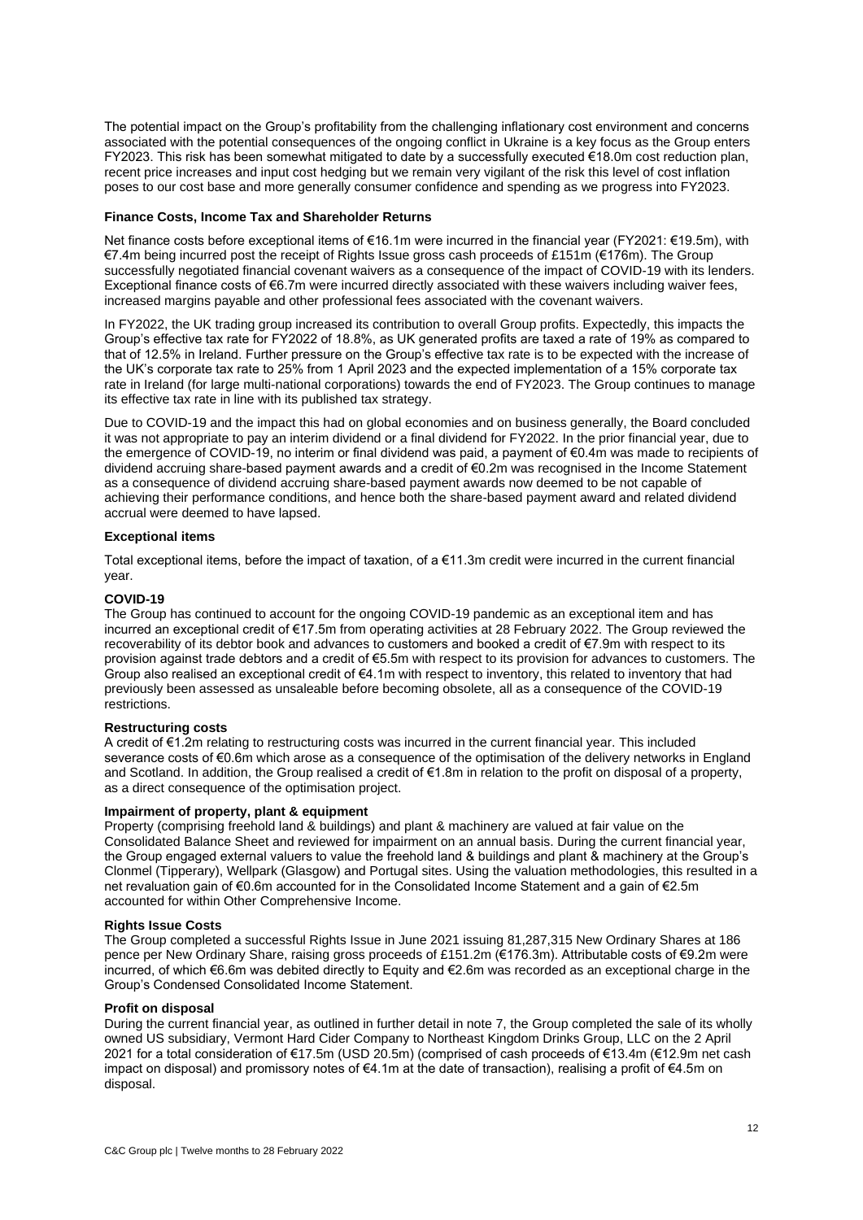The potential impact on the Group's profitability from the challenging inflationary cost environment and concerns associated with the potential consequences of the ongoing conflict in Ukraine is a key focus as the Group enters FY2023. This risk has been somewhat mitigated to date by a successfully executed €18.0m cost reduction plan, recent price increases and input cost hedging but we remain very vigilant of the risk this level of cost inflation poses to our cost base and more generally consumer confidence and spending as we progress into FY2023.

**Finance Costs, Income Tax and Shareholder Returns**

Net finance costs before exceptional items of €16.1m were incurred in the financial year (FY2021: €19.5m), with €7.4m being incurred post the receipt of Rights Issue gross cash proceeds of £151m (€176m). The Group successfully negotiated financial covenant waivers as a consequence of the impact of COVID-19 with its lenders. Exceptional finance costs of €6.7m were incurred directly associated with these waivers including waiver fees, increased margins payable and other professional fees associated with the covenant waivers.

In FY2022, the UK trading group increased its contribution to overall Group profits. Expectedly, this impacts the Group's effective tax rate for FY2022 of 18.8%, as UK generated profits are taxed a rate of 19% as compared to that of 12.5% in Ireland. Further pressure on the Group's effective tax rate is to be expected with the increase of the UK's corporate tax rate to 25% from 1 April 2023 and the expected implementation of a 15% corporate tax rate in Ireland (for large multi-national corporations) towards the end of FY2023. The Group continues to manage its effective tax rate in line with its published tax strategy.

Due to COVID-19 and the impact this had on global economies and on business generally, the Board concluded it was not appropriate to pay an interim dividend or a final dividend for FY2022. In the prior financial year, due to the emergence of COVID-19, no interim or final dividend was paid, a payment of €0.4m was made to recipients of dividend accruing share-based payment awards and a credit of €0.2m was recognised in the Income Statement as a consequence of dividend accruing share-based payment awards now deemed to be not capable of achieving their performance conditions, and hence both the share-based payment award and related dividend accrual were deemed to have lapsed.

**Exceptional items**

Total exceptional items, before the impact of taxation, of a €11.3m credit were incurred in the current financial year.

**COVID-19**

The Group has continued to account for the ongoing COVID-19 pandemic as an exceptional item and has incurred an exceptional credit of €17.5m from operating activities at 28 February 2022. The Group reviewed the recoverability of its debtor book and advances to customers and booked a credit of €7.9m with respect to its provision against trade debtors and a credit of €5.5m with respect to its provision for advances to customers. The Group also realised an exceptional credit of €4.1m with respect to inventory, this related to inventory that had previously been assessed as unsaleable before becoming obsolete, all as a consequence of the COVID-19 restrictions.

**Restructuring costs**

A credit of €1.2m relating to restructuring costs was incurred in the current financial year. This included severance costs of €0.6m which arose as a consequence of the optimisation of the delivery networks in England and Scotland. In addition, the Group realised a credit of €1.8m in relation to the profit on disposal of a property, as a direct consequence of the optimisation project.

**Impairment of property, plant & equipment**

Property (comprising freehold land & buildings) and plant & machinery are valued at fair value on the Consolidated Balance Sheet and reviewed for impairment on an annual basis. During the current financial year, the Group engaged external valuers to value the freehold land & buildings and plant & machinery at the Group's Clonmel (Tipperary), Wellpark (Glasgow) and Portugal sites. Using the valuation methodologies, this resulted in a net revaluation gain of €0.6m accounted for in the Consolidated Income Statement and a gain of €2.5m accounted for within Other Comprehensive Income.

**Rights Issue Costs**

The Group completed a successful Rights Issue in June 2021 issuing 81,287,315 New Ordinary Shares at 186 pence per New Ordinary Share, raising gross proceeds of £151.2m (€176.3m). Attributable costs of €9.2m were incurred, of which €6.6m was debited directly to Equity and €2.6m was recorded as an exceptional charge in the Group's Condensed Consolidated Income Statement.

**Profit on disposal**

During the current financial year, as outlined in further detail in note 7, the Group completed the sale of its wholly owned US subsidiary, Vermont Hard Cider Company to Northeast Kingdom Drinks Group, LLC on the 2 April 2021 for a total consideration of €17.5m (USD 20.5m) (comprised of cash proceeds of €13.4m (€12.9m net cash impact on disposal) and promissory notes of €4.1m at the date of transaction), realising a profit of €4.5m on disposal.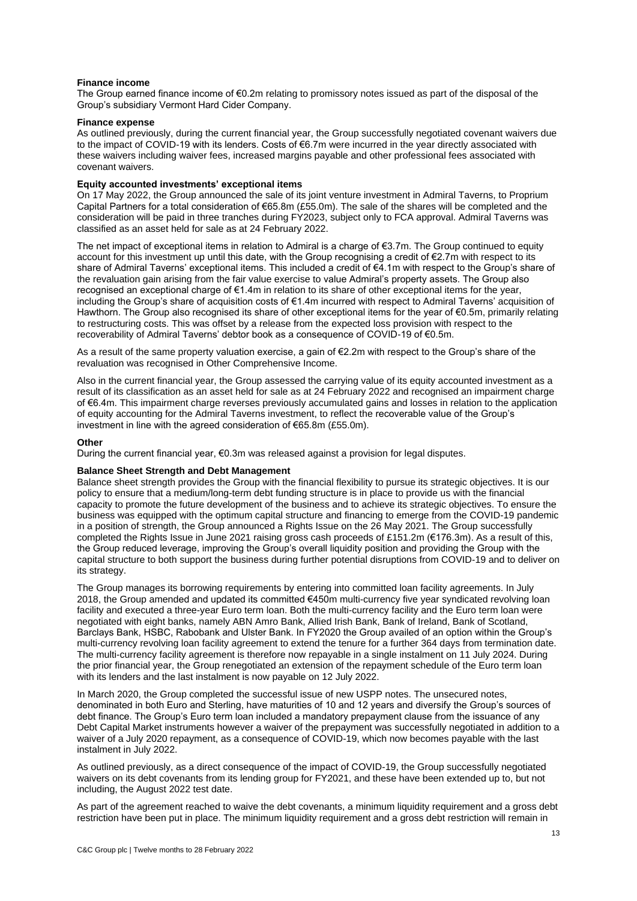**Finance income**

The Group earned finance income of €0.2m relating to promissory notes issued as part of the disposal of the Group's subsidiary Vermont Hard Cider Company.

**Finance expense**

As outlined previously, during the current financial year, the Group successfully negotiated covenant waivers due to the impact of COVID-19 with its lenders. Costs of €6.7m were incurred in the year directly associated with these waivers including waiver fees, increased margins payable and other professional fees associated with covenant waivers.

**Equity accounted investments' exceptional items**

On 17 May 2022, the Group announced the sale of its joint venture investment in Admiral Taverns, to Proprium Capital Partners for a total consideration of €65.8m (£55.0m). The sale of the shares will be completed and the consideration will be paid in three tranches during FY2023, subject only to FCA approval. Admiral Taverns was classified as an asset held for sale as at 24 February 2022.

The net impact of exceptional items in relation to Admiral is a charge of €3.7m. The Group continued to equity account for this investment up until this date, with the Group recognising a credit of €2.7m with respect to its share of Admiral Taverns' exceptional items. This included a credit of €4.1m with respect to the Group's share of the revaluation gain arising from the fair value exercise to value Admiral's property assets. The Group also recognised an exceptional charge of €1.4m in relation to its share of other exceptional items for the year, including the Group's share of acquisition costs of €1.4m incurred with respect to Admiral Taverns' acquisition of Hawthorn. The Group also recognised its share of other exceptional items for the year of €0.5m, primarily relating to restructuring costs. This was offset by a release from the expected loss provision with respect to the recoverability of Admiral Taverns' debtor book as a consequence of COVID-19 of €0.5m.

As a result of the same property valuation exercise, a gain of €2.2m with respect to the Group's share of the revaluation was recognised in Other Comprehensive Income.

Also in the current financial year, the Group assessed the carrying value of its equity accounted investment as a result of its classification as an asset held for sale as at 24 February 2022 and recognised an impairment charge of €6.4m. This impairment charge reverses previously accumulated gains and losses in relation to the application of equity accounting for the Admiral Taverns investment, to reflect the recoverable value of the Group's investment in line with the agreed consideration of €65.8m (£55.0m).

**Other**

During the current financial year, €0.3m was released against a provision for legal disputes.

**Balance Sheet Strength and Debt Management**

Balance sheet strength provides the Group with the financial flexibility to pursue its strategic objectives. It is our policy to ensure that a medium/long-term debt funding structure is in place to provide us with the financial capacity to promote the future development of the business and to achieve its strategic objectives. To ensure the business was equipped with the optimum capital structure and financing to emerge from the COVID-19 pandemic in a position of strength, the Group announced a Rights Issue on the 26 May 2021. The Group successfully completed the Rights Issue in June 2021 raising gross cash proceeds of £151.2m (€176.3m). As a result of this, the Group reduced leverage, improving the Group's overall liquidity position and providing the Group with the capital structure to both support the business during further potential disruptions from COVID-19 and to deliver on its strategy.

The Group manages its borrowing requirements by entering into committed loan facility agreements. In July 2018, the Group amended and updated its committed €450m multi-currency five year syndicated revolving loan facility and executed a three-year Euro term loan. Both the multi-currency facility and the Euro term loan were negotiated with eight banks, namely ABN Amro Bank, Allied Irish Bank, Bank of Ireland, Bank of Scotland, Barclays Bank, HSBC, Rabobank and Ulster Bank. In FY2020 the Group availed of an option within the Group's multi-currency revolving loan facility agreement to extend the tenure for a further 364 days from termination date. The multi-currency facility agreement is therefore now repayable in a single instalment on 11 July 2024. During the prior financial year, the Group renegotiated an extension of the repayment schedule of the Euro term loan with its lenders and the last instalment is now payable on 12 July 2022.

In March 2020, the Group completed the successful issue of new USPP notes. The unsecured notes, denominated in both Euro and Sterling, have maturities of 10 and 12 years and diversify the Group's sources of debt finance. The Group's Euro term loan included a mandatory prepayment clause from the issuance of any Debt Capital Market instruments however a waiver of the prepayment was successfully negotiated in addition to a waiver of a July 2020 repayment, as a consequence of COVID-19, which now becomes payable with the last instalment in July 2022.

As outlined previously, as a direct consequence of the impact of COVID-19, the Group successfully negotiated waivers on its debt covenants from its lending group for FY2021, and these have been extended up to, but not including, the August 2022 test date.

As part of the agreement reached to waive the debt covenants, a minimum liquidity requirement and a gross debt restriction have been put in place. The minimum liquidity requirement and a gross debt restriction will remain in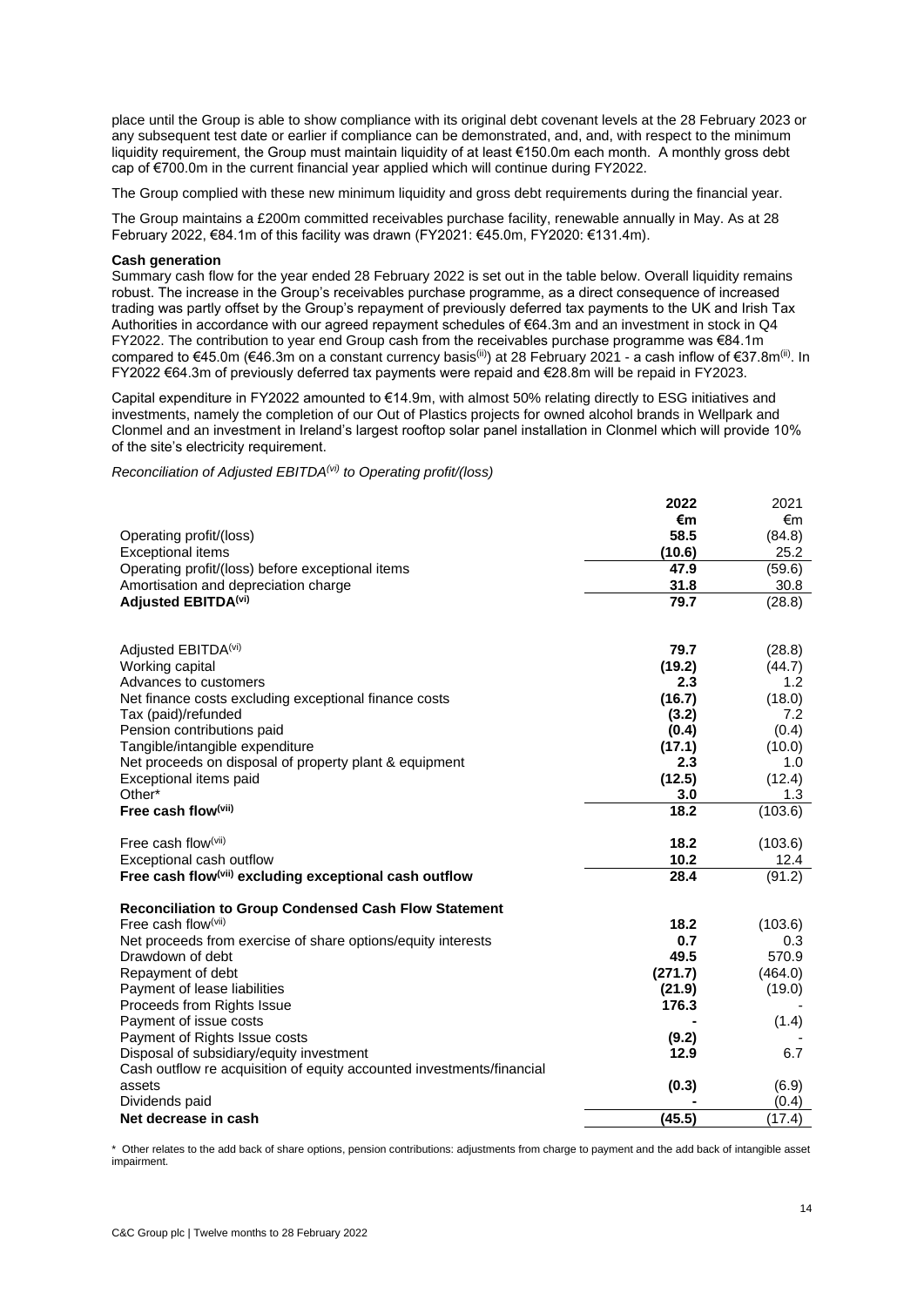place until the Group is able to show compliance with its original debt covenant levels at the 28 February 2023 or any subsequent test date or earlier if compliance can be demonstrated, and, and, with respect to the minimum liquidity requirement, the Group must maintain liquidity of at least €150.0m each month. A monthly gross debt cap of €700.0m in the current financial year applied which will continue during FY2022.

The Group complied with these new minimum liquidity and gross debt requirements during the financial year.

The Group maintains a £200m committed receivables purchase facility, renewable annually in May. As at 28 February 2022, €84.1m of this facility was drawn (FY2021: €45.0m, FY2020: €131.4m).

**Cash generation**

Summary cash flow for the year ended 28 February 2022 is set out in the table below. Overall liquidity remains robust. The increase in the Group's receivables purchase programme, as a direct consequence of increased trading was partly offset by the Group's repayment of previously deferred tax payments to the UK and Irish Tax Authorities in accordance with our agreed repayment schedules of €64.3m and an investment in stock in Q4 FY2022. The contribution to year end Group cash from the receivables purchase programme was €84.1m compared to €45.0m (€46.3m on a constant currency basis(ii)) at 28 February 2021 - a cash inflow of €37.8m(ii). In FY2022 €64.3m of previously deferred tax payments were repaid and €28.8m will be repaid in FY2023.

Capital expenditure in FY2022 amounted to €14.9m, with almost 50% relating directly to ESG initiatives and investments, namely the completion of our Out of Plastics projects for owned alcohol brands in Wellpark and Clonmel and an investment in Ireland's largest rooftop solar panel installation in Clonmel which will provide 10% of the site's electricity requirement.

*Reconciliation of Adjusted EBITDA(vi) to Operating profit/(loss)*

| | **2022** | 2021 |
|---|---|---|
| | **€m** | €m |
| Operating profit/(loss) | **58.5** | (84.8) |
| Exceptional items | **(10.6)** | 25.2 |
| Operating profit/(loss) before exceptional items | **47.9** | (59.6) |
| Amortisation and depreciation charge | **31.8** | 30.8 |
| **Adjusted EBITDA(vi)** | **79.7** | (28.8) |
| | | |
| Adjusted EBITDA(vi) | **79.7** | (28.8) |
| Working capital | **(19.2)** | (44.7) |
| Advances to customers | **2.3** | 1.2 |
| Net finance costs excluding exceptional finance costs | **(16.7)** | (18.0) |
| Tax (paid)/refunded | **(3.2)** | 7.2 |
| Pension contributions paid | **(0.4)** | (0.4) |
| Tangible/intangible expenditure | **(17.1)** | (10.0) |
| Net proceeds on disposal of property plant & equipment | **2.3** | 1.0 |
| Exceptional items paid | **(12.5)** | (12.4) |
| Other* | **3.0** | 1.3 |
| **Free cash flow(vii)** | **18.2** | (103.6) |
| | | |
| Free cash flow(vii) | **18.2** | (103.6) |
| Exceptional cash outflow | **10.2** | 12.4 |
| **Free cash flow(vii) excluding exceptional cash outflow** | **28.4** | (91.2) |
| | | |
| **Reconciliation to Group Condensed Cash Flow Statement** | | |
| Free cash flow(vii) | **18.2** | (103.6) |
| Net proceeds from exercise of share options/equity interests | **0.7** | 0.3 |
| Drawdown of debt | **49.5** | 570.9 |
| Repayment of debt | **(271.7)** | (464.0) |
| Payment of lease liabilities | **(21.9)** | (19.0) |
| Proceeds from Rights Issue | **176.3** | - |
| Payment of issue costs | **-** | (1.4) |
| Payment of Rights Issue costs | **(9.2)** | - |
| Disposal of subsidiary/equity investment | **12.9** | 6.7 |
| Cash outflow re acquisition of equity accounted investments/financial assets | **(0.3)** | (6.9) |
| Dividends paid | **-** | (0.4) |
| **Net decrease in cash** | **(45.5)** | (17.4) |

\* Other relates to the add back of share options, pension contributions: adjustments from charge to payment and the add back of intangible asset impairment.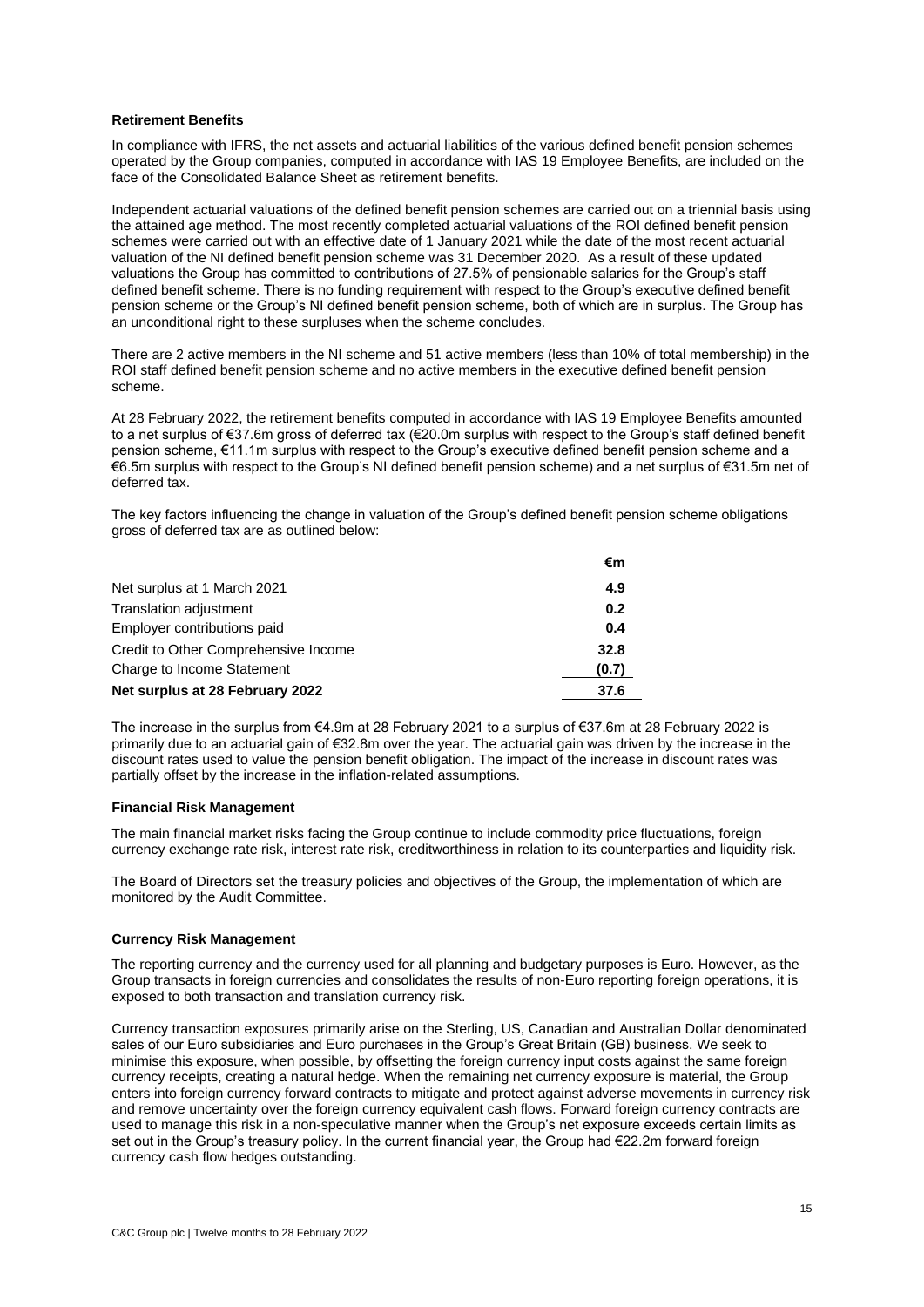### Retirement Benefits

In compliance with IFRS, the net assets and actuarial liabilities of the various defined benefit pension schemes operated by the Group companies, computed in accordance with IAS 19 Employee Benefits, are included on the face of the Consolidated Balance Sheet as retirement benefits.

Independent actuarial valuations of the defined benefit pension schemes are carried out on a triennial basis using the attained age method. The most recently completed actuarial valuations of the ROI defined benefit pension schemes were carried out with an effective date of 1 January 2021 while the date of the most recent actuarial valuation of the NI defined benefit pension scheme was 31 December 2020. As a result of these updated valuations the Group has committed to contributions of 27.5% of pensionable salaries for the Group's staff defined benefit scheme. There is no funding requirement with respect to the Group's executive defined benefit pension scheme or the Group's NI defined benefit pension scheme, both of which are in surplus. The Group has an unconditional right to these surpluses when the scheme concludes.

There are 2 active members in the NI scheme and 51 active members (less than 10% of total membership) in the ROI staff defined benefit pension scheme and no active members in the executive defined benefit pension scheme.

At 28 February 2022, the retirement benefits computed in accordance with IAS 19 Employee Benefits amounted to a net surplus of €37.6m gross of deferred tax (€20.0m surplus with respect to the Group's staff defined benefit pension scheme, €11.1m surplus with respect to the Group's executive defined benefit pension scheme and a €6.5m surplus with respect to the Group's NI defined benefit pension scheme) and a net surplus of €31.5m net of deferred tax.

The key factors influencing the change in valuation of the Group's defined benefit pension scheme obligations gross of deferred tax are as outlined below:

| | €m |
|---|---|
| Net surplus at 1 March 2021 | **4.9** |
| Translation adjustment | **0.2** |
| Employer contributions paid | **0.4** |
| Credit to Other Comprehensive Income | **32.8** |
| Charge to Income Statement | **(0.7)** |
| **Net surplus at 28 February 2022** | **37.6** |

The increase in the surplus from €4.9m at 28 February 2021 to a surplus of €37.6m at 28 February 2022 is primarily due to an actuarial gain of €32.8m over the year. The actuarial gain was driven by the increase in the discount rates used to value the pension benefit obligation. The impact of the increase in discount rates was partially offset by the increase in the inflation-related assumptions.

### Financial Risk Management

The main financial market risks facing the Group continue to include commodity price fluctuations, foreign currency exchange rate risk, interest rate risk, creditworthiness in relation to its counterparties and liquidity risk.

The Board of Directors set the treasury policies and objectives of the Group, the implementation of which are monitored by the Audit Committee.

### Currency Risk Management

The reporting currency and the currency used for all planning and budgetary purposes is Euro. However, as the Group transacts in foreign currencies and consolidates the results of non-Euro reporting foreign operations, it is exposed to both transaction and translation currency risk.

Currency transaction exposures primarily arise on the Sterling, US, Canadian and Australian Dollar denominated sales of our Euro subsidiaries and Euro purchases in the Group's Great Britain (GB) business. We seek to minimise this exposure, when possible, by offsetting the foreign currency input costs against the same foreign currency receipts, creating a natural hedge. When the remaining net currency exposure is material, the Group enters into foreign currency forward contracts to mitigate and protect against adverse movements in currency risk and remove uncertainty over the foreign currency equivalent cash flows. Forward foreign currency contracts are used to manage this risk in a non-speculative manner when the Group's net exposure exceeds certain limits as set out in the Group's treasury policy. In the current financial year, the Group had €22.2m forward foreign currency cash flow hedges outstanding.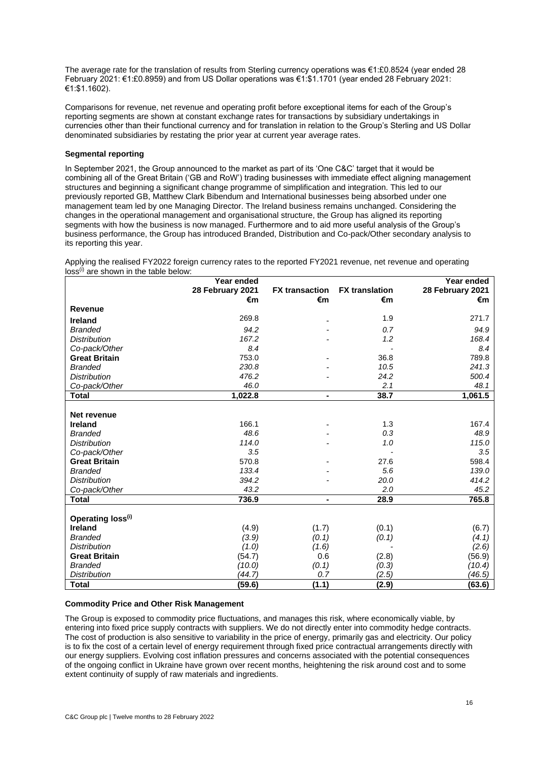The average rate for the translation of results from Sterling currency operations was €1:£0.8524 (year ended 28 February 2021: €1:£0.8959) and from US Dollar operations was €1:$1.1701 (year ended 28 February 2021: €1:$1.1602).

Comparisons for revenue, net revenue and operating profit before exceptional items for each of the Group's reporting segments are shown at constant exchange rates for transactions by subsidiary undertakings in currencies other than their functional currency and for translation in relation to the Group's Sterling and US Dollar denominated subsidiaries by restating the prior year at current year average rates.

**Segmental reporting**

In September 2021, the Group announced to the market as part of its 'One C&C' target that it would be combining all of the Great Britain ('GB and RoW') trading businesses with immediate effect aligning management structures and beginning a significant change programme of simplification and integration. This led to our previously reported GB, Matthew Clark Bibendum and International businesses being absorbed under one management team led by one Managing Director. The Ireland business remains unchanged. Considering the changes in the operational management and organisational structure, the Group has aligned its reporting segments with how the business is now managed. Furthermore and to aid more useful analysis of the Group's business performance, the Group has introduced Branded, Distribution and Co-pack/Other secondary analysis to its reporting this year.

Applying the realised FY2022 foreign currency rates to the reported FY2021 revenue, net revenue and operating loss(i) are shown in the table below:

| | Year ended 28 February 2021 €m | FX transaction €m | FX translation €m | Year ended 28 February 2021 €m |
|---|---|---|---|---|
| **Revenue** | | | | |
| **Ireland** | 269.8 | - | 1.9 | 271.7 |
| *Branded* | *94.2* | - | *0.7* | *94.9* |
| *Distribution* | *167.2* | - | *1.2* | *168.4* |
| *Co-pack/Other* | *8.4* | | - | *8.4* |
| **Great Britain** | 753.0 | - | 36.8 | 789.8 |
| *Branded* | *230.8* | - | *10.5* | *241.3* |
| *Distribution* | *476.2* | - | *24.2* | *500.4* |
| *Co-pack/Other* | *46.0* | | *2.1* | *48.1* |
| **Total** | **1,022.8** | **-** | **38.7** | **1,061.5** |
| | | | | |
| **Net revenue** | | | | |
| **Ireland** | 166.1 | - | 1.3 | 167.4 |
| *Branded* | *48.6* | - | *0.3* | *48.9* |
| *Distribution* | *114.0* | - | *1.0* | *115.0* |
| *Co-pack/Other* | *3.5* | | - | *3.5* |
| **Great Britain** | 570.8 | - | 27.6 | 598.4 |
| *Branded* | *133.4* | - | *5.6* | *139.0* |
| *Distribution* | *394.2* | - | *20.0* | *414.2* |
| *Co-pack/Other* | *43.2* | | *2.0* | *45.2* |
| **Total** | **736.9** | **-** | **28.9** | **765.8** |
| | | | | |
| **Operating loss(i)** | | | | |
| **Ireland** | (4.9) | (1.7) | (0.1) | (6.7) |
| *Branded* | *(3.9)* | *(0.1)* | *(0.1)* | *(4.1)* |
| *Distribution* | *(1.0)* | *(1.6)* | - | *(2.6)* |
| **Great Britain** | (54.7) | 0.6 | (2.8) | (56.9) |
| *Branded* | *(10.0)* | *(0.1)* | *(0.3)* | *(10.4)* |
| *Distribution* | *(44.7)* | *0.7* | *(2.5)* | *(46.5)* |
| **Total** | **(59.6)** | **(1.1)** | **(2.9)** | **(63.6)** |

**Commodity Price and Other Risk Management**

The Group is exposed to commodity price fluctuations, and manages this risk, where economically viable, by entering into fixed price supply contracts with suppliers. We do not directly enter into commodity hedge contracts. The cost of production is also sensitive to variability in the price of energy, primarily gas and electricity. Our policy is to fix the cost of a certain level of energy requirement through fixed price contractual arrangements directly with our energy suppliers. Evolving cost inflation pressures and concerns associated with the potential consequences of the ongoing conflict in Ukraine have grown over recent months, heightening the risk around cost and to some extent continuity of supply of raw materials and ingredients.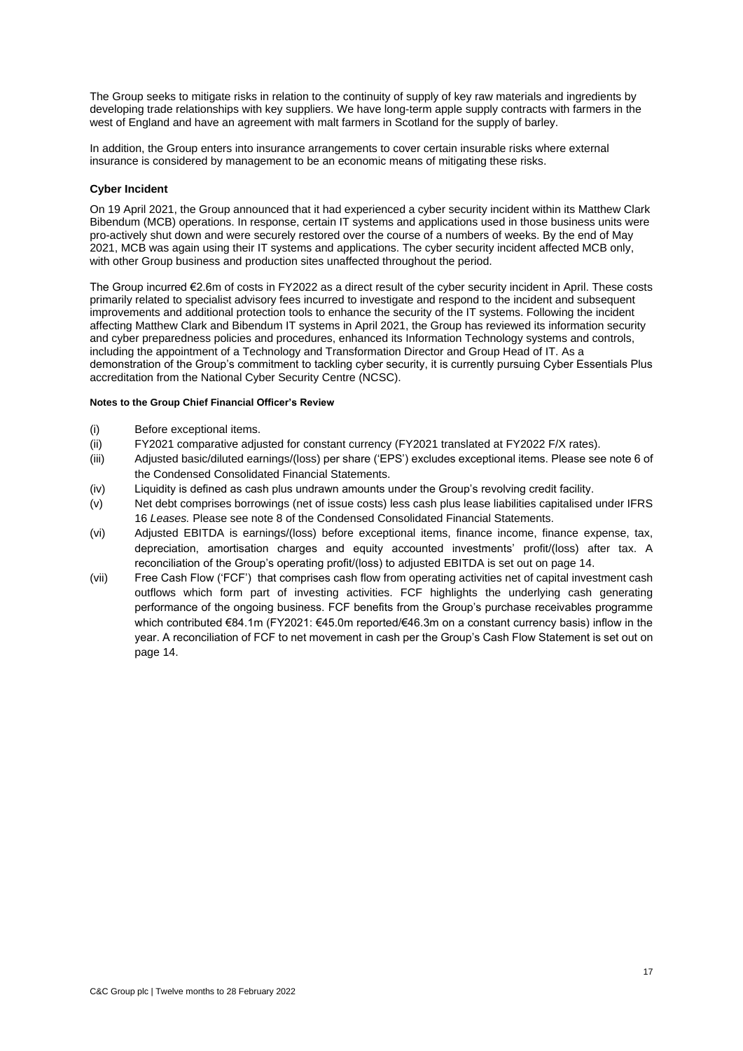The Group seeks to mitigate risks in relation to the continuity of supply of key raw materials and ingredients by developing trade relationships with key suppliers. We have long-term apple supply contracts with farmers in the west of England and have an agreement with malt farmers in Scotland for the supply of barley.

In addition, the Group enters into insurance arrangements to cover certain insurable risks where external insurance is considered by management to be an economic means of mitigating these risks.

**Cyber Incident**

On 19 April 2021, the Group announced that it had experienced a cyber security incident within its Matthew Clark Bibendum (MCB) operations. In response, certain IT systems and applications used in those business units were pro-actively shut down and were securely restored over the course of a numbers of weeks. By the end of May 2021, MCB was again using their IT systems and applications. The cyber security incident affected MCB only, with other Group business and production sites unaffected throughout the period.

The Group incurred €2.6m of costs in FY2022 as a direct result of the cyber security incident in April. These costs primarily related to specialist advisory fees incurred to investigate and respond to the incident and subsequent improvements and additional protection tools to enhance the security of the IT systems. Following the incident affecting Matthew Clark and Bibendum IT systems in April 2021, the Group has reviewed its information security and cyber preparedness policies and procedures, enhanced its Information Technology systems and controls, including the appointment of a Technology and Transformation Director and Group Head of IT. As a demonstration of the Group's commitment to tackling cyber security, it is currently pursuing Cyber Essentials Plus accreditation from the National Cyber Security Centre (NCSC).

**Notes to the Group Chief Financial Officer's Review**

(i) Before exceptional items.

(ii) FY2021 comparative adjusted for constant currency (FY2021 translated at FY2022 F/X rates).

(iii) Adjusted basic/diluted earnings/(loss) per share ('EPS') excludes exceptional items. Please see note 6 of the Condensed Consolidated Financial Statements.

(iv) Liquidity is defined as cash plus undrawn amounts under the Group's revolving credit facility.

(v) Net debt comprises borrowings (net of issue costs) less cash plus lease liabilities capitalised under IFRS 16 *Leases.* Please see note 8 of the Condensed Consolidated Financial Statements.

(vi) Adjusted EBITDA is earnings/(loss) before exceptional items, finance income, finance expense, tax, depreciation, amortisation charges and equity accounted investments' profit/(loss) after tax. A reconciliation of the Group's operating profit/(loss) to adjusted EBITDA is set out on page 14.

(vii) Free Cash Flow ('FCF') that comprises cash flow from operating activities net of capital investment cash outflows which form part of investing activities. FCF highlights the underlying cash generating performance of the ongoing business. FCF benefits from the Group's purchase receivables programme which contributed €84.1m (FY2021: €45.0m reported/€46.3m on a constant currency basis) inflow in the year. A reconciliation of FCF to net movement in cash per the Group's Cash Flow Statement is set out on page 14.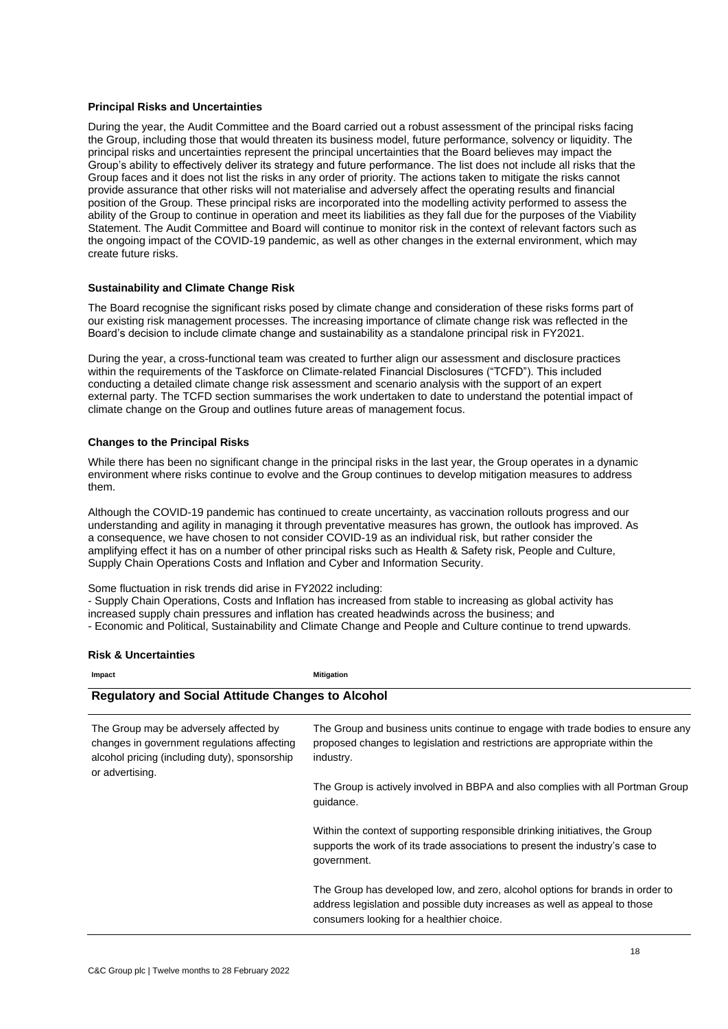### Principal Risks and Uncertainties

During the year, the Audit Committee and the Board carried out a robust assessment of the principal risks facing the Group, including those that would threaten its business model, future performance, solvency or liquidity. The principal risks and uncertainties represent the principal uncertainties that the Board believes may impact the Group's ability to effectively deliver its strategy and future performance. The list does not include all risks that the Group faces and it does not list the risks in any order of priority. The actions taken to mitigate the risks cannot provide assurance that other risks will not materialise and adversely affect the operating results and financial position of the Group. These principal risks are incorporated into the modelling activity performed to assess the ability of the Group to continue in operation and meet its liabilities as they fall due for the purposes of the Viability Statement. The Audit Committee and Board will continue to monitor risk in the context of relevant factors such as the ongoing impact of the COVID-19 pandemic, as well as other changes in the external environment, which may create future risks.

### Sustainability and Climate Change Risk

The Board recognise the significant risks posed by climate change and consideration of these risks forms part of our existing risk management processes. The increasing importance of climate change risk was reflected in the Board's decision to include climate change and sustainability as a standalone principal risk in FY2021.

During the year, a cross-functional team was created to further align our assessment and disclosure practices within the requirements of the Taskforce on Climate-related Financial Disclosures ("TCFD"). This included conducting a detailed climate change risk assessment and scenario analysis with the support of an expert external party. The TCFD section summarises the work undertaken to date to understand the potential impact of climate change on the Group and outlines future areas of management focus.

### Changes to the Principal Risks

While there has been no significant change in the principal risks in the last year, the Group operates in a dynamic environment where risks continue to evolve and the Group continues to develop mitigation measures to address them.

Although the COVID-19 pandemic has continued to create uncertainty, as vaccination rollouts progress and our understanding and agility in managing it through preventative measures has grown, the outlook has improved. As a consequence, we have chosen to not consider COVID-19 as an individual risk, but rather consider the amplifying effect it has on a number of other principal risks such as Health & Safety risk, People and Culture, Supply Chain Operations Costs and Inflation and Cyber and Information Security.

Some fluctuation in risk trends did arise in FY2022 including:
- Supply Chain Operations, Costs and Inflation has increased from stable to increasing as global activity has increased supply chain pressures and inflation has created headwinds across the business; and
- Economic and Political, Sustainability and Climate Change and People and Culture continue to trend upwards.

### Risk & Uncertainties

| Impact | Mitigation |
|---|---|
| **Regulatory and Social Attitude Changes to Alcohol** | |
| The Group may be adversely affected by changes in government regulations affecting alcohol pricing (including duty), sponsorship or advertising. | The Group and business units continue to engage with trade bodies to ensure any proposed changes to legislation and restrictions are appropriate within the industry.<br><br>The Group is actively involved in BBPA and also complies with all Portman Group guidance.<br><br>Within the context of supporting responsible drinking initiatives, the Group supports the work of its trade associations to present the industry's case to government.<br><br>The Group has developed low, and zero, alcohol options for brands in order to address legislation and possible duty increases as well as appeal to those consumers looking for a healthier choice. |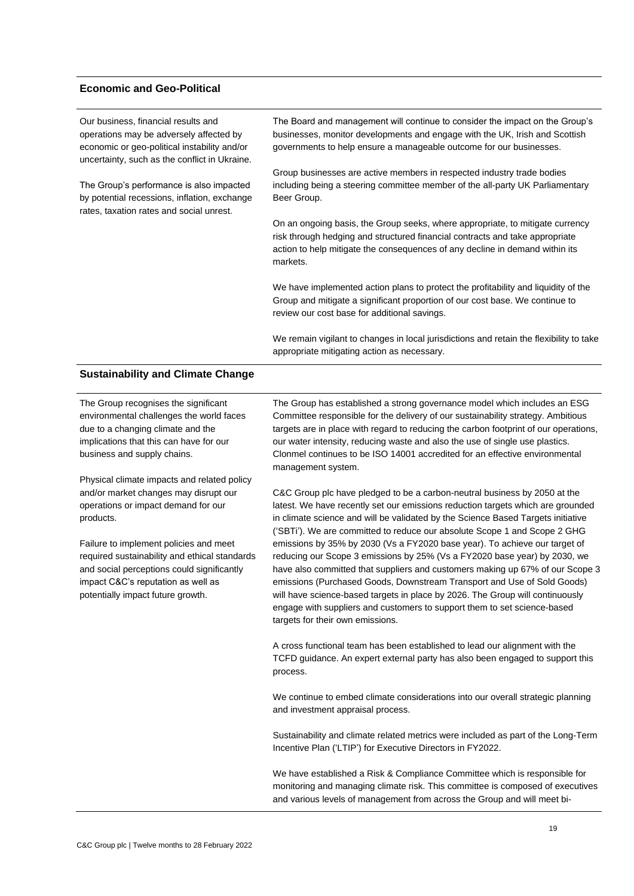### Economic and Geo-Political

| | |
|---|---|
| Our business, financial results and operations may be adversely affected by economic or geo-political instability and/or uncertainty, such as the conflict in Ukraine.<br><br>The Group's performance is also impacted by potential recessions, inflation, exchange rates, taxation rates and social unrest. | The Board and management will continue to consider the impact on the Group's businesses, monitor developments and engage with the UK, Irish and Scottish governments to help ensure a manageable outcome for our businesses.<br><br>Group businesses are active members in respected industry trade bodies including being a steering committee member of the all-party UK Parliamentary Beer Group.<br><br>On an ongoing basis, the Group seeks, where appropriate, to mitigate currency risk through hedging and structured financial contracts and take appropriate action to help mitigate the consequences of any decline in demand within its markets.<br><br>We have implemented action plans to protect the profitability and liquidity of the Group and mitigate a significant proportion of our cost base. We continue to review our cost base for additional savings.<br><br>We remain vigilant to changes in local jurisdictions and retain the flexibility to take appropriate mitigating action as necessary. |

### Sustainability and Climate Change

| | |
|---|---|
| The Group recognises the significant environmental challenges the world faces due to a changing climate and the implications that this can have for our business and supply chains.<br><br>Physical climate impacts and related policy and/or market changes may disrupt our operations or impact demand for our products.<br><br>Failure to implement policies and meet required sustainability and ethical standards and social perceptions could significantly impact C&C's reputation as well as potentially impact future growth. | The Group has established a strong governance model which includes an ESG Committee responsible for the delivery of our sustainability strategy. Ambitious targets are in place with regard to reducing the carbon footprint of our operations, our water intensity, reducing waste and also the use of single use plastics. Clonmel continues to be ISO 14001 accredited for an effective environmental management system.<br><br>C&C Group plc have pledged to be a carbon-neutral business by 2050 at the latest. We have recently set our emissions reduction targets which are grounded in climate science and will be validated by the Science Based Targets initiative ('SBTi'). We are committed to reduce our absolute Scope 1 and Scope 2 GHG emissions by 35% by 2030 (Vs a FY2020 base year). To achieve our target of reducing our Scope 3 emissions by 25% (Vs a FY2020 base year) by 2030, we have also committed that suppliers and customers making up 67% of our Scope 3 emissions (Purchased Goods, Downstream Transport and Use of Sold Goods) will have science-based targets in place by 2026. The Group will continuously engage with suppliers and customers to support them to set science-based targets for their own emissions.<br><br>A cross functional team has been established to lead our alignment with the TCFD guidance. An expert external party has also been engaged to support this process.<br><br>We continue to embed climate considerations into our overall strategic planning and investment appraisal process.<br><br>Sustainability and climate related metrics were included as part of the Long-Term Incentive Plan ('LTIP') for Executive Directors in FY2022.<br><br>We have established a Risk & Compliance Committee which is responsible for monitoring and managing climate risk. This committee is composed of executives and various levels of management from across the Group and will meet bi- |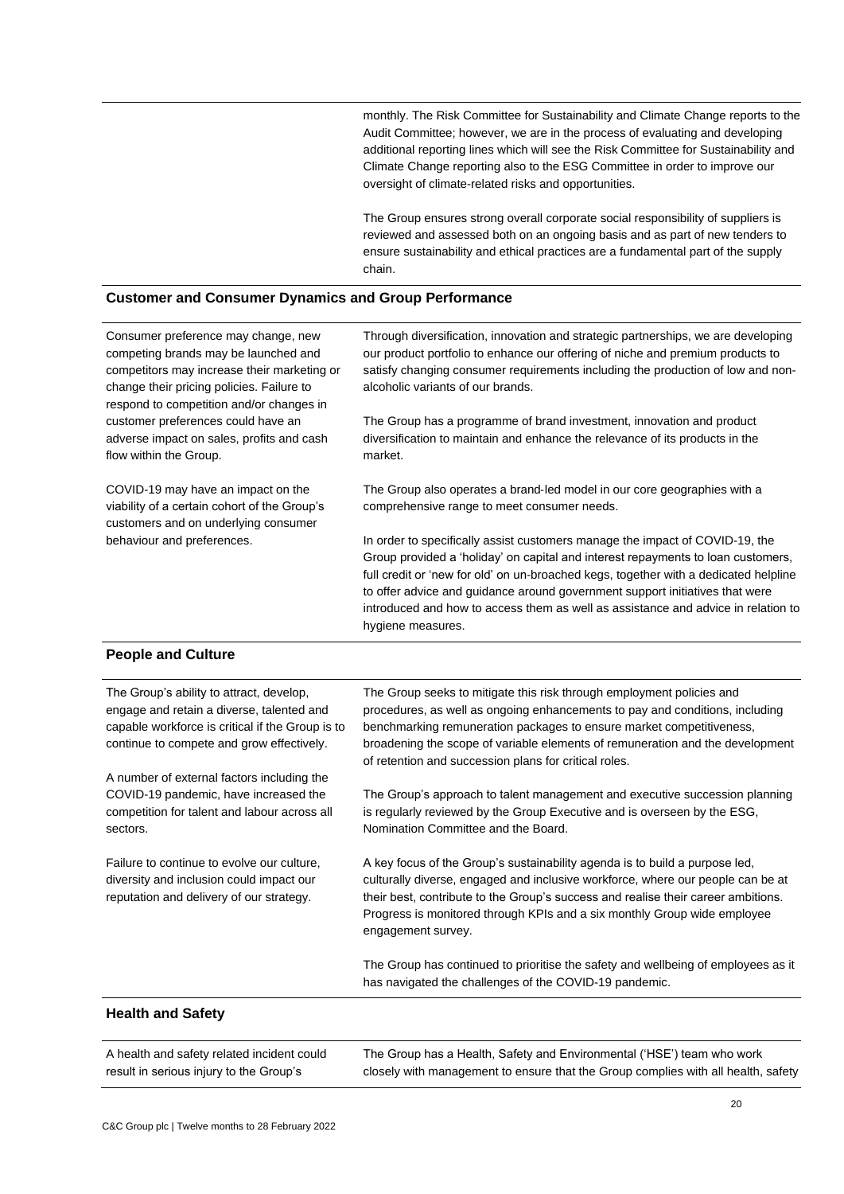| | |
|---|---|
| | monthly. The Risk Committee for Sustainability and Climate Change reports to the Audit Committee; however, we are in the process of evaluating and developing additional reporting lines which will see the Risk Committee for Sustainability and Climate Change reporting also to the ESG Committee in order to improve our oversight of climate-related risks and opportunities.<br><br>The Group ensures strong overall corporate social responsibility of suppliers is reviewed and assessed both on an ongoing basis and as part of new tenders to ensure sustainability and ethical practices are a fundamental part of the supply chain. |

### Customer and Consumer Dynamics and Group Performance

| | |
|---|---|
| Consumer preference may change, new competing brands may be launched and competitors may increase their marketing or change their pricing policies. Failure to respond to competition and/or changes in customer preferences could have an adverse impact on sales, profits and cash flow within the Group.<br><br>COVID-19 may have an impact on the viability of a certain cohort of the Group's customers and on underlying consumer behaviour and preferences. | Through diversification, innovation and strategic partnerships, we are developing our product portfolio to enhance our offering of niche and premium products to satisfy changing consumer requirements including the production of low and non-alcoholic variants of our brands.<br><br>The Group has a programme of brand investment, innovation and product diversification to maintain and enhance the relevance of its products in the market.<br><br>The Group also operates a brand-led model in our core geographies with a comprehensive range to meet consumer needs.<br><br>In order to specifically assist customers manage the impact of COVID-19, the Group provided a 'holiday' on capital and interest repayments to loan customers, full credit or 'new for old' on un-broached kegs, together with a dedicated helpline to offer advice and guidance around government support initiatives that were introduced and how to access them as well as assistance and advice in relation to hygiene measures. |

### People and Culture

| | |
|---|---|
| The Group's ability to attract, develop, engage and retain a diverse, talented and capable workforce is critical if the Group is to continue to compete and grow effectively.<br><br>A number of external factors including the COVID-19 pandemic, have increased the competition for talent and labour across all sectors.<br><br>Failure to continue to evolve our culture, diversity and inclusion could impact our reputation and delivery of our strategy. | The Group seeks to mitigate this risk through employment policies and procedures, as well as ongoing enhancements to pay and conditions, including benchmarking remuneration packages to ensure market competitiveness, broadening the scope of variable elements of remuneration and the development of retention and succession plans for critical roles.<br><br>The Group's approach to talent management and executive succession planning is regularly reviewed by the Group Executive and is overseen by the ESG, Nomination Committee and the Board.<br><br>A key focus of the Group's sustainability agenda is to build a purpose led, culturally diverse, engaged and inclusive workforce, where our people can be at their best, contribute to the Group's success and realise their career ambitions. Progress is monitored through KPIs and a six monthly Group wide employee engagement survey.<br><br>The Group has continued to prioritise the safety and wellbeing of employees as it has navigated the challenges of the COVID-19 pandemic. |

### Health and Safety

| | |
|---|---|
| A health and safety related incident could result in serious injury to the Group's | The Group has a Health, Safety and Environmental ('HSE') team who work closely with management to ensure that the Group complies with all health, safety |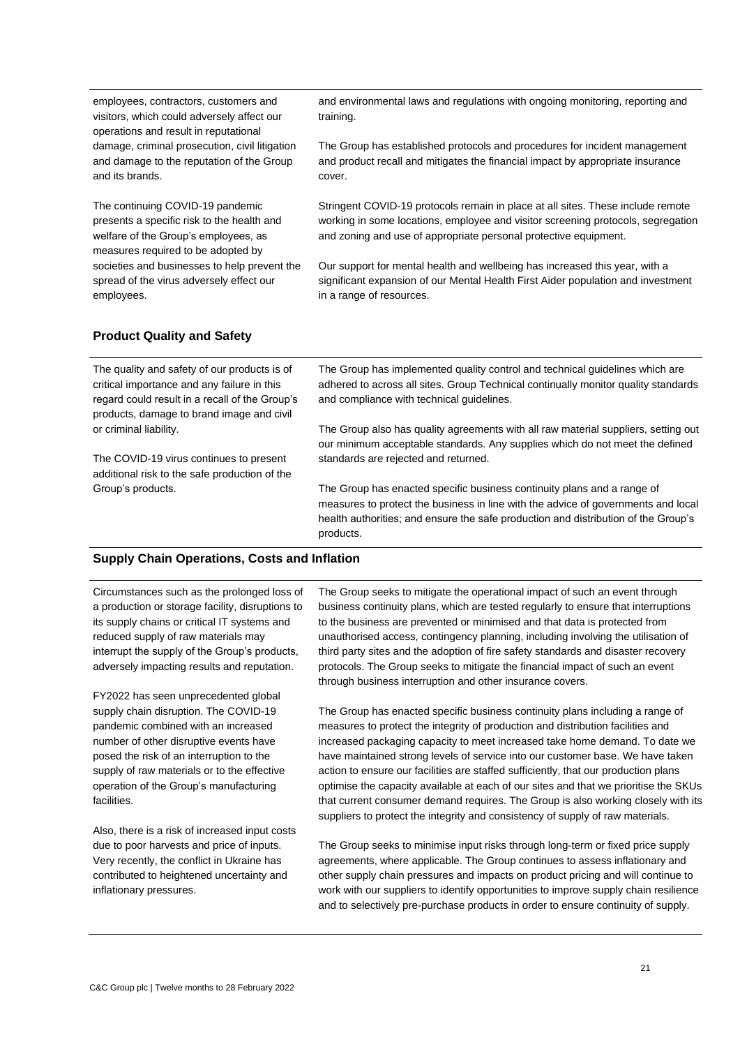| | |
|---|---|
| employees, contractors, customers and visitors, which could adversely affect our operations and result in reputational damage, criminal prosecution, civil litigation and damage to the reputation of the Group and its brands.<br><br>The continuing COVID-19 pandemic presents a specific risk to the health and welfare of the Group's employees, as measures required to be adopted by societies and businesses to help prevent the spread of the virus adversely effect our employees. | and environmental laws and regulations with ongoing monitoring, reporting and training.<br><br>The Group has established protocols and procedures for incident management and product recall and mitigates the financial impact by appropriate insurance cover.<br><br>Stringent COVID-19 protocols remain in place at all sites. These include remote working in some locations, employee and visitor screening protocols, segregation and zoning and use of appropriate personal protective equipment.<br><br>Our support for mental health and wellbeing has increased this year, with a significant expansion of our Mental Health First Aider population and investment in a range of resources. |

## Product Quality and Safety

| | |
|---|---|
| The quality and safety of our products is of critical importance and any failure in this regard could result in a recall of the Group's products, damage to brand image and civil or criminal liability.<br><br>The COVID-19 virus continues to present additional risk to the safe production of the Group's products. | The Group has implemented quality control and technical guidelines which are adhered to across all sites. Group Technical continually monitor quality standards and compliance with technical guidelines.<br><br>The Group also has quality agreements with all raw material suppliers, setting out our minimum acceptable standards. Any supplies which do not meet the defined standards are rejected and returned.<br><br>The Group has enacted specific business continuity plans and a range of measures to protect the business in line with the advice of governments and local health authorities; and ensure the safe production and distribution of the Group's products. |

## Supply Chain Operations, Costs and Inflation

| | |
|---|---|
| Circumstances such as the prolonged loss of a production or storage facility, disruptions to its supply chains or critical IT systems and reduced supply of raw materials may interrupt the supply of the Group's products, adversely impacting results and reputation.<br><br>FY2022 has seen unprecedented global supply chain disruption. The COVID-19 pandemic combined with an increased number of other disruptive events have posed the risk of an interruption to the supply of raw materials or to the effective operation of the Group's manufacturing facilities.<br><br>Also, there is a risk of increased input costs due to poor harvests and price of inputs. Very recently, the conflict in Ukraine has contributed to heightened uncertainty and inflationary pressures. | The Group seeks to mitigate the operational impact of such an event through business continuity plans, which are tested regularly to ensure that interruptions to the business are prevented or minimised and that data is protected from unauthorised access, contingency planning, including involving the utilisation of third party sites and the adoption of fire safety standards and disaster recovery protocols. The Group seeks to mitigate the financial impact of such an event through business interruption and other insurance covers.<br><br>The Group has enacted specific business continuity plans including a range of measures to protect the integrity of production and distribution facilities and increased packaging capacity to meet increased take home demand. To date we have maintained strong levels of service into our customer base. We have taken action to ensure our facilities are staffed sufficiently, that our production plans optimise the capacity available at each of our sites and that we prioritise the SKUs that current consumer demand requires. The Group is also working closely with its suppliers to protect the integrity and consistency of supply of raw materials.<br><br>The Group seeks to minimise input risks through long-term or fixed price supply agreements, where applicable. The Group continues to assess inflationary and other supply chain pressures and impacts on product pricing and will continue to work with our suppliers to identify opportunities to improve supply chain resilience and to selectively pre-purchase products in order to ensure continuity of supply. |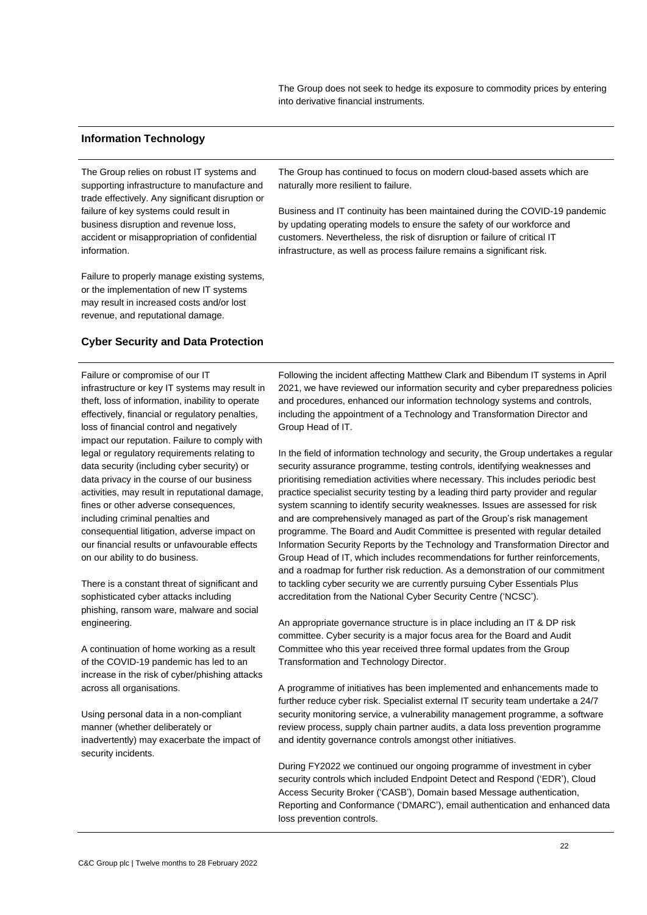The Group does not seek to hedge its exposure to commodity prices by entering into derivative financial instruments.

## Information Technology

The Group relies on robust IT systems and supporting infrastructure to manufacture and trade effectively. Any significant disruption or failure of key systems could result in business disruption and revenue loss, accident or misappropriation of confidential information.

Failure to properly manage existing systems, or the implementation of new IT systems may result in increased costs and/or lost revenue, and reputational damage.

The Group has continued to focus on modern cloud-based assets which are naturally more resilient to failure.

Business and IT continuity has been maintained during the COVID-19 pandemic by updating operating models to ensure the safety of our workforce and customers. Nevertheless, the risk of disruption or failure of critical IT infrastructure, as well as process failure remains a significant risk.

## Cyber Security and Data Protection

Failure or compromise of our IT infrastructure or key IT systems may result in theft, loss of information, inability to operate effectively, financial or regulatory penalties, loss of financial control and negatively impact our reputation. Failure to comply with legal or regulatory requirements relating to data security (including cyber security) or data privacy in the course of our business activities, may result in reputational damage, fines or other adverse consequences, including criminal penalties and consequential litigation, adverse impact on our financial results or unfavourable effects on our ability to do business.

There is a constant threat of significant and sophisticated cyber attacks including phishing, ransom ware, malware and social engineering.

A continuation of home working as a result of the COVID-19 pandemic has led to an increase in the risk of cyber/phishing attacks across all organisations.

Using personal data in a non-compliant manner (whether deliberately or inadvertently) may exacerbate the impact of security incidents.

Following the incident affecting Matthew Clark and Bibendum IT systems in April 2021, we have reviewed our information security and cyber preparedness policies and procedures, enhanced our information technology systems and controls, including the appointment of a Technology and Transformation Director and Group Head of IT.

In the field of information technology and security, the Group undertakes a regular security assurance programme, testing controls, identifying weaknesses and prioritising remediation activities where necessary. This includes periodic best practice specialist security testing by a leading third party provider and regular system scanning to identify security weaknesses. Issues are assessed for risk and are comprehensively managed as part of the Group's risk management programme. The Board and Audit Committee is presented with regular detailed Information Security Reports by the Technology and Transformation Director and Group Head of IT, which includes recommendations for further reinforcements, and a roadmap for further risk reduction. As a demonstration of our commitment to tackling cyber security we are currently pursuing Cyber Essentials Plus accreditation from the National Cyber Security Centre ('NCSC').

An appropriate governance structure is in place including an IT & DP risk committee. Cyber security is a major focus area for the Board and Audit Committee who this year received three formal updates from the Group Transformation and Technology Director.

A programme of initiatives has been implemented and enhancements made to further reduce cyber risk. Specialist external IT security team undertake a 24/7 security monitoring service, a vulnerability management programme, a software review process, supply chain partner audits, a data loss prevention programme and identity governance controls amongst other initiatives.

During FY2022 we continued our ongoing programme of investment in cyber security controls which included Endpoint Detect and Respond ('EDR'), Cloud Access Security Broker ('CASB'), Domain based Message authentication, Reporting and Conformance ('DMARC'), email authentication and enhanced data loss prevention controls.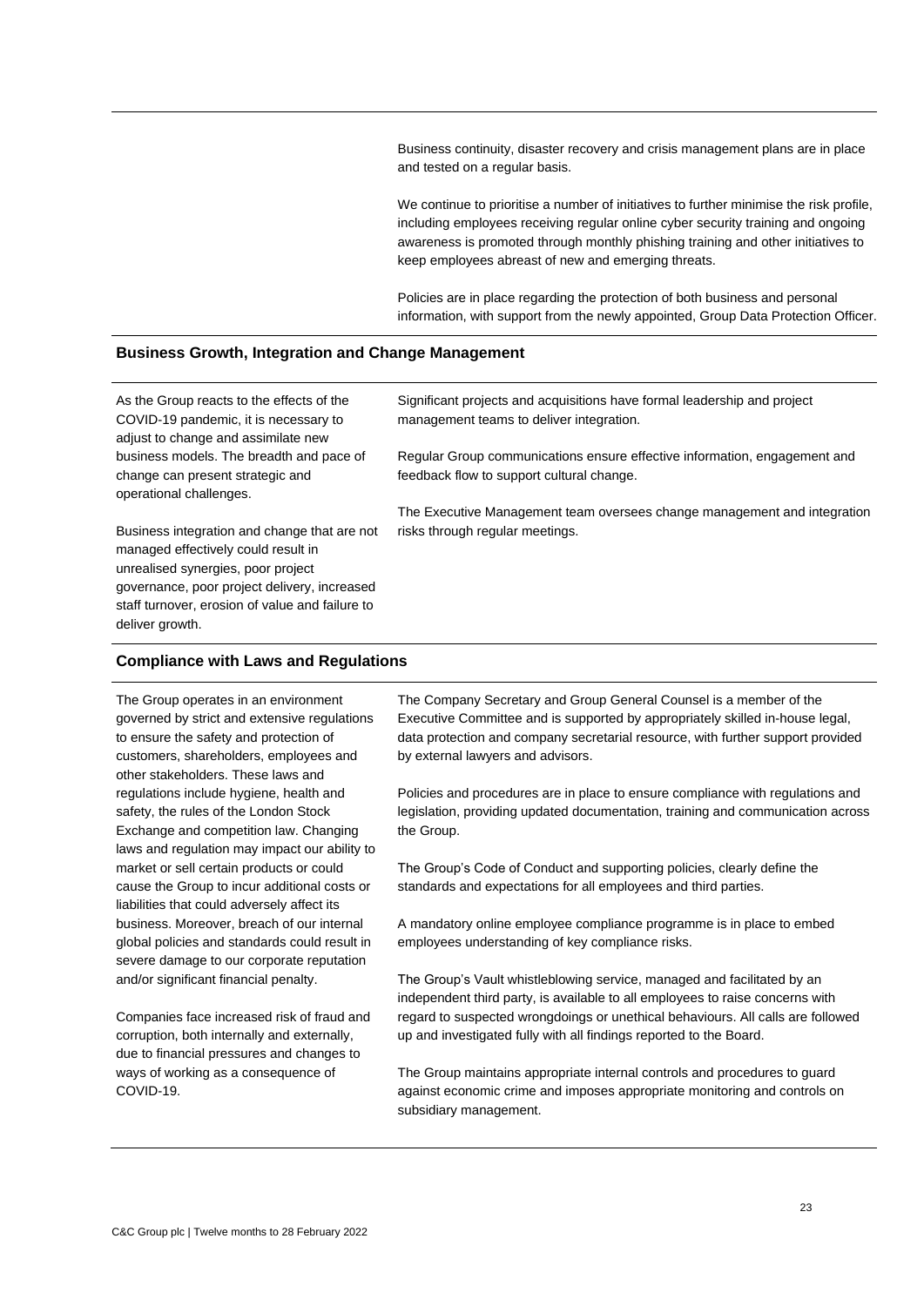Business continuity, disaster recovery and crisis management plans are in place and tested on a regular basis.

We continue to prioritise a number of initiatives to further minimise the risk profile, including employees receiving regular online cyber security training and ongoing awareness is promoted through monthly phishing training and other initiatives to keep employees abreast of new and emerging threats.

Policies are in place regarding the protection of both business and personal information, with support from the newly appointed, Group Data Protection Officer.

### Business Growth, Integration and Change Management

As the Group reacts to the effects of the COVID-19 pandemic, it is necessary to adjust to change and assimilate new business models. The breadth and pace of change can present strategic and operational challenges.

Business integration and change that are not managed effectively could result in unrealised synergies, poor project governance, poor project delivery, increased staff turnover, erosion of value and failure to deliver growth.

Significant projects and acquisitions have formal leadership and project management teams to deliver integration.

Regular Group communications ensure effective information, engagement and feedback flow to support cultural change.

The Executive Management team oversees change management and integration risks through regular meetings.

### Compliance with Laws and Regulations

The Group operates in an environment governed by strict and extensive regulations to ensure the safety and protection of customers, shareholders, employees and other stakeholders. These laws and regulations include hygiene, health and safety, the rules of the London Stock Exchange and competition law. Changing laws and regulation may impact our ability to market or sell certain products or could cause the Group to incur additional costs or liabilities that could adversely affect its business. Moreover, breach of our internal global policies and standards could result in severe damage to our corporate reputation and/or significant financial penalty.

Companies face increased risk of fraud and corruption, both internally and externally, due to financial pressures and changes to ways of working as a consequence of COVID-19.

The Company Secretary and Group General Counsel is a member of the Executive Committee and is supported by appropriately skilled in-house legal, data protection and company secretarial resource, with further support provided by external lawyers and advisors.

Policies and procedures are in place to ensure compliance with regulations and legislation, providing updated documentation, training and communication across the Group.

The Group's Code of Conduct and supporting policies, clearly define the standards and expectations for all employees and third parties.

A mandatory online employee compliance programme is in place to embed employees understanding of key compliance risks.

The Group's Vault whistleblowing service, managed and facilitated by an independent third party, is available to all employees to raise concerns with regard to suspected wrongdoings or unethical behaviours. All calls are followed up and investigated fully with all findings reported to the Board.

The Group maintains appropriate internal controls and procedures to guard against economic crime and imposes appropriate monitoring and controls on subsidiary management.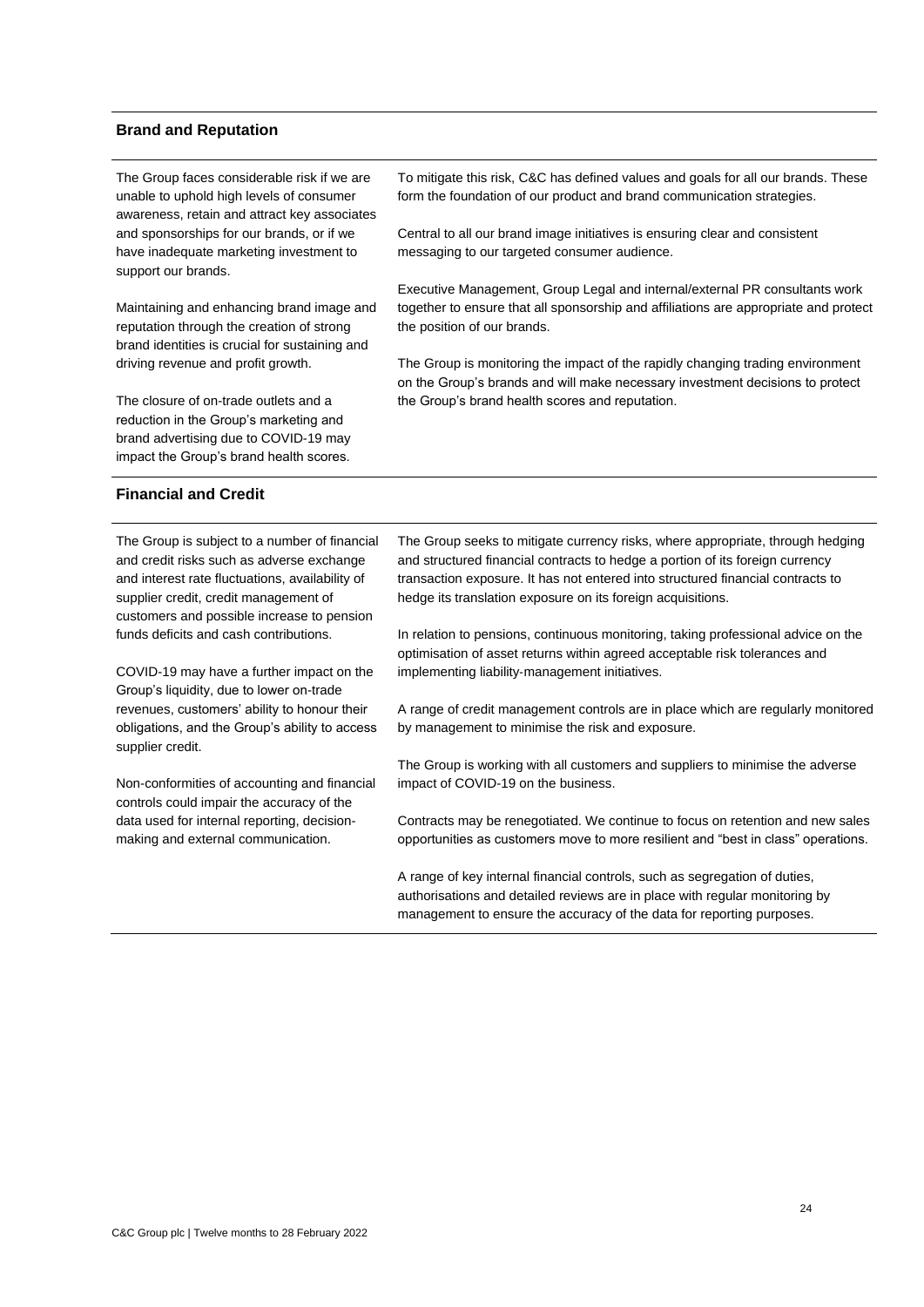## Brand and Reputation

The Group faces considerable risk if we are unable to uphold high levels of consumer awareness, retain and attract key associates and sponsorships for our brands, or if we have inadequate marketing investment to support our brands.

Maintaining and enhancing brand image and reputation through the creation of strong brand identities is crucial for sustaining and driving revenue and profit growth.

The closure of on-trade outlets and a reduction in the Group's marketing and brand advertising due to COVID-19 may impact the Group's brand health scores.

To mitigate this risk, C&C has defined values and goals for all our brands. These form the foundation of our product and brand communication strategies.

Central to all our brand image initiatives is ensuring clear and consistent messaging to our targeted consumer audience.

Executive Management, Group Legal and internal/external PR consultants work together to ensure that all sponsorship and affiliations are appropriate and protect the position of our brands.

The Group is monitoring the impact of the rapidly changing trading environment on the Group's brands and will make necessary investment decisions to protect the Group's brand health scores and reputation.

## Financial and Credit

The Group is subject to a number of financial and credit risks such as adverse exchange and interest rate fluctuations, availability of supplier credit, credit management of customers and possible increase to pension funds deficits and cash contributions.

COVID-19 may have a further impact on the Group's liquidity, due to lower on-trade revenues, customers' ability to honour their obligations, and the Group's ability to access supplier credit.

Non-conformities of accounting and financial controls could impair the accuracy of the data used for internal reporting, decision-making and external communication.

The Group seeks to mitigate currency risks, where appropriate, through hedging and structured financial contracts to hedge a portion of its foreign currency transaction exposure. It has not entered into structured financial contracts to hedge its translation exposure on its foreign acquisitions.

In relation to pensions, continuous monitoring, taking professional advice on the optimisation of asset returns within agreed acceptable risk tolerances and implementing liability-management initiatives.

A range of credit management controls are in place which are regularly monitored by management to minimise the risk and exposure.

The Group is working with all customers and suppliers to minimise the adverse impact of COVID-19 on the business.

Contracts may be renegotiated. We continue to focus on retention and new sales opportunities as customers move to more resilient and "best in class" operations.

A range of key internal financial controls, such as segregation of duties, authorisations and detailed reviews are in place with regular monitoring by management to ensure the accuracy of the data for reporting purposes.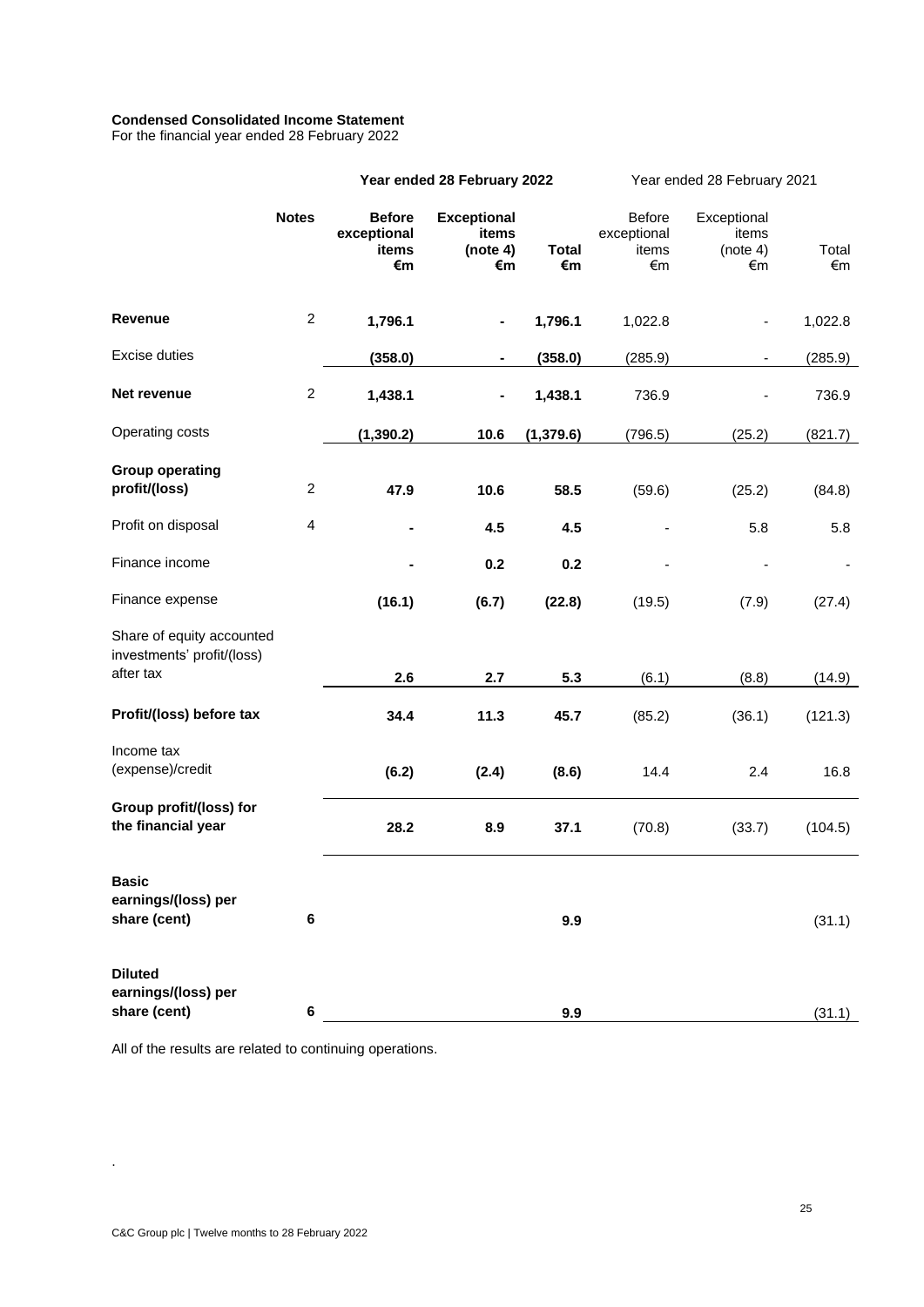**Condensed Consolidated Income Statement**
For the financial year ended 28 February 2022

| | | Year ended 28 February 2022 | | | Year ended 28 February 2021 | | |
|---|---|---|---|---|---|---|---|
| | **Notes** | **Before exceptional items €m** | **Exceptional items (note 4) €m** | **Total €m** | Before exceptional items €m | Exceptional items (note 4) €m | Total €m |
| **Revenue** | 2 | **1,796.1** | **-** | **1,796.1** | 1,022.8 | - | 1,022.8 |
| Excise duties | | **(358.0)** | **-** | **(358.0)** | (285.9) | - | (285.9) |
| **Net revenue** | 2 | **1,438.1** | **-** | **1,438.1** | 736.9 | - | 736.9 |
| Operating costs | | **(1,390.2)** | **10.6** | **(1,379.6)** | (796.5) | (25.2) | (821.7) |
| **Group operating profit/(loss)** | 2 | **47.9** | **10.6** | **58.5** | (59.6) | (25.2) | (84.8) |
| Profit on disposal | 4 | **-** | **4.5** | **4.5** | - | 5.8 | 5.8 |
| Finance income | | **-** | **0.2** | **0.2** | - | - | - |
| Finance expense | | **(16.1)** | **(6.7)** | **(22.8)** | (19.5) | (7.9) | (27.4) |
| Share of equity accounted investments' profit/(loss) after tax | | **2.6** | **2.7** | **5.3** | (6.1) | (8.8) | (14.9) |
| **Profit/(loss) before tax** | | **34.4** | **11.3** | **45.7** | (85.2) | (36.1) | (121.3) |
| Income tax (expense)/credit | | **(6.2)** | **(2.4)** | **(8.6)** | 14.4 | 2.4 | 16.8 |
| **Group profit/(loss) for the financial year** | | **28.2** | **8.9** | **37.1** | (70.8) | (33.7) | (104.5) |
| **Basic earnings/(loss) per share (cent)** | **6** | | | **9.9** | | | (31.1) |
| **Diluted earnings/(loss) per share (cent)** | **6** | | | **9.9** | | | (31.1) |

All of the results are related to continuing operations.

.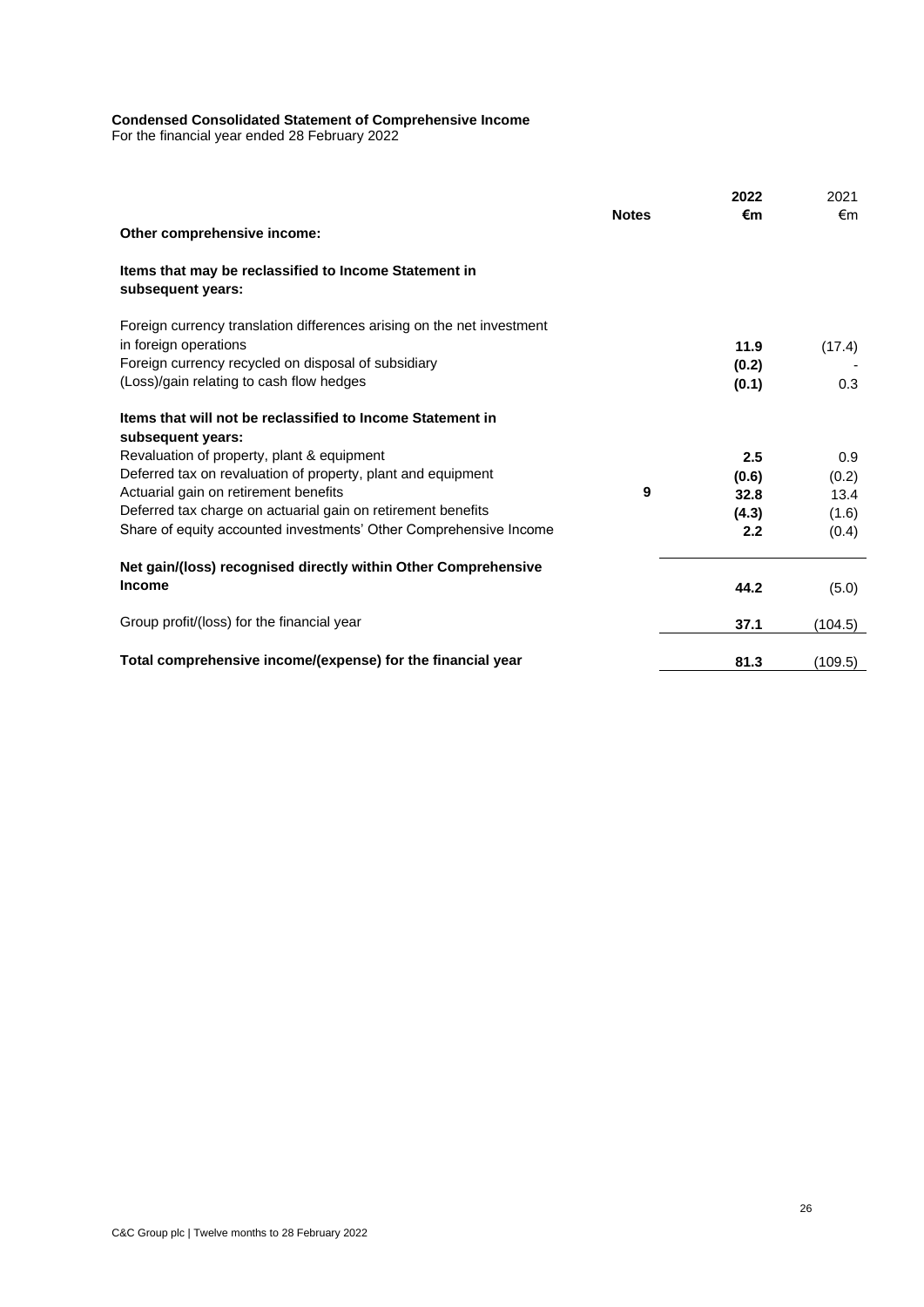**Condensed Consolidated Statement of Comprehensive Income**
For the financial year ended 28 February 2022

| | Notes | 2022 €m | 2021 €m |
|---|---|---|---|
| **Other comprehensive income:** | | | |
| **Items that may be reclassified to Income Statement in subsequent years:** | | | |
| Foreign currency translation differences arising on the net investment in foreign operations | | **11.9** | (17.4) |
| Foreign currency recycled on disposal of subsidiary | | **(0.2)** | - |
| (Loss)/gain relating to cash flow hedges | | **(0.1)** | 0.3 |
| **Items that will not be reclassified to Income Statement in subsequent years:** | | | |
| Revaluation of property, plant & equipment | | **2.5** | 0.9 |
| Deferred tax on revaluation of property, plant and equipment | | **(0.6)** | (0.2) |
| Actuarial gain on retirement benefits | **9** | **32.8** | 13.4 |
| Deferred tax charge on actuarial gain on retirement benefits | | **(4.3)** | (1.6) |
| Share of equity accounted investments' Other Comprehensive Income | | **2.2** | (0.4) |
| **Net gain/(loss) recognised directly within Other Comprehensive Income** | | **44.2** | (5.0) |
| Group profit/(loss) for the financial year | | **37.1** | (104.5) |
| **Total comprehensive income/(expense) for the financial year** | | **81.3** | (109.5) |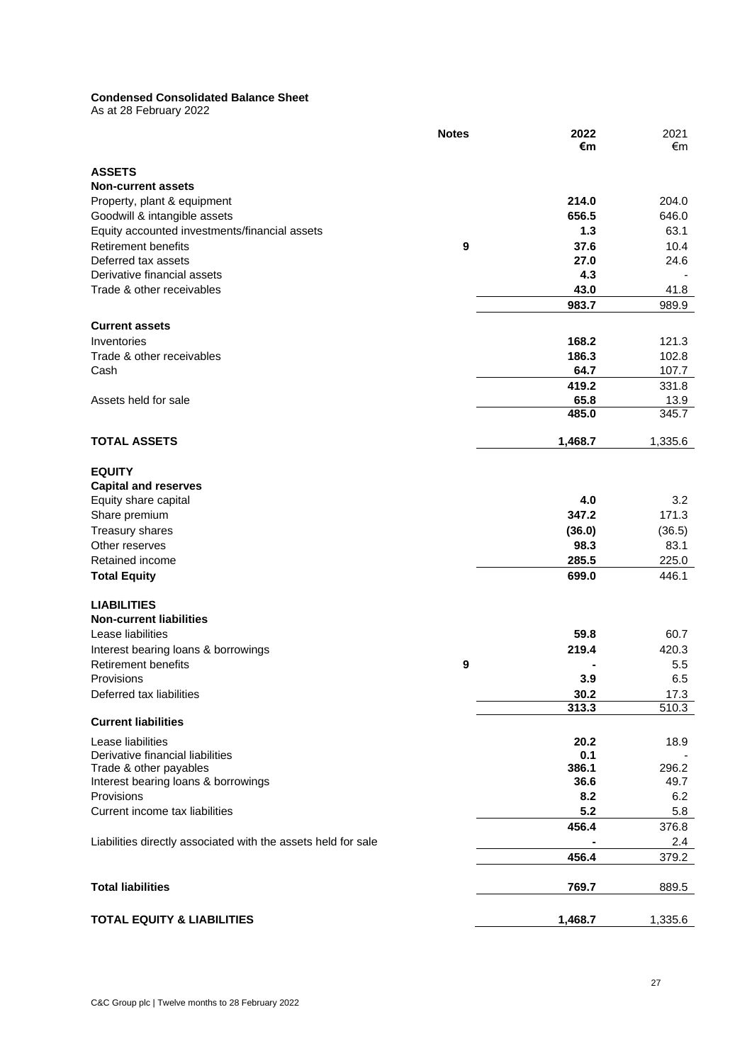**Condensed Consolidated Balance Sheet**

As at 28 February 2022

| | Notes | 2022 €m | 2021 €m |
|---|---|---|---|
| **ASSETS** | | | |
| **Non-current assets** | | | |
| Property, plant & equipment | | **214.0** | 204.0 |
| Goodwill & intangible assets | | **656.5** | 646.0 |
| Equity accounted investments/financial assets | | **1.3** | 63.1 |
| Retirement benefits | 9 | **37.6** | 10.4 |
| Deferred tax assets | | **27.0** | 24.6 |
| Derivative financial assets | | **4.3** | - |
| Trade & other receivables | | **43.0** | 41.8 |
| | | **983.7** | 989.9 |
| **Current assets** | | | |
| Inventories | | **168.2** | 121.3 |
| Trade & other receivables | | **186.3** | 102.8 |
| Cash | | **64.7** | 107.7 |
| | | **419.2** | 331.8 |
| Assets held for sale | | **65.8** | 13.9 |
| | | **485.0** | 345.7 |
| **TOTAL ASSETS** | | **1,468.7** | 1,335.6 |
| **EQUITY** | | | |
| **Capital and reserves** | | | |
| Equity share capital | | **4.0** | 3.2 |
| Share premium | | **347.2** | 171.3 |
| Treasury shares | | **(36.0)** | (36.5) |
| Other reserves | | **98.3** | 83.1 |
| Retained income | | **285.5** | 225.0 |
| **Total Equity** | | **699.0** | 446.1 |
| **LIABILITIES** | | | |
| **Non-current liabilities** | | | |
| Lease liabilities | | **59.8** | 60.7 |
| Interest bearing loans & borrowings | | **219.4** | 420.3 |
| Retirement benefits | 9 | **-** | 5.5 |
| Provisions | | **3.9** | 6.5 |
| Deferred tax liabilities | | **30.2** | 17.3 |
| | | **313.3** | 510.3 |
| **Current liabilities** | | | |
| Lease liabilities | | **20.2** | 18.9 |
| Derivative financial liabilities | | **0.1** | - |
| Trade & other payables | | **386.1** | 296.2 |
| Interest bearing loans & borrowings | | **36.6** | 49.7 |
| Provisions | | **8.2** | 6.2 |
| Current income tax liabilities | | **5.2** | 5.8 |
| | | **456.4** | 376.8 |
| Liabilities directly associated with the assets held for sale | | **-** | 2.4 |
| | | **456.4** | 379.2 |
| **Total liabilities** | | **769.7** | 889.5 |
| **TOTAL EQUITY & LIABILITIES** | | **1,468.7** | 1,335.6 |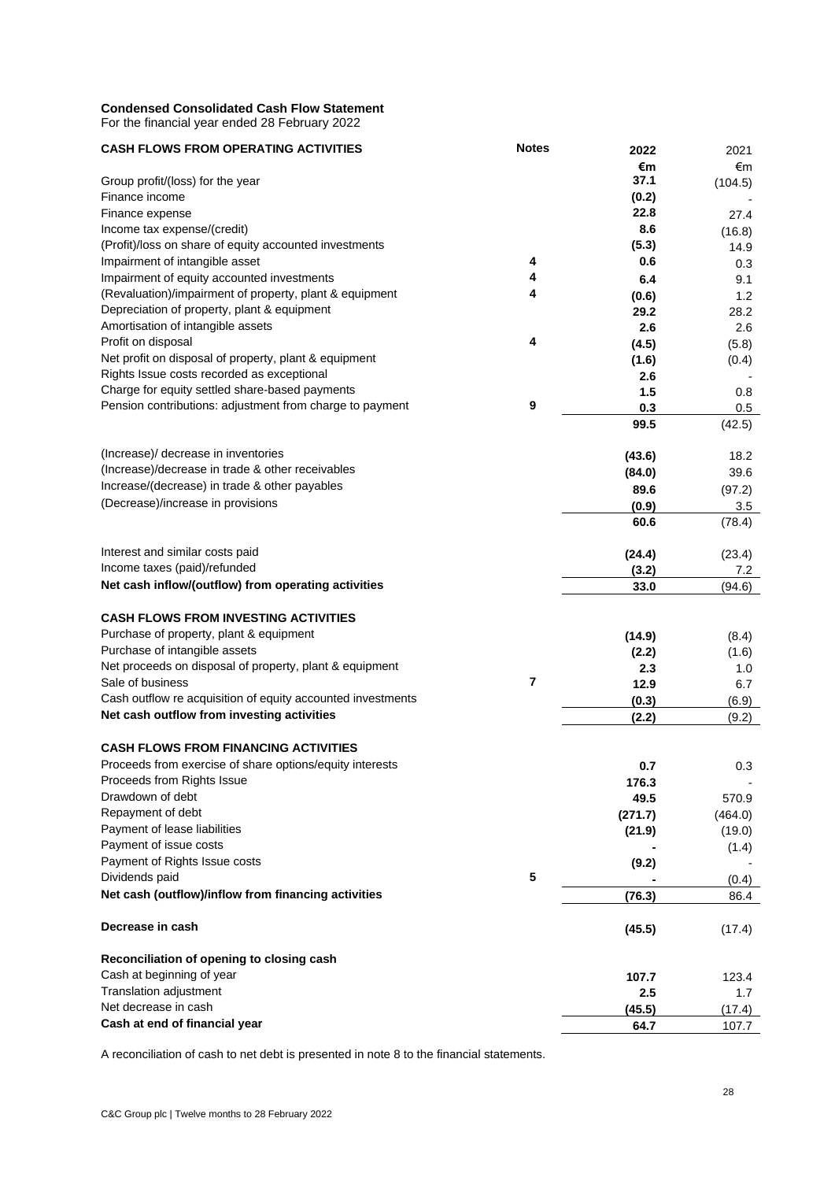**Condensed Consolidated Cash Flow Statement**
For the financial year ended 28 February 2022

| **CASH FLOWS FROM OPERATING ACTIVITIES** | **Notes** | **2022** | 2021 |
|---|---|---|---|
| | | **€m** | €m |
| Group profit/(loss) for the year | | **37.1** | (104.5) |
| Finance income | | **(0.2)** | - |
| Finance expense | | **22.8** | 27.4 |
| Income tax expense/(credit) | | **8.6** | (16.8) |
| (Profit)/loss on share of equity accounted investments | | **(5.3)** | 14.9 |
| Impairment of intangible asset | 4 | **0.6** | 0.3 |
| Impairment of equity accounted investments | 4 | **6.4** | 9.1 |
| (Revaluation)/impairment of property, plant & equipment | 4 | **(0.6)** | 1.2 |
| Depreciation of property, plant & equipment | | **29.2** | 28.2 |
| Amortisation of intangible assets | | **2.6** | 2.6 |
| Profit on disposal | 4 | **(4.5)** | (5.8) |
| Net profit on disposal of property, plant & equipment | | **(1.6)** | (0.4) |
| Rights Issue costs recorded as exceptional | | **2.6** | - |
| Charge for equity settled share-based payments | | **1.5** | 0.8 |
| Pension contributions: adjustment from charge to payment | 9 | **0.3** | 0.5 |
| | | **99.5** | (42.5) |
| (Increase)/ decrease in inventories | | **(43.6)** | 18.2 |
| (Increase)/decrease in trade & other receivables | | **(84.0)** | 39.6 |
| Increase/(decrease) in trade & other payables | | **89.6** | (97.2) |
| (Decrease)/increase in provisions | | **(0.9)** | 3.5 |
| | | **60.6** | (78.4) |
| Interest and similar costs paid | | **(24.4)** | (23.4) |
| Income taxes (paid)/refunded | | **(3.2)** | 7.2 |
| **Net cash inflow/(outflow) from operating activities** | | **33.0** | (94.6) |
| | | | |
| **CASH FLOWS FROM INVESTING ACTIVITIES** | | | |
| Purchase of property, plant & equipment | | **(14.9)** | (8.4) |
| Purchase of intangible assets | | **(2.2)** | (1.6) |
| Net proceeds on disposal of property, plant & equipment | | **2.3** | 1.0 |
| Sale of business | 7 | **12.9** | 6.7 |
| Cash outflow re acquisition of equity accounted investments | | **(0.3)** | (6.9) |
| **Net cash outflow from investing activities** | | **(2.2)** | (9.2) |
| | | | |
| **CASH FLOWS FROM FINANCING ACTIVITIES** | | | |
| Proceeds from exercise of share options/equity interests | | **0.7** | 0.3 |
| Proceeds from Rights Issue | | **176.3** | - |
| Drawdown of debt | | **49.5** | 570.9 |
| Repayment of debt | | **(271.7)** | (464.0) |
| Payment of lease liabilities | | **(21.9)** | (19.0) |
| Payment of issue costs | | **-** | (1.4) |
| Payment of Rights Issue costs | | **(9.2)** | - |
| Dividends paid | 5 | **-** | (0.4) |
| **Net cash (outflow)/inflow from financing activities** | | **(76.3)** | 86.4 |
| | | | |
| **Decrease in cash** | | **(45.5)** | (17.4) |
| | | | |
| **Reconciliation of opening to closing cash** | | | |
| Cash at beginning of year | | **107.7** | 123.4 |
| Translation adjustment | | **2.5** | 1.7 |
| Net decrease in cash | | **(45.5)** | (17.4) |
| **Cash at end of financial year** | | **64.7** | 107.7 |

A reconciliation of cash to net debt is presented in note 8 to the financial statements.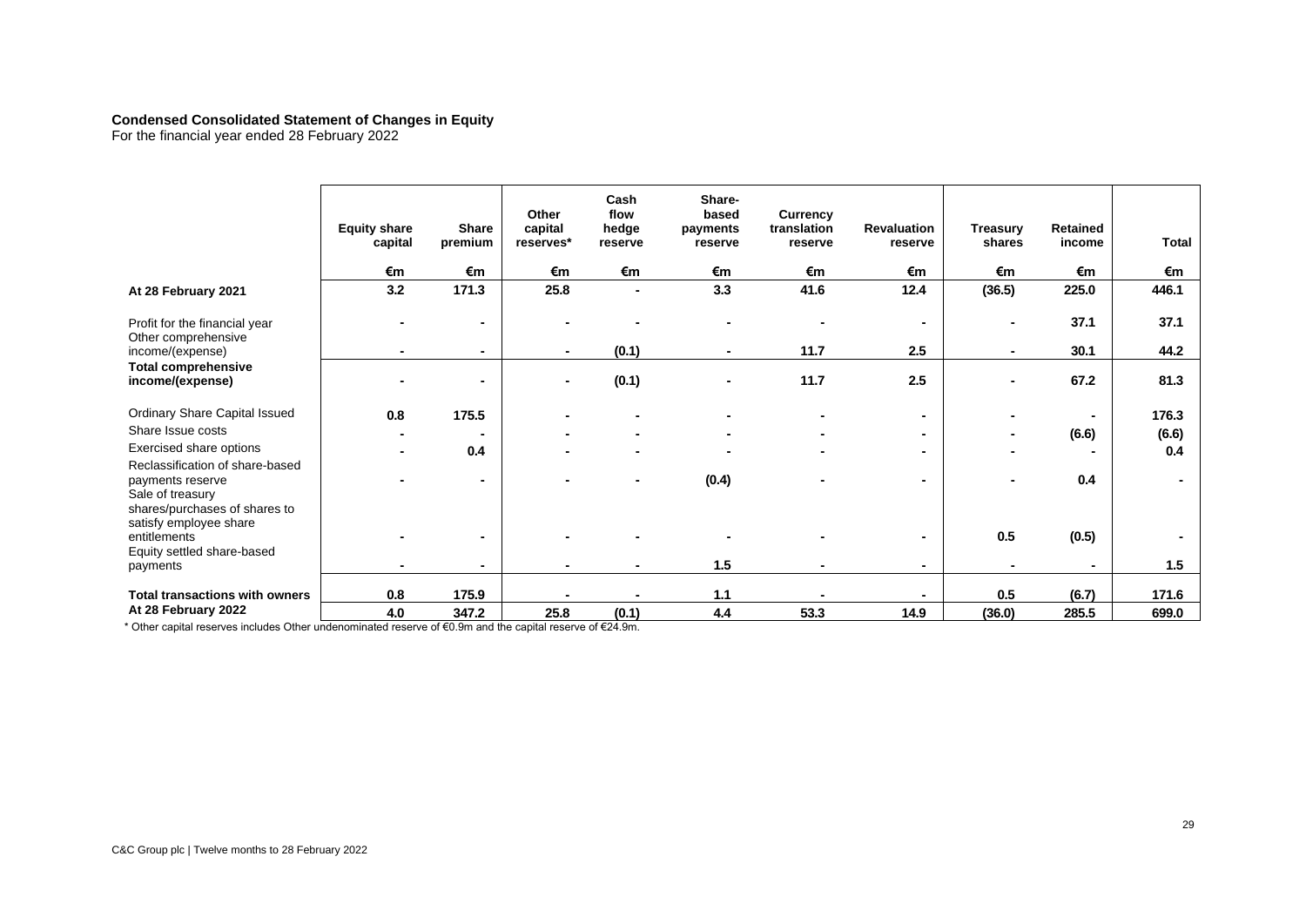**Condensed Consolidated Statement of Changes in Equity**
For the financial year ended 28 February 2022

| | Equity share capital | Share premium | Other capital reserves* | Cash flow hedge reserve | Share-based payments reserve | Currency translation reserve | Revaluation reserve | Treasury shares | Retained income | Total |
|---|---|---|---|---|---|---|---|---|---|---|
| | €m | €m | €m | €m | €m | €m | €m | €m | €m | €m |
| **At 28 February 2021** | **3.2** | **171.3** | **25.8** | **-** | **3.3** | **41.6** | **12.4** | **(36.5)** | **225.0** | **446.1** |
| Profit for the financial year | - | - | - | - | - | - | - | - | 37.1 | 37.1 |
| Other comprehensive income/(expense) | - | - | - | (0.1) | - | 11.7 | 2.5 | - | 30.1 | 44.2 |
| **Total comprehensive income/(expense)** | - | - | - | (0.1) | - | 11.7 | 2.5 | - | 67.2 | 81.3 |
| Ordinary Share Capital Issued | 0.8 | 175.5 | - | - | - | - | - | - | - | 176.3 |
| Share Issue costs | - | - | - | - | - | - | - | - | (6.6) | (6.6) |
| Exercised share options | - | 0.4 | - | - | - | - | - | - | - | 0.4 |
| Reclassification of share-based payments reserve | - | - | - | - | (0.4) | - | - | - | 0.4 | - |
| Sale of treasury shares/purchases of shares to satisfy employee share entitlements | - | - | - | - | - | - | - | 0.5 | (0.5) | - |
| Equity settled share-based payments | - | - | - | - | 1.5 | - | - | - | - | 1.5 |
| **Total transactions with owners** | **0.8** | **175.9** | **-** | **-** | **1.1** | **-** | **-** | **0.5** | **(6.7)** | **171.6** |
| **At 28 February 2022** | **4.0** | **347.2** | **25.8** | **(0.1)** | **4.4** | **53.3** | **14.9** | **(36.0)** | **285.5** | **699.0** |

\* Other capital reserves includes Other undenominated reserve of €0.9m and the capital reserve of €24.9m.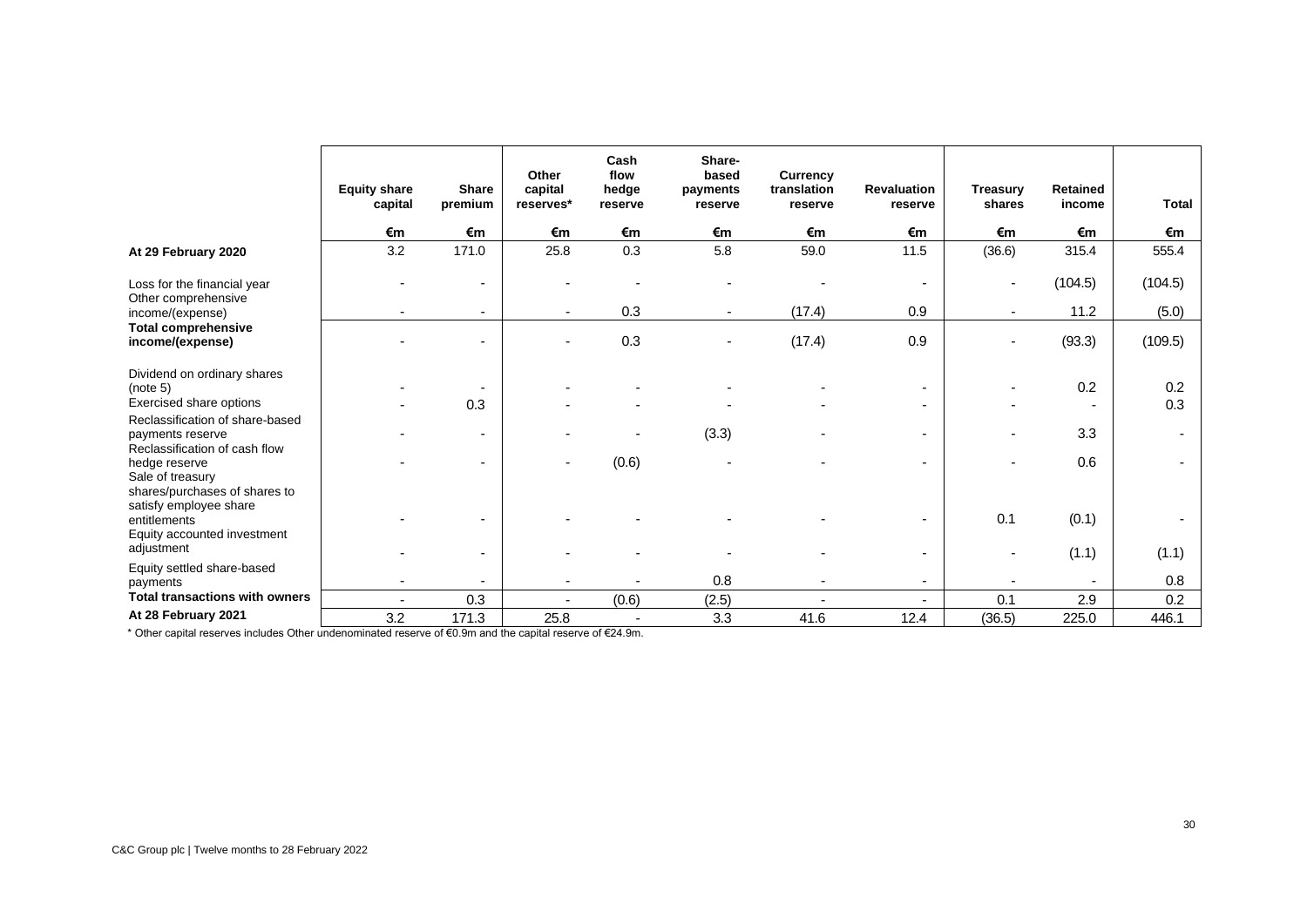| | Equity share capital | Share premium | Other capital reserves* | Cash flow hedge reserve | Share-based payments reserve | Currency translation reserve | Revaluation reserve | Treasury shares | Retained income | Total |
|---|---|---|---|---|---|---|---|---|---|---|
| | €m | €m | €m | €m | €m | €m | €m | €m | €m | €m |
| **At 29 February 2020** | 3.2 | 171.0 | 25.8 | 0.3 | 5.8 | 59.0 | 11.5 | (36.6) | 315.4 | 555.4 |
| Loss for the financial year | - | - | - | - | - | - | - | - | (104.5) | (104.5) |
| Other comprehensive income/(expense) | - | - | - | 0.3 | - | (17.4) | 0.9 | - | 11.2 | (5.0) |
| **Total comprehensive income/(expense)** | - | - | - | 0.3 | - | (17.4) | 0.9 | - | (93.3) | (109.5) |
| Dividend on ordinary shares (note 5) | - | - | - | - | - | - | - | - | 0.2 | 0.2 |
| Exercised share options | - | 0.3 | - | - | - | - | - | - | - | 0.3 |
| Reclassification of share-based payments reserve | - | - | - | - | (3.3) | - | - | - | 3.3 | - |
| Reclassification of cash flow hedge reserve | - | - | - | (0.6) | - | - | - | - | 0.6 | - |
| Sale of treasury shares/purchases of shares to satisfy employee share entitlements | - | - | - | - | - | - | - | 0.1 | (0.1) | - |
| Equity accounted investment adjustment | - | - | - | - | - | - | - | - | (1.1) | (1.1) |
| Equity settled share-based payments | - | - | - | - | 0.8 | - | - | - | - | 0.8 |
| **Total transactions with owners** | - | 0.3 | - | (0.6) | (2.5) | - | - | 0.1 | 2.9 | 0.2 |
| **At 28 February 2021** | 3.2 | 171.3 | 25.8 | - | 3.3 | 41.6 | 12.4 | (36.5) | 225.0 | 446.1 |

* Other capital reserves includes Other undenominated reserve of €0.9m and the capital reserve of €24.9m.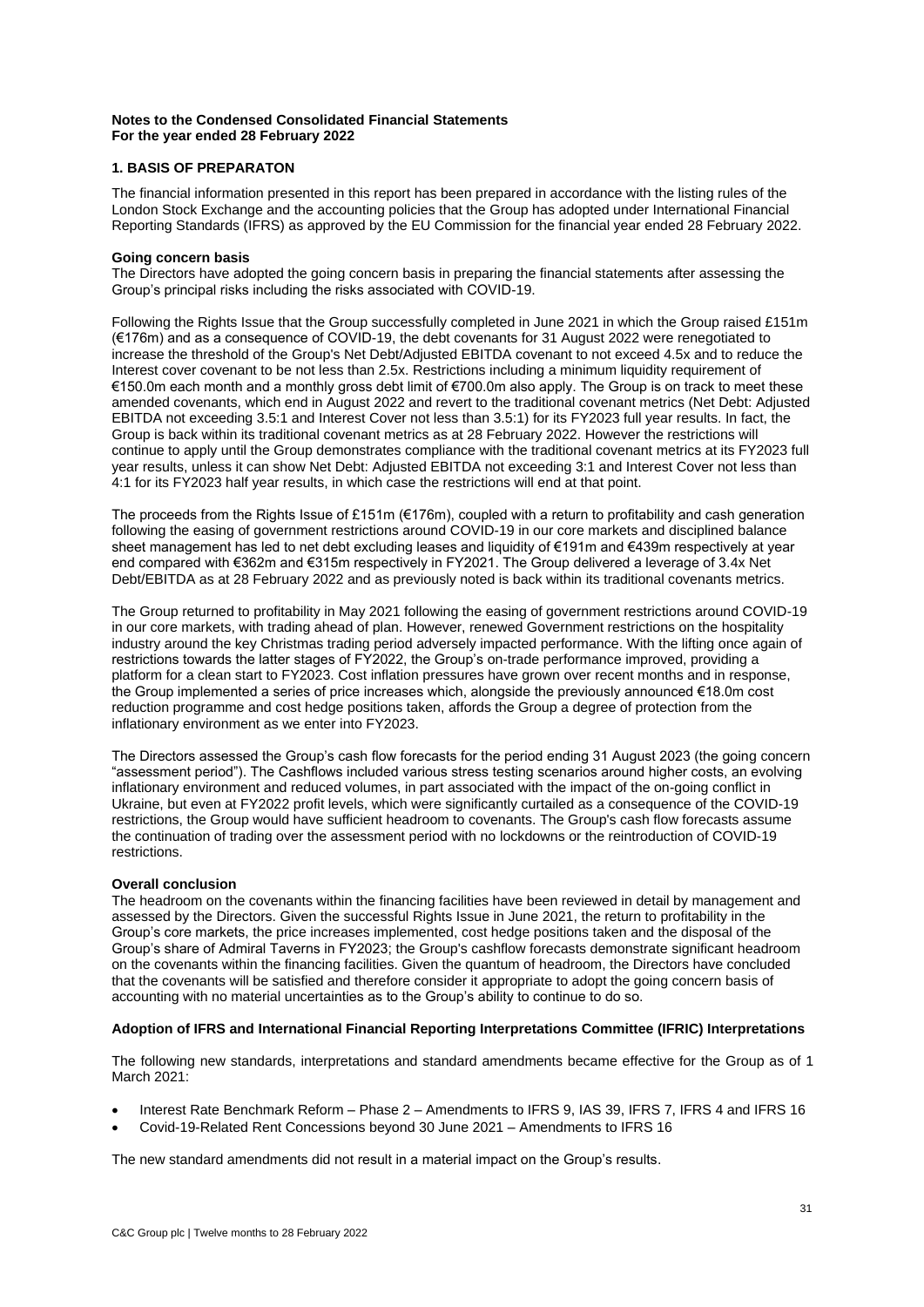**Notes to the Condensed Consolidated Financial Statements**
**For the year ended 28 February 2022**

## 1. BASIS OF PREPARATON

The financial information presented in this report has been prepared in accordance with the listing rules of the London Stock Exchange and the accounting policies that the Group has adopted under International Financial Reporting Standards (IFRS) as approved by the EU Commission for the financial year ended 28 February 2022.

**Going concern basis**

The Directors have adopted the going concern basis in preparing the financial statements after assessing the Group's principal risks including the risks associated with COVID-19.

Following the Rights Issue that the Group successfully completed in June 2021 in which the Group raised £151m (€176m) and as a consequence of COVID-19, the debt covenants for 31 August 2022 were renegotiated to increase the threshold of the Group's Net Debt/Adjusted EBITDA covenant to not exceed 4.5x and to reduce the Interest cover covenant to be not less than 2.5x. Restrictions including a minimum liquidity requirement of €150.0m each month and a monthly gross debt limit of €700.0m also apply. The Group is on track to meet these amended covenants, which end in August 2022 and revert to the traditional covenant metrics (Net Debt: Adjusted EBITDA not exceeding 3.5:1 and Interest Cover not less than 3.5:1) for its FY2023 full year results. In fact, the Group is back within its traditional covenant metrics as at 28 February 2022. However the restrictions will continue to apply until the Group demonstrates compliance with the traditional covenant metrics at its FY2023 full year results, unless it can show Net Debt: Adjusted EBITDA not exceeding 3:1 and Interest Cover not less than 4:1 for its FY2023 half year results, in which case the restrictions will end at that point.

The proceeds from the Rights Issue of £151m (€176m), coupled with a return to profitability and cash generation following the easing of government restrictions around COVID-19 in our core markets and disciplined balance sheet management has led to net debt excluding leases and liquidity of €191m and €439m respectively at year end compared with €362m and €315m respectively in FY2021. The Group delivered a leverage of 3.4x Net Debt/EBITDA as at 28 February 2022 and as previously noted is back within its traditional covenants metrics.

The Group returned to profitability in May 2021 following the easing of government restrictions around COVID-19 in our core markets, with trading ahead of plan. However, renewed Government restrictions on the hospitality industry around the key Christmas trading period adversely impacted performance. With the lifting once again of restrictions towards the latter stages of FY2022, the Group's on-trade performance improved, providing a platform for a clean start to FY2023. Cost inflation pressures have grown over recent months and in response, the Group implemented a series of price increases which, alongside the previously announced €18.0m cost reduction programme and cost hedge positions taken, affords the Group a degree of protection from the inflationary environment as we enter into FY2023.

The Directors assessed the Group's cash flow forecasts for the period ending 31 August 2023 (the going concern "assessment period"). The Cashflows included various stress testing scenarios around higher costs, an evolving inflationary environment and reduced volumes, in part associated with the impact of the on-going conflict in Ukraine, but even at FY2022 profit levels, which were significantly curtailed as a consequence of the COVID-19 restrictions, the Group would have sufficient headroom to covenants. The Group's cash flow forecasts assume the continuation of trading over the assessment period with no lockdowns or the reintroduction of COVID-19 restrictions.

**Overall conclusion**

The headroom on the covenants within the financing facilities have been reviewed in detail by management and assessed by the Directors. Given the successful Rights Issue in June 2021, the return to profitability in the Group's core markets, the price increases implemented, cost hedge positions taken and the disposal of the Group's share of Admiral Taverns in FY2023; the Group's cashflow forecasts demonstrate significant headroom on the covenants within the financing facilities. Given the quantum of headroom, the Directors have concluded that the covenants will be satisfied and therefore consider it appropriate to adopt the going concern basis of accounting with no material uncertainties as to the Group's ability to continue to do so.

**Adoption of IFRS and International Financial Reporting Interpretations Committee (IFRIC) Interpretations**

The following new standards, interpretations and standard amendments became effective for the Group as of 1 March 2021:

- Interest Rate Benchmark Reform – Phase 2 – Amendments to IFRS 9, IAS 39, IFRS 7, IFRS 4 and IFRS 16
- Covid-19-Related Rent Concessions beyond 30 June 2021 – Amendments to IFRS 16

The new standard amendments did not result in a material impact on the Group's results.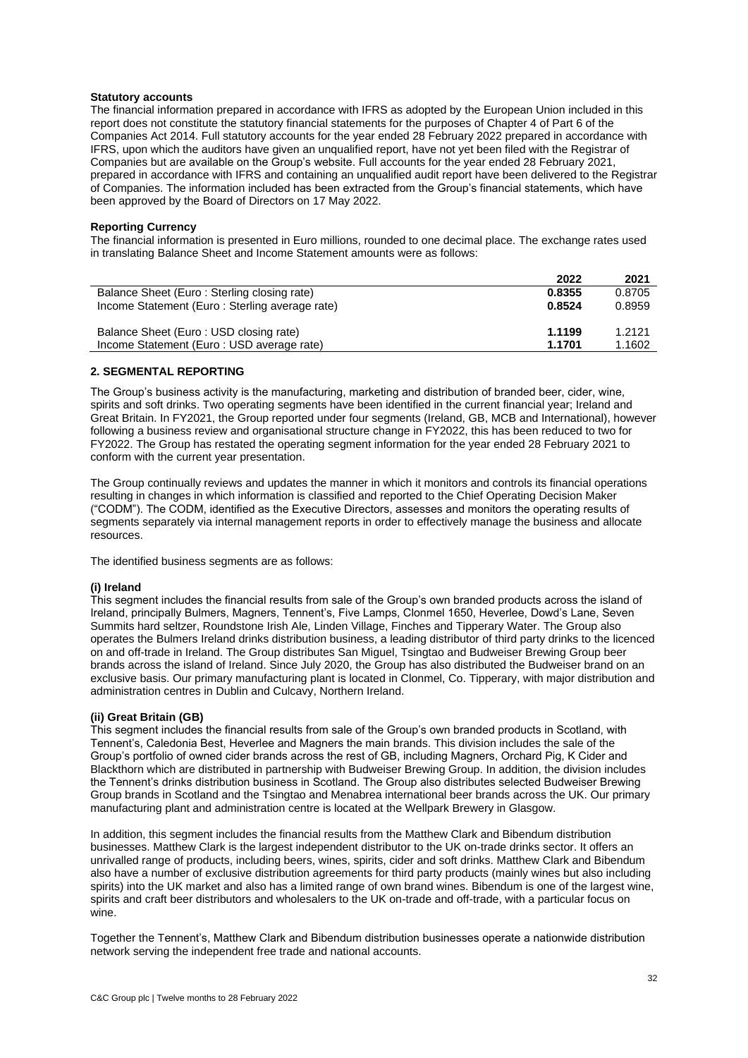**Statutory accounts**

The financial information prepared in accordance with IFRS as adopted by the European Union included in this report does not constitute the statutory financial statements for the purposes of Chapter 4 of Part 6 of the Companies Act 2014. Full statutory accounts for the year ended 28 February 2022 prepared in accordance with IFRS, upon which the auditors have given an unqualified report, have not yet been filed with the Registrar of Companies but are available on the Group's website. Full accounts for the year ended 28 February 2021, prepared in accordance with IFRS and containing an unqualified audit report have been delivered to the Registrar of Companies. The information included has been extracted from the Group's financial statements, which have been approved by the Board of Directors on 17 May 2022.

**Reporting Currency**

The financial information is presented in Euro millions, rounded to one decimal place. The exchange rates used in translating Balance Sheet and Income Statement amounts were as follows:

| | **2022** | **2021** |
|---|---|---|
| Balance Sheet (Euro : Sterling closing rate) | **0.8355** | 0.8705 |
| Income Statement (Euro : Sterling average rate) | **0.8524** | 0.8959 |
| Balance Sheet (Euro : USD closing rate) | **1.1199** | 1.2121 |
| Income Statement (Euro : USD average rate) | **1.1701** | 1.1602 |

## 2. SEGMENTAL REPORTING

The Group's business activity is the manufacturing, marketing and distribution of branded beer, cider, wine, spirits and soft drinks. Two operating segments have been identified in the current financial year; Ireland and Great Britain. In FY2021, the Group reported under four segments (Ireland, GB, MCB and International), however following a business review and organisational structure change in FY2022, this has been reduced to two for FY2022. The Group has restated the operating segment information for the year ended 28 February 2021 to conform with the current year presentation.

The Group continually reviews and updates the manner in which it monitors and controls its financial operations resulting in changes in which information is classified and reported to the Chief Operating Decision Maker ("CODM"). The CODM, identified as the Executive Directors, assesses and monitors the operating results of segments separately via internal management reports in order to effectively manage the business and allocate resources.

The identified business segments are as follows:

**(i) Ireland**

This segment includes the financial results from sale of the Group's own branded products across the island of Ireland, principally Bulmers, Magners, Tennent's, Five Lamps, Clonmel 1650, Heverlee, Dowd's Lane, Seven Summits hard seltzer, Roundstone Irish Ale, Linden Village, Finches and Tipperary Water. The Group also operates the Bulmers Ireland drinks distribution business, a leading distributor of third party drinks to the licenced on and off-trade in Ireland. The Group distributes San Miguel, Tsingtao and Budweiser Brewing Group beer brands across the island of Ireland. Since July 2020, the Group has also distributed the Budweiser brand on an exclusive basis. Our primary manufacturing plant is located in Clonmel, Co. Tipperary, with major distribution and administration centres in Dublin and Culcavy, Northern Ireland.

**(ii) Great Britain (GB)**

This segment includes the financial results from sale of the Group's own branded products in Scotland, with Tennent's, Caledonia Best, Heverlee and Magners the main brands. This division includes the sale of the Group's portfolio of owned cider brands across the rest of GB, including Magners, Orchard Pig, K Cider and Blackthorn which are distributed in partnership with Budweiser Brewing Group. In addition, the division includes the Tennent's drinks distribution business in Scotland. The Group also distributes selected Budweiser Brewing Group brands in Scotland and the Tsingtao and Menabrea international beer brands across the UK. Our primary manufacturing plant and administration centre is located at the Wellpark Brewery in Glasgow.

In addition, this segment includes the financial results from the Matthew Clark and Bibendum distribution businesses. Matthew Clark is the largest independent distributor to the UK on-trade drinks sector. It offers an unrivalled range of products, including beers, wines, spirits, cider and soft drinks. Matthew Clark and Bibendum also have a number of exclusive distribution agreements for third party products (mainly wines but also including spirits) into the UK market and also has a limited range of own brand wines. Bibendum is one of the largest wine, spirits and craft beer distributors and wholesalers to the UK on-trade and off-trade, with a particular focus on wine.

Together the Tennent's, Matthew Clark and Bibendum distribution businesses operate a nationwide distribution network serving the independent free trade and national accounts.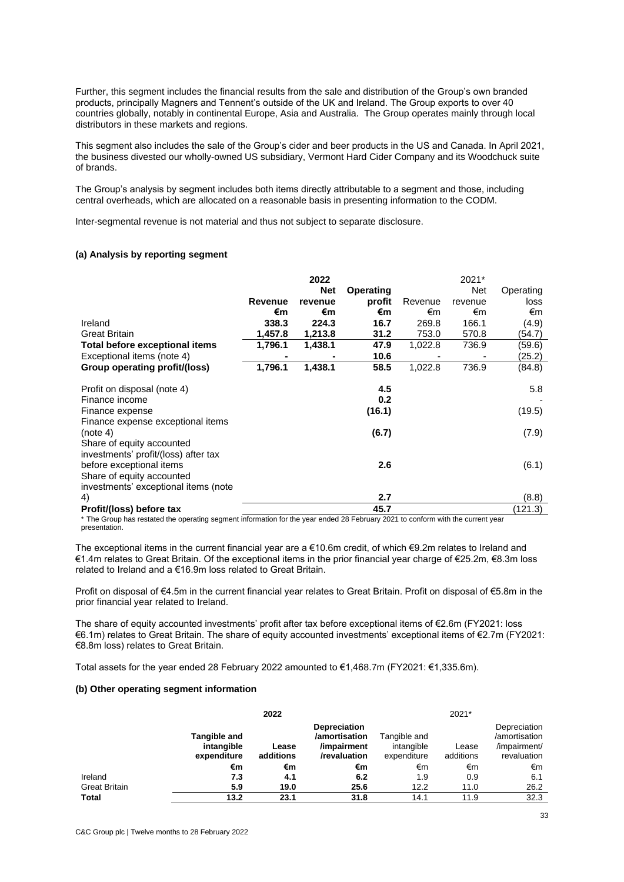Further, this segment includes the financial results from the sale and distribution of the Group's own branded products, principally Magners and Tennent's outside of the UK and Ireland. The Group exports to over 40 countries globally, notably in continental Europe, Asia and Australia. The Group operates mainly through local distributors in these markets and regions.

This segment also includes the sale of the Group's cider and beer products in the US and Canada. In April 2021, the business divested our wholly-owned US subsidiary, Vermont Hard Cider Company and its Woodchuck suite of brands.

The Group's analysis by segment includes both items directly attributable to a segment and those, including central overheads, which are allocated on a reasonable basis in presenting information to the CODM.

Inter-segmental revenue is not material and thus not subject to separate disclosure.

### (a) Analysis by reporting segment

| | **2022** | | | 2021* | | |
|---|---|---|---|---|---|---|
| | **Revenue** | **Net revenue** | **Operating profit** | Revenue | Net revenue | Operating loss |
| | **€m** | **€m** | **€m** | €m | €m | €m |
| Ireland | **338.3** | **224.3** | **16.7** | 269.8 | 166.1 | (4.9) |
| Great Britain | **1,457.8** | **1,213.8** | **31.2** | 753.0 | 570.8 | (54.7) |
| **Total before exceptional items** | **1,796.1** | **1,438.1** | **47.9** | 1,022.8 | 736.9 | (59.6) |
| Exceptional items (note 4) | **-** | **-** | **10.6** | - | - | (25.2) |
| **Group operating profit/(loss)** | **1,796.1** | **1,438.1** | **58.5** | 1,022.8 | 736.9 | (84.8) |
| Profit on disposal (note 4) | | | **4.5** | | | 5.8 |
| Finance income | | | **0.2** | | | - |
| Finance expense | | | **(16.1)** | | | (19.5) |
| Finance expense exceptional items (note 4) | | | **(6.7)** | | | (7.9) |
| Share of equity accounted investments' profit/(loss) after tax before exceptional items | | | **2.6** | | | (6.1) |
| Share of equity accounted investments' exceptional items (note 4) | | | **2.7** | | | (8.8) |
| **Profit/(loss) before tax** | | | **45.7** | | | (121.3) |

\* The Group has restated the operating segment information for the year ended 28 February 2021 to conform with the current year presentation.

The exceptional items in the current financial year are a €10.6m credit, of which €9.2m relates to Ireland and €1.4m relates to Great Britain. Of the exceptional items in the prior financial year charge of €25.2m, €8.3m loss related to Ireland and a €16.9m loss related to Great Britain.

Profit on disposal of €4.5m in the current financial year relates to Great Britain. Profit on disposal of €5.8m in the prior financial year related to Ireland.

The share of equity accounted investments' profit after tax before exceptional items of €2.6m (FY2021: loss €6.1m) relates to Great Britain. The share of equity accounted investments' exceptional items of €2.7m (FY2021: €8.8m loss) relates to Great Britain.

Total assets for the year ended 28 February 2022 amounted to €1,468.7m (FY2021: €1,335.6m).

### (b) Other operating segment information

| | **2022** | | | 2021* | | |
|---|---|---|---|---|---|---|
| | **Tangible and intangible expenditure** | **Lease additions** | **Depreciation /amortisation /impairment /revaluation** | Tangible and intangible expenditure | Lease additions | Depreciation /amortisation /impairment/ revaluation |
| | **€m** | **€m** | **€m** | €m | €m | €m |
| Ireland | **7.3** | **4.1** | **6.2** | 1.9 | 0.9 | 6.1 |
| Great Britain | **5.9** | **19.0** | **25.6** | 12.2 | 11.0 | 26.2 |
| **Total** | **13.2** | **23.1** | **31.8** | 14.1 | 11.9 | 32.3 |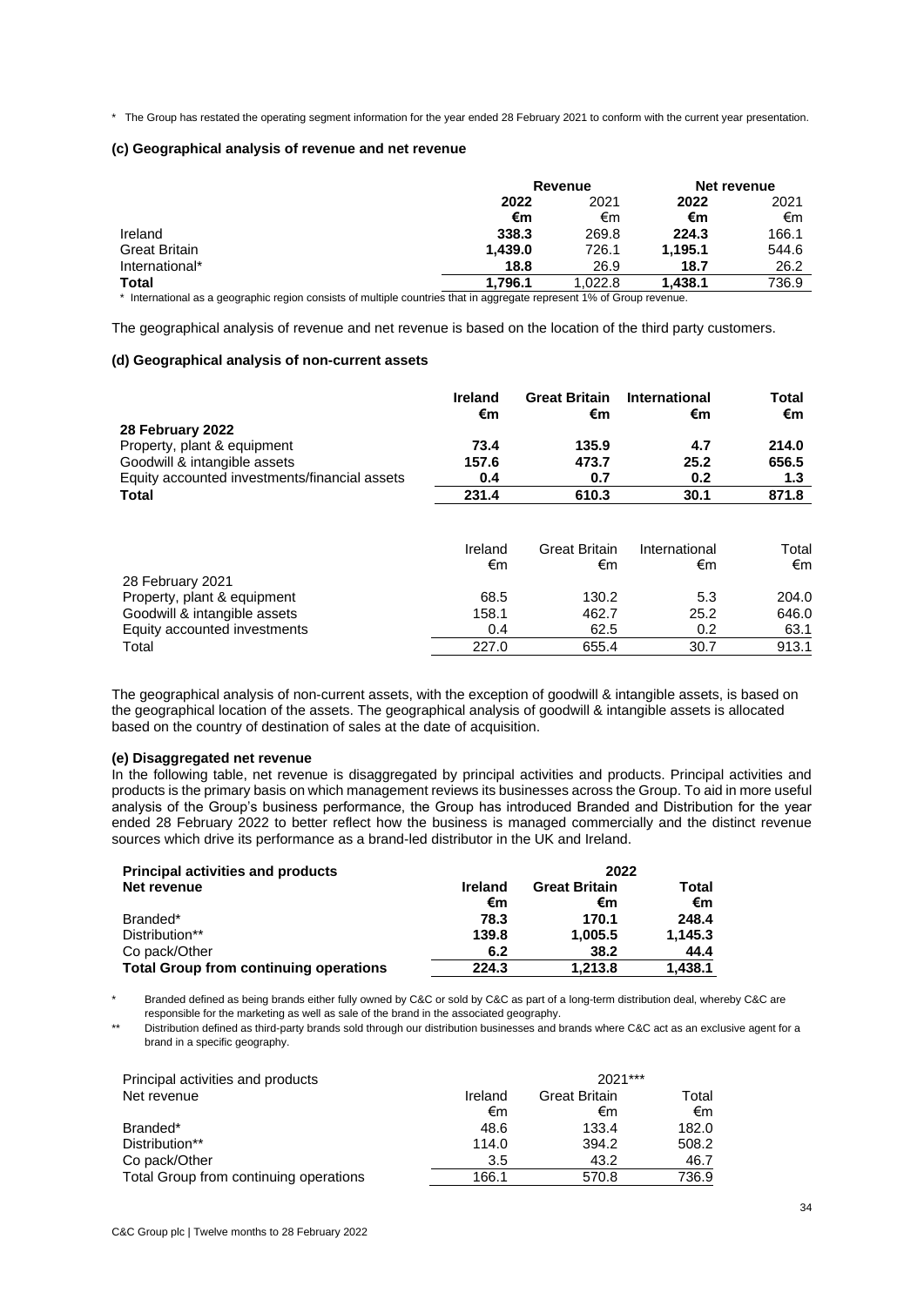\* The Group has restated the operating segment information for the year ended 28 February 2021 to conform with the current year presentation.

**(c) Geographical analysis of revenue and net revenue**

| | Revenue | | Net revenue | |
|---|---|---|---|---|
| | **2022** | 2021 | **2022** | 2021 |
| | **€m** | €m | **€m** | €m |
| Ireland | **338.3** | 269.8 | **224.3** | 166.1 |
| Great Britain | **1,439.0** | 726.1 | **1,195.1** | 544.6 |
| International* | **18.8** | 26.9 | **18.7** | 26.2 |
| **Total** | **1,796.1** | 1,022.8 | **1,438.1** | 736.9 |

\* International as a geographic region consists of multiple countries that in aggregate represent 1% of Group revenue.

The geographical analysis of revenue and net revenue is based on the location of the third party customers.

**(d) Geographical analysis of non-current assets**

| | **Ireland €m** | **Great Britain €m** | **International €m** | **Total €m** |
|---|---|---|---|---|
| **28 February 2022** | | | | |
| Property, plant & equipment | **73.4** | **135.9** | **4.7** | **214.0** |
| Goodwill & intangible assets | **157.6** | **473.7** | **25.2** | **656.5** |
| Equity accounted investments/financial assets | **0.4** | **0.7** | **0.2** | **1.3** |
| **Total** | **231.4** | **610.3** | **30.1** | **871.8** |

| | Ireland €m | Great Britain €m | International €m | Total €m |
|---|---|---|---|---|
| 28 February 2021 | | | | |
| Property, plant & equipment | 68.5 | 130.2 | 5.3 | 204.0 |
| Goodwill & intangible assets | 158.1 | 462.7 | 25.2 | 646.0 |
| Equity accounted investments | 0.4 | 62.5 | 0.2 | 63.1 |
| Total | 227.0 | 655.4 | 30.7 | 913.1 |

The geographical analysis of non-current assets, with the exception of goodwill & intangible assets, is based on the geographical location of the assets. The geographical analysis of goodwill & intangible assets is allocated based on the country of destination of sales at the date of acquisition.

**(e) Disaggregated net revenue**

In the following table, net revenue is disaggregated by principal activities and products. Principal activities and products is the primary basis on which management reviews its businesses across the Group. To aid in more useful analysis of the Group's business performance, the Group has introduced Branded and Distribution for the year ended 28 February 2022 to better reflect how the business is managed commercially and the distinct revenue sources which drive its performance as a brand-led distributor in the UK and Ireland.

| **Principal activities and products** | | **2022** | |
|---|---|---|---|
| **Net revenue** | **Ireland €m** | **Great Britain €m** | **Total €m** |
| Branded* | **78.3** | **170.1** | **248.4** |
| Distribution** | **139.8** | **1,005.5** | **1,145.3** |
| Co pack/Other | **6.2** | **38.2** | **44.4** |
| **Total Group from continuing operations** | **224.3** | **1,213.8** | **1,438.1** |

\* Branded defined as being brands either fully owned by C&C or sold by C&C as part of a long-term distribution deal, whereby C&C are responsible for the marketing as well as sale of the brand in the associated geography.

\*\* Distribution defined as third-party brands sold through our distribution businesses and brands where C&C act as an exclusive agent for a brand in a specific geography.

| Principal activities and products | | 2021*** | |
|---|---|---|---|
| Net revenue | Ireland €m | Great Britain €m | Total €m |
| Branded* | 48.6 | 133.4 | 182.0 |
| Distribution** | 114.0 | 394.2 | 508.2 |
| Co pack/Other | 3.5 | 43.2 | 46.7 |
| Total Group from continuing operations | 166.1 | 570.8 | 736.9 |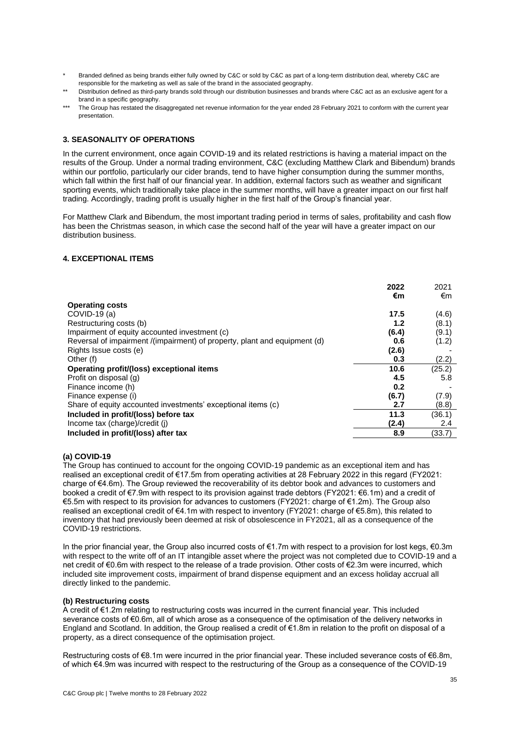- \* Branded defined as being brands either fully owned by C&C or sold by C&C as part of a long-term distribution deal, whereby C&C are responsible for the marketing as well as sale of the brand in the associated geography.
- \*\* Distribution defined as third-party brands sold through our distribution businesses and brands where C&C act as an exclusive agent for a brand in a specific geography.
- \*\*\* The Group has restated the disaggregated net revenue information for the year ended 28 February 2021 to conform with the current year presentation.

### 3. SEASONALITY OF OPERATIONS

In the current environment, once again COVID-19 and its related restrictions is having a material impact on the results of the Group. Under a normal trading environment, C&C (excluding Matthew Clark and Bibendum) brands within our portfolio, particularly our cider brands, tend to have higher consumption during the summer months, which fall within the first half of our financial year. In addition, external factors such as weather and significant sporting events, which traditionally take place in the summer months, will have a greater impact on our first half trading. Accordingly, trading profit is usually higher in the first half of the Group's financial year.

For Matthew Clark and Bibendum, the most important trading period in terms of sales, profitability and cash flow has been the Christmas season, in which case the second half of the year will have a greater impact on our distribution business.

### 4. EXCEPTIONAL ITEMS

| | **2022** | 2021 |
|---|---|---|
| | **€m** | €m |
| **Operating costs** | | |
| COVID-19 (a) | **17.5** | (4.6) |
| Restructuring costs (b) | **1.2** | (8.1) |
| Impairment of equity accounted investment (c) | **(6.4)** | (9.1) |
| Reversal of impairment /(impairment) of property, plant and equipment (d) | **0.6** | (1.2) |
| Rights Issue costs (e) | **(2.6)** | - |
| Other (f) | **0.3** | (2.2) |
| **Operating profit/(loss) exceptional items** | **10.6** | (25.2) |
| Profit on disposal (g) | **4.5** | 5.8 |
| Finance income (h) | **0.2** | - |
| Finance expense (i) | **(6.7)** | (7.9) |
| Share of equity accounted investments' exceptional items (c) | **2.7** | (8.8) |
| **Included in profit/(loss) before tax** | **11.3** | (36.1) |
| Income tax (charge)/credit (j) | **(2.4)** | 2.4 |
| **Included in profit/(loss) after tax** | **8.9** | (33.7) |

#### (a) COVID-19

The Group has continued to account for the ongoing COVID-19 pandemic as an exceptional item and has realised an exceptional credit of €17.5m from operating activities at 28 February 2022 in this regard (FY2021: charge of €4.6m). The Group reviewed the recoverability of its debtor book and advances to customers and booked a credit of €7.9m with respect to its provision against trade debtors (FY2021: €6.1m) and a credit of €5.5m with respect to its provision for advances to customers (FY2021: charge of €1.2m). The Group also realised an exceptional credit of €4.1m with respect to inventory (FY2021: charge of €5.8m), this related to inventory that had previously been deemed at risk of obsolescence in FY2021, all as a consequence of the COVID-19 restrictions.

In the prior financial year, the Group also incurred costs of €1.7m with respect to a provision for lost kegs, €0.3m with respect to the write off of an IT intangible asset where the project was not completed due to COVID-19 and a net credit of €0.6m with respect to the release of a trade provision. Other costs of €2.3m were incurred, which included site improvement costs, impairment of brand dispense equipment and an excess holiday accrual all directly linked to the pandemic.

#### (b) Restructuring costs

A credit of €1.2m relating to restructuring costs was incurred in the current financial year. This included severance costs of €0.6m, all of which arose as a consequence of the optimisation of the delivery networks in England and Scotland. In addition, the Group realised a credit of €1.8m in relation to the profit on disposal of a property, as a direct consequence of the optimisation project.

Restructuring costs of €8.1m were incurred in the prior financial year. These included severance costs of €6.8m, of which €4.9m was incurred with respect to the restructuring of the Group as a consequence of the COVID-19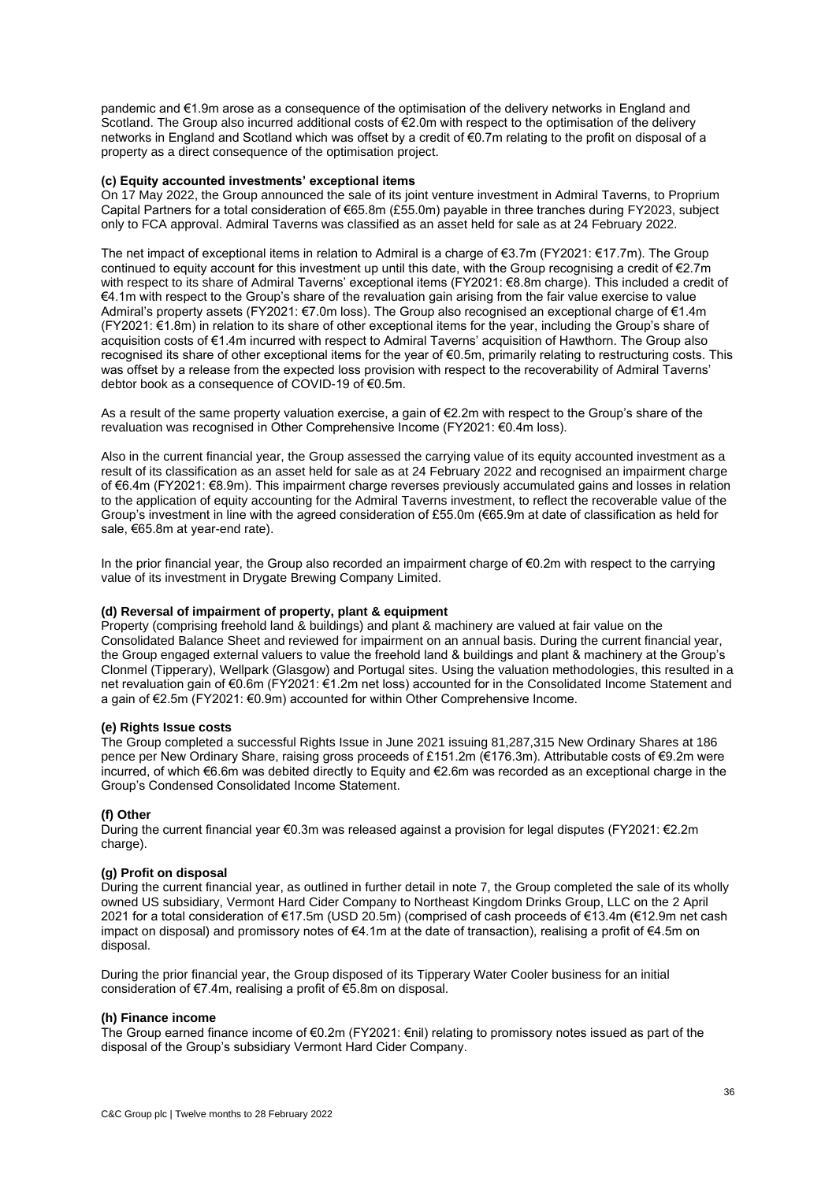pandemic and €1.9m arose as a consequence of the optimisation of the delivery networks in England and Scotland. The Group also incurred additional costs of €2.0m with respect to the optimisation of the delivery networks in England and Scotland which was offset by a credit of €0.7m relating to the profit on disposal of a property as a direct consequence of the optimisation project.

**(c) Equity accounted investments' exceptional items**

On 17 May 2022, the Group announced the sale of its joint venture investment in Admiral Taverns, to Proprium Capital Partners for a total consideration of €65.8m (£55.0m) payable in three tranches during FY2023, subject only to FCA approval. Admiral Taverns was classified as an asset held for sale as at 24 February 2022.

The net impact of exceptional items in relation to Admiral is a charge of €3.7m (FY2021: €17.7m). The Group continued to equity account for this investment up until this date, with the Group recognising a credit of €2.7m with respect to its share of Admiral Taverns' exceptional items (FY2021: €8.8m charge). This included a credit of €4.1m with respect to the Group's share of the revaluation gain arising from the fair value exercise to value Admiral's property assets (FY2021: €7.0m loss). The Group also recognised an exceptional charge of €1.4m (FY2021: €1.8m) in relation to its share of other exceptional items for the year, including the Group's share of acquisition costs of €1.4m incurred with respect to Admiral Taverns' acquisition of Hawthorn. The Group also recognised its share of other exceptional items for the year of €0.5m, primarily relating to restructuring costs. This was offset by a release from the expected loss provision with respect to the recoverability of Admiral Taverns' debtor book as a consequence of COVID-19 of €0.5m.

As a result of the same property valuation exercise, a gain of €2.2m with respect to the Group's share of the revaluation was recognised in Other Comprehensive Income (FY2021: €0.4m loss).

Also in the current financial year, the Group assessed the carrying value of its equity accounted investment as a result of its classification as an asset held for sale as at 24 February 2022 and recognised an impairment charge of €6.4m (FY2021: €8.9m). This impairment charge reverses previously accumulated gains and losses in relation to the application of equity accounting for the Admiral Taverns investment, to reflect the recoverable value of the Group's investment in line with the agreed consideration of £55.0m (€65.9m at date of classification as held for sale, €65.8m at year-end rate).

In the prior financial year, the Group also recorded an impairment charge of €0.2m with respect to the carrying value of its investment in Drygate Brewing Company Limited.

**(d) Reversal of impairment of property, plant & equipment**

Property (comprising freehold land & buildings) and plant & machinery are valued at fair value on the Consolidated Balance Sheet and reviewed for impairment on an annual basis. During the current financial year, the Group engaged external valuers to value the freehold land & buildings and plant & machinery at the Group's Clonmel (Tipperary), Wellpark (Glasgow) and Portugal sites. Using the valuation methodologies, this resulted in a net revaluation gain of €0.6m (FY2021: €1.2m net loss) accounted for in the Consolidated Income Statement and a gain of €2.5m (FY2021: €0.9m) accounted for within Other Comprehensive Income.

**(e) Rights Issue costs**

The Group completed a successful Rights Issue in June 2021 issuing 81,287,315 New Ordinary Shares at 186 pence per New Ordinary Share, raising gross proceeds of £151.2m (€176.3m). Attributable costs of €9.2m were incurred, of which €6.6m was debited directly to Equity and €2.6m was recorded as an exceptional charge in the Group's Condensed Consolidated Income Statement.

**(f) Other**

During the current financial year €0.3m was released against a provision for legal disputes (FY2021: €2.2m charge).

**(g) Profit on disposal**

During the current financial year, as outlined in further detail in note 7, the Group completed the sale of its wholly owned US subsidiary, Vermont Hard Cider Company to Northeast Kingdom Drinks Group, LLC on the 2 April 2021 for a total consideration of €17.5m (USD 20.5m) (comprised of cash proceeds of €13.4m (€12.9m net cash impact on disposal) and promissory notes of €4.1m at the date of transaction), realising a profit of €4.5m on disposal.

During the prior financial year, the Group disposed of its Tipperary Water Cooler business for an initial consideration of €7.4m, realising a profit of €5.8m on disposal.

**(h) Finance income**

The Group earned finance income of €0.2m (FY2021: €nil) relating to promissory notes issued as part of the disposal of the Group's subsidiary Vermont Hard Cider Company.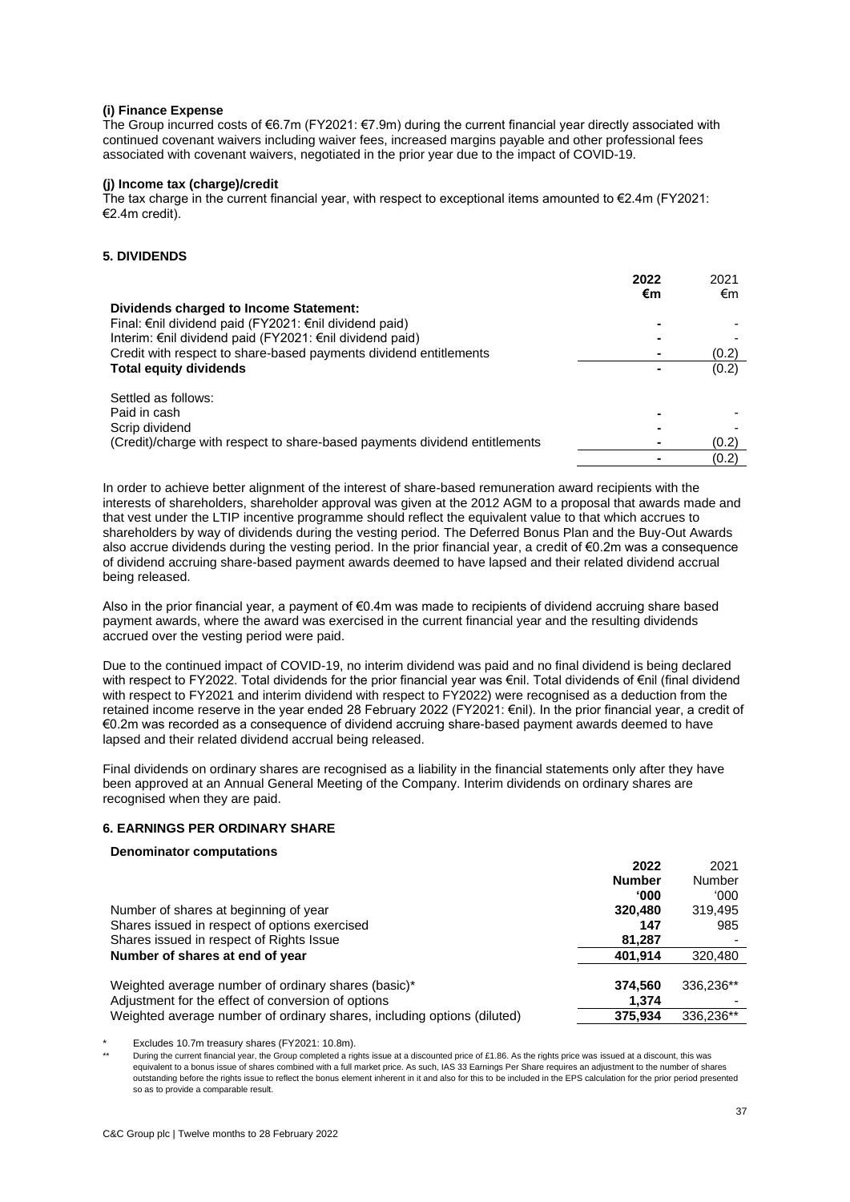**(i) Finance Expense**
The Group incurred costs of €6.7m (FY2021: €7.9m) during the current financial year directly associated with continued covenant waivers including waiver fees, increased margins payable and other professional fees associated with covenant waivers, negotiated in the prior year due to the impact of COVID-19.

**(j) Income tax (charge)/credit**
The tax charge in the current financial year, with respect to exceptional items amounted to €2.4m (FY2021: €2.4m credit).

## 5. DIVIDENDS

| | **2022 €m** | 2021 €m |
|---|---|---|
| **Dividends charged to Income Statement:** | | |
| Final: €nil dividend paid (FY2021: €nil dividend paid) | - | - |
| Interim: €nil dividend paid (FY2021: €nil dividend paid) | - | - |
| Credit with respect to share-based payments dividend entitlements | - | (0.2) |
| **Total equity dividends** | - | (0.2) |
| | | |
| Settled as follows: | | |
| Paid in cash | - | - |
| Scrip dividend | - | - |
| (Credit)/charge with respect to share-based payments dividend entitlements | - | (0.2) |
| | - | (0.2) |

In order to achieve better alignment of the interest of share-based remuneration award recipients with the interests of shareholders, shareholder approval was given at the 2012 AGM to a proposal that awards made and that vest under the LTIP incentive programme should reflect the equivalent value to that which accrues to shareholders by way of dividends during the vesting period. The Deferred Bonus Plan and the Buy-Out Awards also accrue dividends during the vesting period. In the prior financial year, a credit of €0.2m was a consequence of dividend accruing share-based payment awards deemed to have lapsed and their related dividend accrual being released.

Also in the prior financial year, a payment of €0.4m was made to recipients of dividend accruing share based payment awards, where the award was exercised in the current financial year and the resulting dividends accrued over the vesting period were paid.

Due to the continued impact of COVID-19, no interim dividend was paid and no final dividend is being declared with respect to FY2022. Total dividends for the prior financial year was €nil. Total dividends of €nil (final dividend with respect to FY2021 and interim dividend with respect to FY2022) were recognised as a deduction from the retained income reserve in the year ended 28 February 2022 (FY2021: €nil). In the prior financial year, a credit of €0.2m was recorded as a consequence of dividend accruing share-based payment awards deemed to have lapsed and their related dividend accrual being released.

Final dividends on ordinary shares are recognised as a liability in the financial statements only after they have been approved at an Annual General Meeting of the Company. Interim dividends on ordinary shares are recognised when they are paid.

## 6. EARNINGS PER ORDINARY SHARE

**Denominator computations**

| | **2022 Number '000** | 2021 Number '000 |
|---|---|---|
| Number of shares at beginning of year | **320,480** | 319,495 |
| Shares issued in respect of options exercised | **147** | 985 |
| Shares issued in respect of Rights Issue | **81,287** | - |
| **Number of shares at end of year** | **401,914** | 320,480 |
| | | |
| Weighted average number of ordinary shares (basic)* | **374,560** | 336,236** |
| Adjustment for the effect of conversion of options | **1,374** | - |
| Weighted average number of ordinary shares, including options (diluted) | **375,934** | 336,236** |

\* Excludes 10.7m treasury shares (FY2021: 10.8m).

\** During the current financial year, the Group completed a rights issue at a discounted price of £1.86. As the rights price was issued at a discount, this was equivalent to a bonus issue of shares combined with a full market price. As such, IAS 33 Earnings Per Share requires an adjustment to the number of shares outstanding before the rights issue to reflect the bonus element inherent in it and also for this to be included in the EPS calculation for the prior period presented so as to provide a comparable result.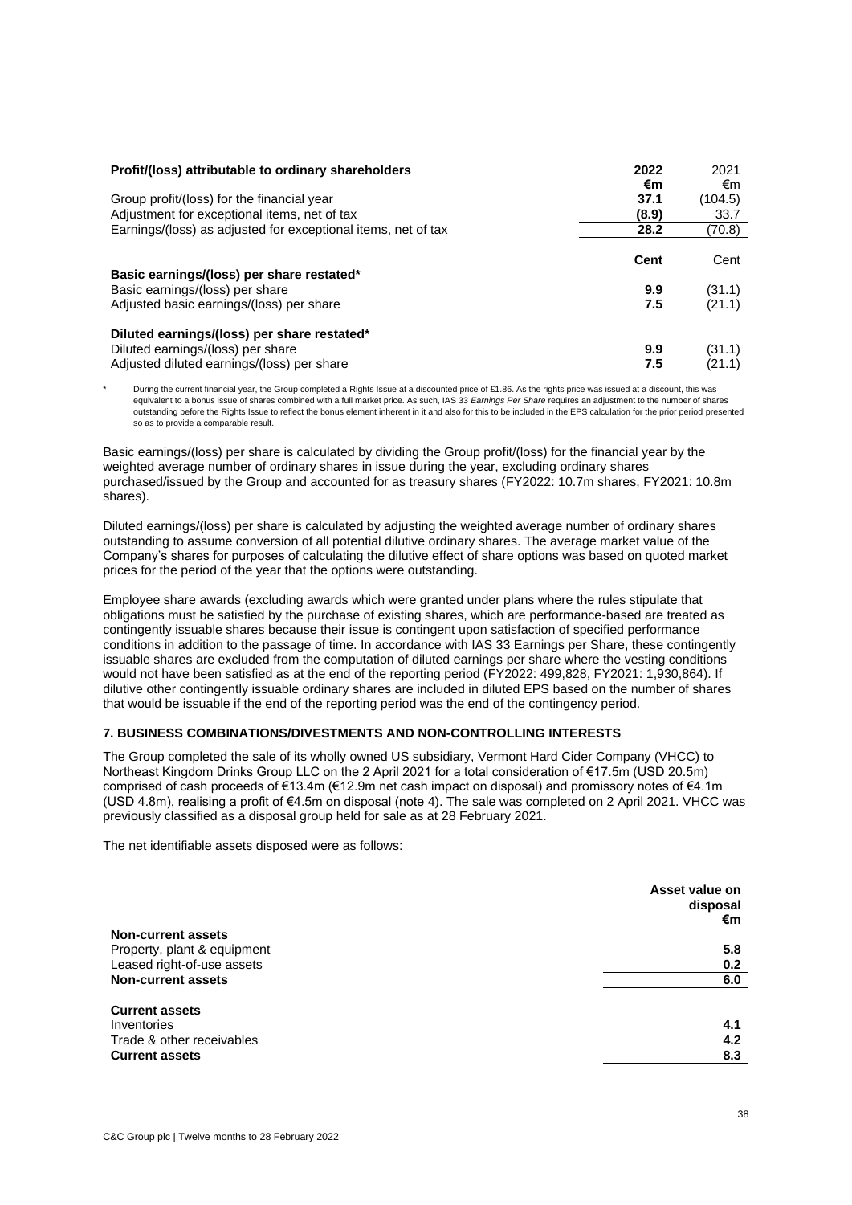| Profit/(loss) attributable to ordinary shareholders | 2022 €m | 2021 €m |
|---|---|---|
| Group profit/(loss) for the financial year | **37.1** | (104.5) |
| Adjustment for exceptional items, net of tax | **(8.9)** | 33.7 |
| Earnings/(loss) as adjusted for exceptional items, net of tax | **28.2** | (70.8) |
| | **Cent** | Cent |
| **Basic earnings/(loss) per share restated*** | | |
| Basic earnings/(loss) per share | **9.9** | (31.1) |
| Adjusted basic earnings/(loss) per share | **7.5** | (21.1) |
| **Diluted earnings/(loss) per share restated*** | | |
| Diluted earnings/(loss) per share | **9.9** | (31.1) |
| Adjusted diluted earnings/(loss) per share | **7.5** | (21.1) |

\* During the current financial year, the Group completed a Rights Issue at a discounted price of £1.86. As the rights price was issued at a discount, this was equivalent to a bonus issue of shares combined with a full market price. As such, IAS 33 *Earnings Per Share* requires an adjustment to the number of shares outstanding before the Rights Issue to reflect the bonus element inherent in it and also for this to be included in the EPS calculation for the prior period presented so as to provide a comparable result.

Basic earnings/(loss) per share is calculated by dividing the Group profit/(loss) for the financial year by the weighted average number of ordinary shares in issue during the year, excluding ordinary shares purchased/issued by the Group and accounted for as treasury shares (FY2022: 10.7m shares, FY2021: 10.8m shares).

Diluted earnings/(loss) per share is calculated by adjusting the weighted average number of ordinary shares outstanding to assume conversion of all potential dilutive ordinary shares. The average market value of the Company's shares for purposes of calculating the dilutive effect of share options was based on quoted market prices for the period of the year that the options were outstanding.

Employee share awards (excluding awards which were granted under plans where the rules stipulate that obligations must be satisfied by the purchase of existing shares, which are performance-based are treated as contingently issuable shares because their issue is contingent upon satisfaction of specified performance conditions in addition to the passage of time. In accordance with IAS 33 Earnings per Share, these contingently issuable shares are excluded from the computation of diluted earnings per share where the vesting conditions would not have been satisfied as at the end of the reporting period (FY2022: 499,828, FY2021: 1,930,864). If dilutive other contingently issuable ordinary shares are included in diluted EPS based on the number of shares that would be issuable if the end of the reporting period was the end of the contingency period.

## 7. BUSINESS COMBINATIONS/DIVESTMENTS AND NON-CONTROLLING INTERESTS

The Group completed the sale of its wholly owned US subsidiary, Vermont Hard Cider Company (VHCC) to Northeast Kingdom Drinks Group LLC on the 2 April 2021 for a total consideration of €17.5m (USD 20.5m) comprised of cash proceeds of €13.4m (€12.9m net cash impact on disposal) and promissory notes of €4.1m (USD 4.8m), realising a profit of €4.5m on disposal (note 4). The sale was completed on 2 April 2021. VHCC was previously classified as a disposal group held for sale as at 28 February 2021.

The net identifiable assets disposed were as follows:

| | Asset value on disposal €m |
|---|---|
| **Non-current assets** | |
| Property, plant & equipment | **5.8** |
| Leased right-of-use assets | **0.2** |
| **Non-current assets** | **6.0** |
| **Current assets** | |
| Inventories | **4.1** |
| Trade & other receivables | **4.2** |
| **Current assets** | **8.3** |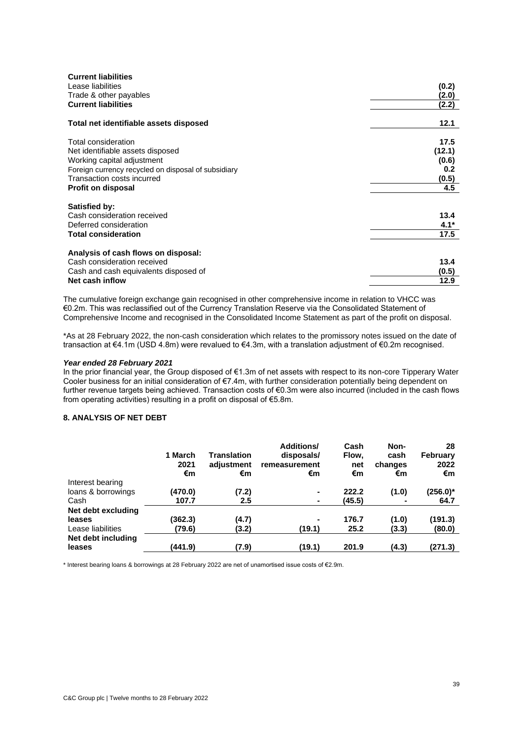| | |
|---|---|
| **Current liabilities** | |
| Lease liabilities | (0.2) |
| Trade & other payables | (2.0) |
| **Current liabilities** | **(2.2)** |
| | |
| **Total net identifiable assets disposed** | **12.1** |
| | |
| Total consideration | 17.5 |
| Net identifiable assets disposed | (12.1) |
| Working capital adjustment | (0.6) |
| Foreign currency recycled on disposal of subsidiary | 0.2 |
| Transaction costs incurred | (0.5) |
| **Profit on disposal** | **4.5** |
| | |
| **Satisfied by:** | |
| Cash consideration received | 13.4 |
| Deferred consideration | 4.1* |
| **Total consideration** | **17.5** |
| | |
| **Analysis of cash flows on disposal:** | |
| Cash consideration received | 13.4 |
| Cash and cash equivalents disposed of | (0.5) |
| **Net cash inflow** | **12.9** |

The cumulative foreign exchange gain recognised in other comprehensive income in relation to VHCC was €0.2m. This was reclassified out of the Currency Translation Reserve via the Consolidated Statement of Comprehensive Income and recognised in the Consolidated Income Statement as part of the profit on disposal.

*As at 28 February 2022, the non-cash consideration which relates to the promissory notes issued on the date of transaction at €4.1m (USD 4.8m) were revalued to €4.3m, with a translation adjustment of €0.2m recognised.

***Year ended 28 February 2021***

In the prior financial year, the Group disposed of €1.3m of net assets with respect to its non-core Tipperary Water Cooler business for an initial consideration of €7.4m, with further consideration potentially being dependent on further revenue targets being achieved. Transaction costs of €0.3m were also incurred (included in the cash flows from operating activities) resulting in a profit on disposal of €5.8m.

## 8. ANALYSIS OF NET DEBT

| | 1 March 2021 €m | Translation adjustment €m | Additions/ disposals/ remeasurement €m | Cash Flow, net €m | Non-cash changes €m | 28 February 2022 €m |
|---|---|---|---|---|---|---|
| Interest bearing loans & borrowings | (470.0) | (7.2) | - | 222.2 | (1.0) | (256.0)* |
| Cash | 107.7 | 2.5 | - | (45.5) | - | 64.7 |
| **Net debt excluding leases** | **(362.3)** | **(4.7)** | **-** | **176.7** | **(1.0)** | **(191.3)** |
| Lease liabilities | (79.6) | (3.2) | (19.1) | 25.2 | (3.3) | (80.0) |
| **Net debt including leases** | **(441.9)** | **(7.9)** | **(19.1)** | **201.9** | **(4.3)** | **(271.3)** |

* Interest bearing loans & borrowings at 28 February 2022 are net of unamortised issue costs of €2.9m.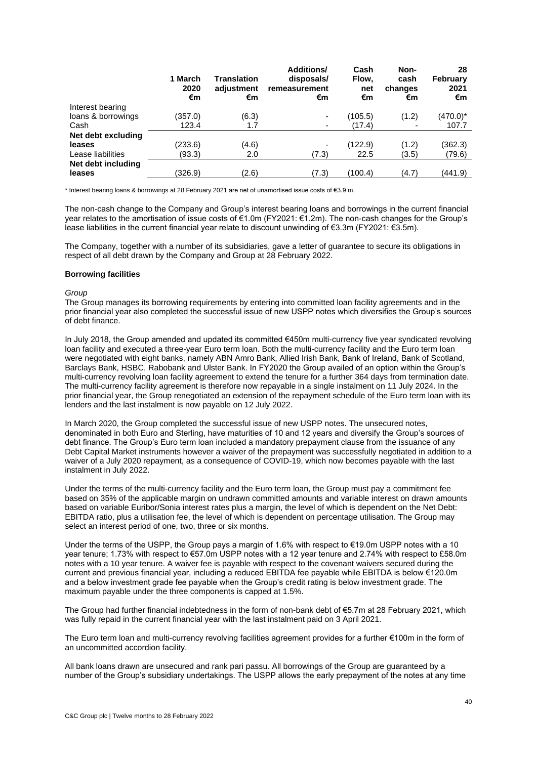| | 1 March 2020 €m | Translation adjustment €m | Additions/ disposals/ remeasurement €m | Cash Flow, net €m | Non-cash changes €m | 28 February 2021 €m |
|---|---|---|---|---|---|---|
| Interest bearing loans & borrowings | (357.0) | (6.3) | - | (105.5) | (1.2) | (470.0)* |
| Cash | 123.4 | 1.7 | - | (17.4) | - | 107.7 |
| **Net debt excluding leases** | (233.6) | (4.6) | - | (122.9) | (1.2) | (362.3) |
| Lease liabilities | (93.3) | 2.0 | (7.3) | 22.5 | (3.5) | (79.6) |
| **Net debt including leases** | (326.9) | (2.6) | (7.3) | (100.4) | (4.7) | (441.9) |

* Interest bearing loans & borrowings at 28 February 2021 are net of unamortised issue costs of €3.9 m.

The non-cash change to the Company and Group's interest bearing loans and borrowings in the current financial year relates to the amortisation of issue costs of €1.0m (FY2021: €1.2m). The non-cash changes for the Group's lease liabilities in the current financial year relate to discount unwinding of €3.3m (FY2021: €3.5m).

The Company, together with a number of its subsidiaries, gave a letter of guarantee to secure its obligations in respect of all debt drawn by the Company and Group at 28 February 2022.

**Borrowing facilities**

*Group*

The Group manages its borrowing requirements by entering into committed loan facility agreements and in the prior financial year also completed the successful issue of new USPP notes which diversifies the Group's sources of debt finance.

In July 2018, the Group amended and updated its committed €450m multi-currency five year syndicated revolving loan facility and executed a three-year Euro term loan. Both the multi-currency facility and the Euro term loan were negotiated with eight banks, namely ABN Amro Bank, Allied Irish Bank, Bank of Ireland, Bank of Scotland, Barclays Bank, HSBC, Rabobank and Ulster Bank. In FY2020 the Group availed of an option within the Group's multi-currency revolving loan facility agreement to extend the tenure for a further 364 days from termination date. The multi-currency facility agreement is therefore now repayable in a single instalment on 11 July 2024. In the prior financial year, the Group renegotiated an extension of the repayment schedule of the Euro term loan with its lenders and the last instalment is now payable on 12 July 2022.

In March 2020, the Group completed the successful issue of new USPP notes. The unsecured notes, denominated in both Euro and Sterling, have maturities of 10 and 12 years and diversify the Group's sources of debt finance. The Group's Euro term loan included a mandatory prepayment clause from the issuance of any Debt Capital Market instruments however a waiver of the prepayment was successfully negotiated in addition to a waiver of a July 2020 repayment, as a consequence of COVID-19, which now becomes payable with the last instalment in July 2022.

Under the terms of the multi-currency facility and the Euro term loan, the Group must pay a commitment fee based on 35% of the applicable margin on undrawn committed amounts and variable interest on drawn amounts based on variable Euribor/Sonia interest rates plus a margin, the level of which is dependent on the Net Debt: EBITDA ratio, plus a utilisation fee, the level of which is dependent on percentage utilisation. The Group may select an interest period of one, two, three or six months.

Under the terms of the USPP, the Group pays a margin of 1.6% with respect to €19.0m USPP notes with a 10 year tenure; 1.73% with respect to €57.0m USPP notes with a 12 year tenure and 2.74% with respect to £58.0m notes with a 10 year tenure. A waiver fee is payable with respect to the covenant waivers secured during the current and previous financial year, including a reduced EBITDA fee payable while EBITDA is below €120.0m and a below investment grade fee payable when the Group's credit rating is below investment grade. The maximum payable under the three components is capped at 1.5%.

The Group had further financial indebtedness in the form of non-bank debt of €5.7m at 28 February 2021, which was fully repaid in the current financial year with the last instalment paid on 3 April 2021.

The Euro term loan and multi-currency revolving facilities agreement provides for a further €100m in the form of an uncommitted accordion facility.

All bank loans drawn are unsecured and rank pari passu. All borrowings of the Group are guaranteed by a number of the Group's subsidiary undertakings. The USPP allows the early prepayment of the notes at any time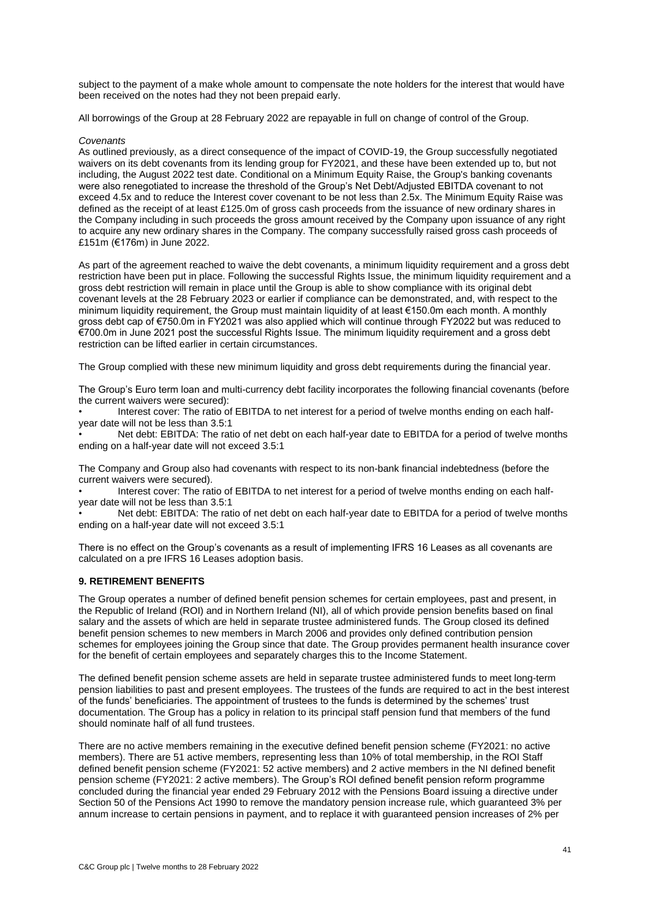subject to the payment of a make whole amount to compensate the note holders for the interest that would have been received on the notes had they not been prepaid early.

All borrowings of the Group at 28 February 2022 are repayable in full on change of control of the Group.

*Covenants*

As outlined previously, as a direct consequence of the impact of COVID-19, the Group successfully negotiated waivers on its debt covenants from its lending group for FY2021, and these have been extended up to, but not including, the August 2022 test date. Conditional on a Minimum Equity Raise, the Group's banking covenants were also renegotiated to increase the threshold of the Group's Net Debt/Adjusted EBITDA covenant to not exceed 4.5x and to reduce the Interest cover covenant to be not less than 2.5x. The Minimum Equity Raise was defined as the receipt of at least £125.0m of gross cash proceeds from the issuance of new ordinary shares in the Company including in such proceeds the gross amount received by the Company upon issuance of any right to acquire any new ordinary shares in the Company. The company successfully raised gross cash proceeds of £151m (€176m) in June 2022.

As part of the agreement reached to waive the debt covenants, a minimum liquidity requirement and a gross debt restriction have been put in place. Following the successful Rights Issue, the minimum liquidity requirement and a gross debt restriction will remain in place until the Group is able to show compliance with its original debt covenant levels at the 28 February 2023 or earlier if compliance can be demonstrated, and, with respect to the minimum liquidity requirement, the Group must maintain liquidity of at least €150.0m each month. A monthly gross debt cap of €750.0m in FY2021 was also applied which will continue through FY2022 but was reduced to €700.0m in June 2021 post the successful Rights Issue. The minimum liquidity requirement and a gross debt restriction can be lifted earlier in certain circumstances.

The Group complied with these new minimum liquidity and gross debt requirements during the financial year.

The Group's Euro term loan and multi-currency debt facility incorporates the following financial covenants (before the current waivers were secured):

- Interest cover: The ratio of EBITDA to net interest for a period of twelve months ending on each half-year date will not be less than 3.5:1
- Net debt: EBITDA: The ratio of net debt on each half-year date to EBITDA for a period of twelve months ending on a half-year date will not exceed 3.5:1

The Company and Group also had covenants with respect to its non-bank financial indebtedness (before the current waivers were secured).

- Interest cover: The ratio of EBITDA to net interest for a period of twelve months ending on each half-year date will not be less than 3.5:1
- Net debt: EBITDA: The ratio of net debt on each half-year date to EBITDA for a period of twelve months ending on a half-year date will not exceed 3.5:1

There is no effect on the Group's covenants as a result of implementing IFRS 16 Leases as all covenants are calculated on a pre IFRS 16 Leases adoption basis.

## 9. RETIREMENT BENEFITS

The Group operates a number of defined benefit pension schemes for certain employees, past and present, in the Republic of Ireland (ROI) and in Northern Ireland (NI), all of which provide pension benefits based on final salary and the assets of which are held in separate trustee administered funds. The Group closed its defined benefit pension schemes to new members in March 2006 and provides only defined contribution pension schemes for employees joining the Group since that date. The Group provides permanent health insurance cover for the benefit of certain employees and separately charges this to the Income Statement.

The defined benefit pension scheme assets are held in separate trustee administered funds to meet long-term pension liabilities to past and present employees. The trustees of the funds are required to act in the best interest of the funds' beneficiaries. The appointment of trustees to the funds is determined by the schemes' trust documentation. The Group has a policy in relation to its principal staff pension fund that members of the fund should nominate half of all fund trustees.

There are no active members remaining in the executive defined benefit pension scheme (FY2021: no active members). There are 51 active members, representing less than 10% of total membership, in the ROI Staff defined benefit pension scheme (FY2021: 52 active members) and 2 active members in the NI defined benefit pension scheme (FY2021: 2 active members). The Group's ROI defined benefit pension reform programme concluded during the financial year ended 29 February 2012 with the Pensions Board issuing a directive under Section 50 of the Pensions Act 1990 to remove the mandatory pension increase rule, which guaranteed 3% per annum increase to certain pensions in payment, and to replace it with guaranteed pension increases of 2% per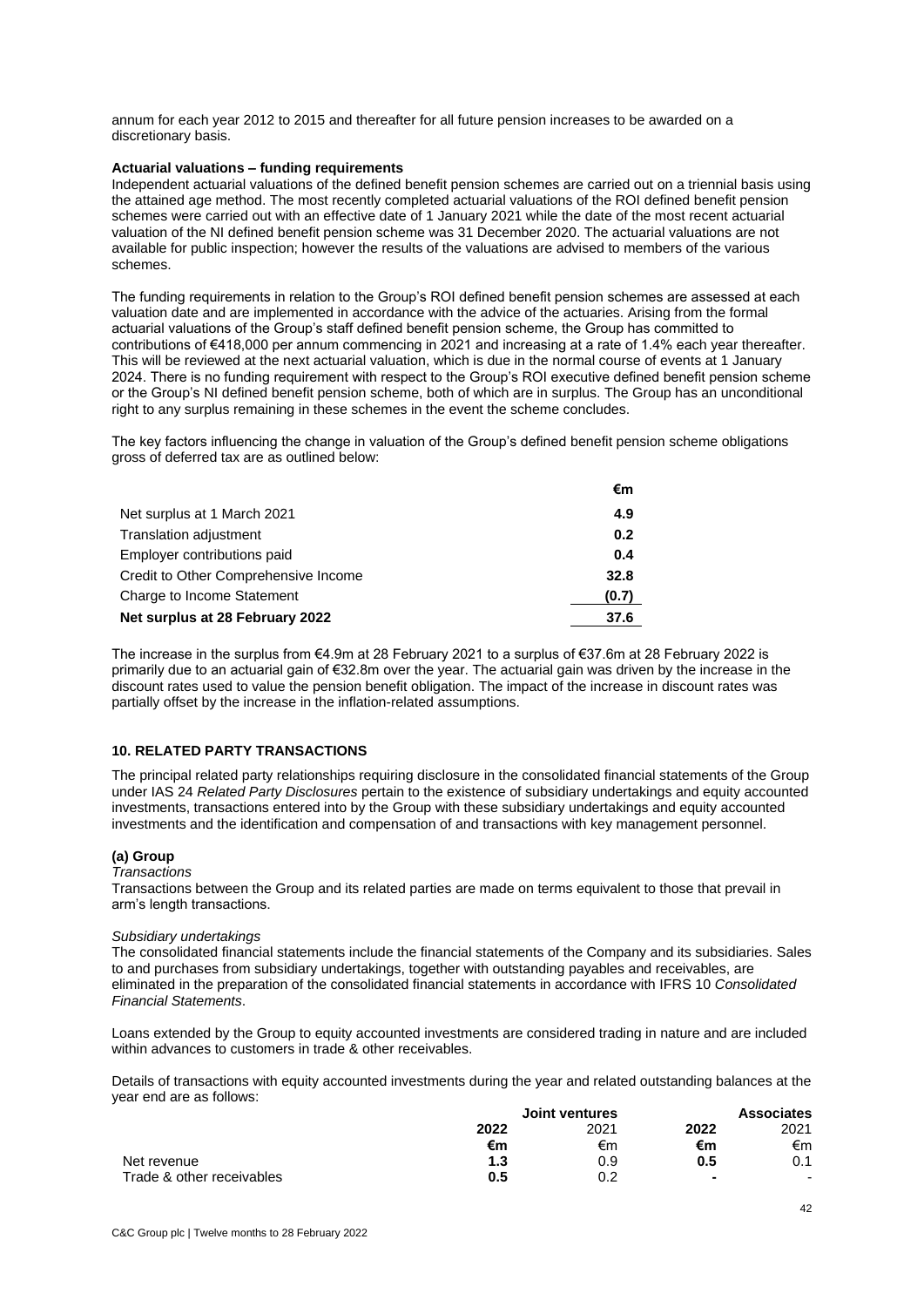annum for each year 2012 to 2015 and thereafter for all future pension increases to be awarded on a discretionary basis.

**Actuarial valuations – funding requirements**

Independent actuarial valuations of the defined benefit pension schemes are carried out on a triennial basis using the attained age method. The most recently completed actuarial valuations of the ROI defined benefit pension schemes were carried out with an effective date of 1 January 2021 while the date of the most recent actuarial valuation of the NI defined benefit pension scheme was 31 December 2020. The actuarial valuations are not available for public inspection; however the results of the valuations are advised to members of the various schemes.

The funding requirements in relation to the Group's ROI defined benefit pension schemes are assessed at each valuation date and are implemented in accordance with the advice of the actuaries. Arising from the formal actuarial valuations of the Group's staff defined benefit pension scheme, the Group has committed to contributions of €418,000 per annum commencing in 2021 and increasing at a rate of 1.4% each year thereafter. This will be reviewed at the next actuarial valuation, which is due in the normal course of events at 1 January 2024. There is no funding requirement with respect to the Group's ROI executive defined benefit pension scheme or the Group's NI defined benefit pension scheme, both of which are in surplus. The Group has an unconditional right to any surplus remaining in these schemes in the event the scheme concludes.

The key factors influencing the change in valuation of the Group's defined benefit pension scheme obligations gross of deferred tax are as outlined below:

| | €m |
|---|---|
| Net surplus at 1 March 2021 | 4.9 |
| Translation adjustment | 0.2 |
| Employer contributions paid | 0.4 |
| Credit to Other Comprehensive Income | 32.8 |
| Charge to Income Statement | (0.7) |
| **Net surplus at 28 February 2022** | **37.6** |

The increase in the surplus from €4.9m at 28 February 2021 to a surplus of €37.6m at 28 February 2022 is primarily due to an actuarial gain of €32.8m over the year. The actuarial gain was driven by the increase in the discount rates used to value the pension benefit obligation. The impact of the increase in discount rates was partially offset by the increase in the inflation-related assumptions.

## 10. RELATED PARTY TRANSACTIONS

The principal related party relationships requiring disclosure in the consolidated financial statements of the Group under IAS 24 *Related Party Disclosures* pertain to the existence of subsidiary undertakings and equity accounted investments, transactions entered into by the Group with these subsidiary undertakings and equity accounted investments and the identification and compensation of and transactions with key management personnel.

### (a) Group

*Transactions*

Transactions between the Group and its related parties are made on terms equivalent to those that prevail in arm's length transactions.

*Subsidiary undertakings*

The consolidated financial statements include the financial statements of the Company and its subsidiaries. Sales to and purchases from subsidiary undertakings, together with outstanding payables and receivables, are eliminated in the preparation of the consolidated financial statements in accordance with IFRS 10 *Consolidated Financial Statements*.

Loans extended by the Group to equity accounted investments are considered trading in nature and are included within advances to customers in trade & other receivables.

Details of transactions with equity accounted investments during the year and related outstanding balances at the year end are as follows:

| | Joint ventures | | Associates | |
|---|---|---|---|---|
| | **2022** | 2021 | **2022** | 2021 |
| | **€m** | €m | **€m** | €m |
| Net revenue | **1.3** | 0.9 | **0.5** | 0.1 |
| Trade & other receivables | **0.5** | 0.2 | **-** | - |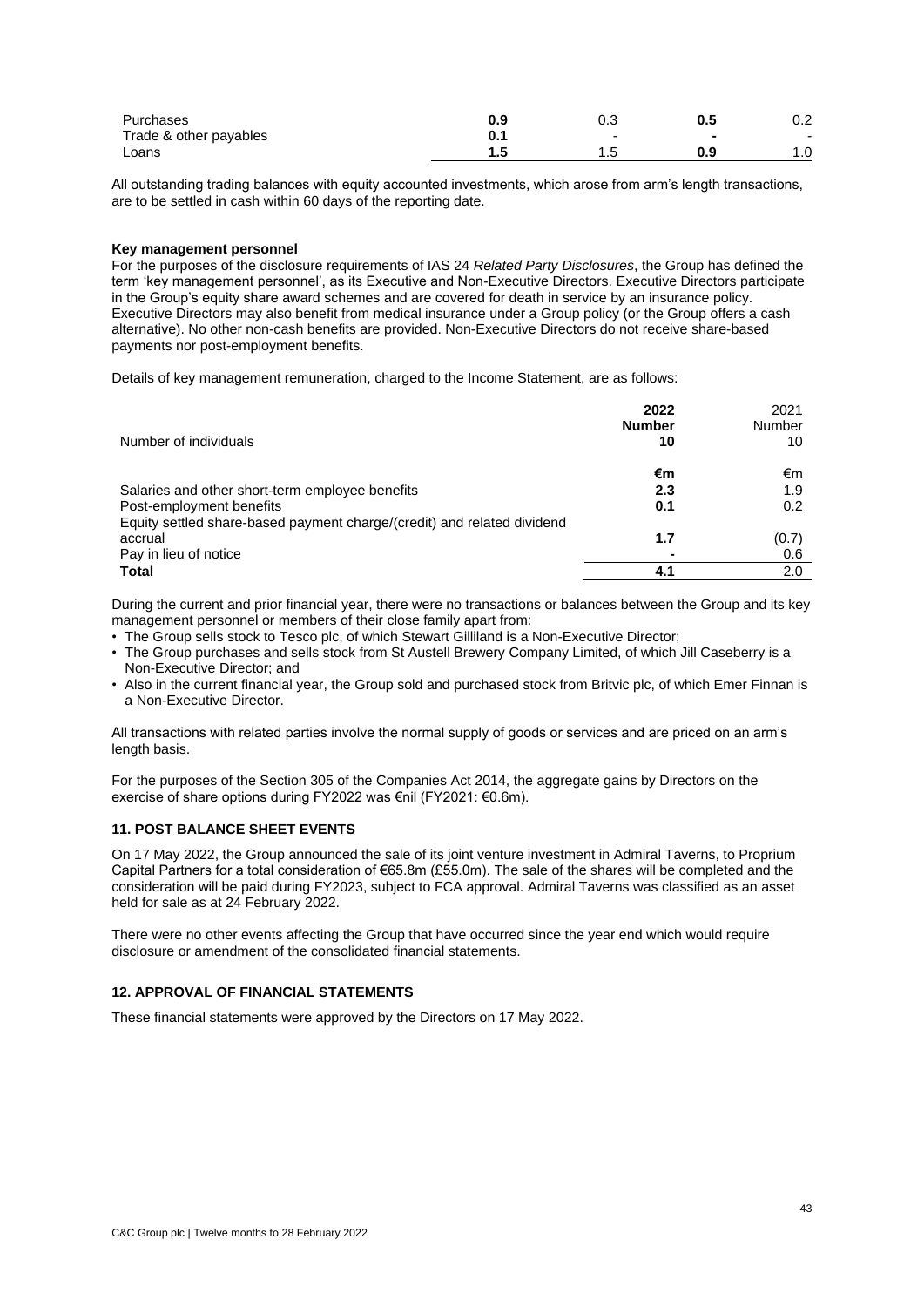| | | | | |
|---|---|---|---|---|
| Purchases | **0.9** | 0.3 | **0.5** | 0.2 |
| Trade & other payables | **0.1** | - | **-** | - |
| Loans | **1.5** | 1.5 | **0.9** | 1.0 |

All outstanding trading balances with equity accounted investments, which arose from arm's length transactions, are to be settled in cash within 60 days of the reporting date.

**Key management personnel**

For the purposes of the disclosure requirements of IAS 24 *Related Party Disclosures*, the Group has defined the term 'key management personnel', as its Executive and Non-Executive Directors. Executive Directors participate in the Group's equity share award schemes and are covered for death in service by an insurance policy. Executive Directors may also benefit from medical insurance under a Group policy (or the Group offers a cash alternative). No other non-cash benefits are provided. Non-Executive Directors do not receive share-based payments nor post-employment benefits.

Details of key management remuneration, charged to the Income Statement, are as follows:

| | 2022 | 2021 |
|---|---|---|
| | **Number** | Number |
| Number of individuals | **10** | 10 |
| | **€m** | €m |
| Salaries and other short-term employee benefits | **2.3** | 1.9 |
| Post-employment benefits | **0.1** | 0.2 |
| Equity settled share-based payment charge/(credit) and related dividend accrual | **1.7** | (0.7) |
| Pay in lieu of notice | **-** | 0.6 |
| **Total** | **4.1** | 2.0 |

During the current and prior financial year, there were no transactions or balances between the Group and its key management personnel or members of their close family apart from:

- The Group sells stock to Tesco plc, of which Stewart Gilliland is a Non-Executive Director;
- The Group purchases and sells stock from St Austell Brewery Company Limited, of which Jill Caseberry is a Non-Executive Director; and
- Also in the current financial year, the Group sold and purchased stock from Britvic plc, of which Emer Finnan is a Non-Executive Director.

All transactions with related parties involve the normal supply of goods or services and are priced on an arm's length basis.

For the purposes of the Section 305 of the Companies Act 2014, the aggregate gains by Directors on the exercise of share options during FY2022 was €nil (FY2021: €0.6m).

### 11. POST BALANCE SHEET EVENTS

On 17 May 2022, the Group announced the sale of its joint venture investment in Admiral Taverns, to Proprium Capital Partners for a total consideration of €65.8m (£55.0m). The sale of the shares will be completed and the consideration will be paid during FY2023, subject to FCA approval. Admiral Taverns was classified as an asset held for sale as at 24 February 2022.

There were no other events affecting the Group that have occurred since the year end which would require disclosure or amendment of the consolidated financial statements.

### 12. APPROVAL OF FINANCIAL STATEMENTS

These financial statements were approved by the Directors on 17 May 2022.